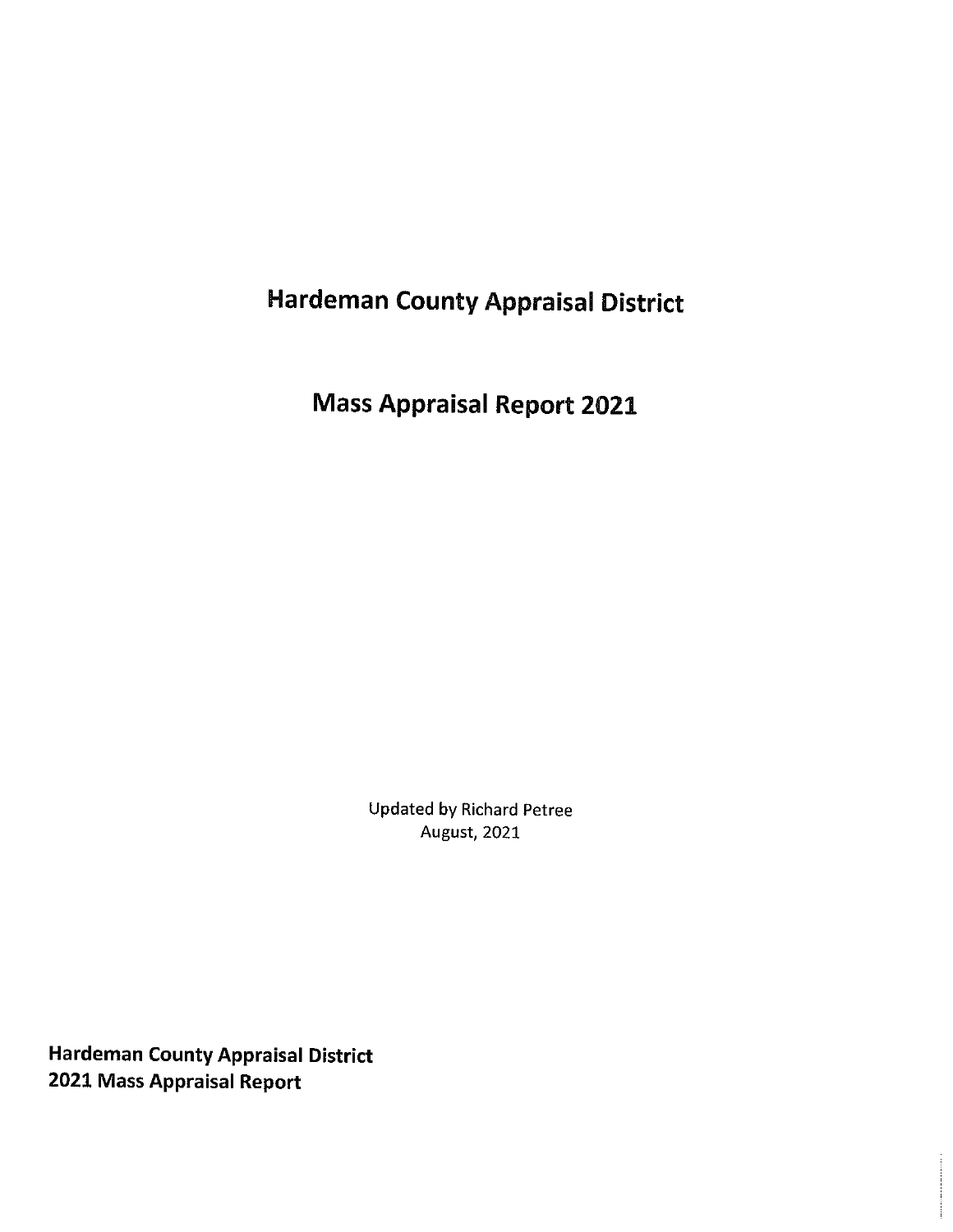# Hardeman County Appraisal District

# Mass Appraisal Report 2021

Updated by Richard Petree
August, 2021

**Hardeman County Appraisal District**
**2021 Mass Appraisal Report**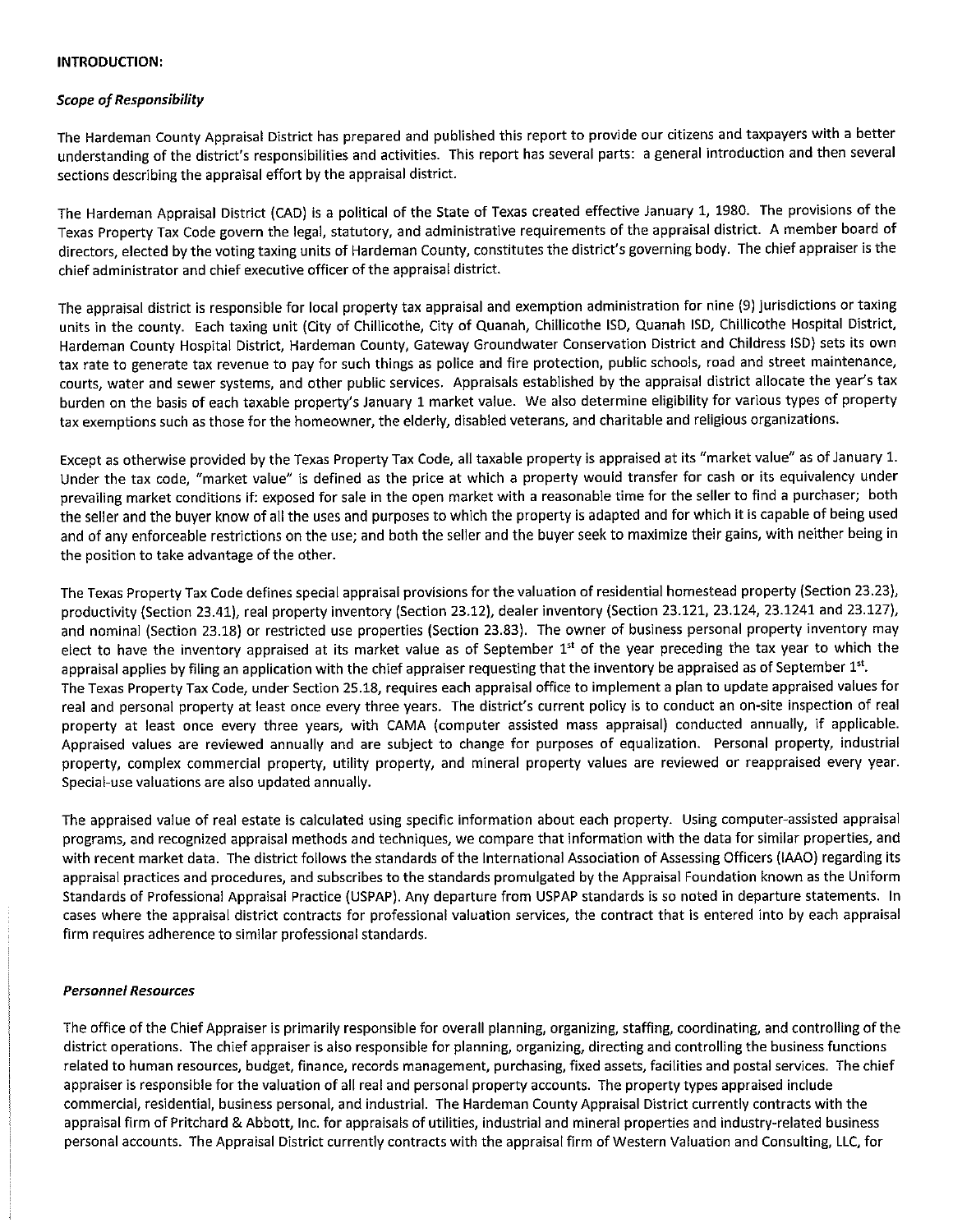**INTRODUCTION:**

***Scope of Responsibility***

The Hardeman County Appraisal District has prepared and published this report to provide our citizens and taxpayers with a better understanding of the district's responsibilities and activities. This report has several parts: a general introduction and then several sections describing the appraisal effort by the appraisal district.

The Hardeman Appraisal District (CAD) is a political of the State of Texas created effective January 1, 1980. The provisions of the Texas Property Tax Code govern the legal, statutory, and administrative requirements of the appraisal district. A member board of directors, elected by the voting taxing units of Hardeman County, constitutes the district's governing body. The chief appraiser is the chief administrator and chief executive officer of the appraisal district.

The appraisal district is responsible for local property tax appraisal and exemption administration for nine (9) jurisdictions or taxing units in the county. Each taxing unit (City of Chillicothe, City of Quanah, Chillicothe ISD, Quanah ISD, Chillicothe Hospital District, Hardeman County Hospital District, Hardeman County, Gateway Groundwater Conservation District and Childress ISD) sets its own tax rate to generate tax revenue to pay for such things as police and fire protection, public schools, road and street maintenance, courts, water and sewer systems, and other public services. Appraisals established by the appraisal district allocate the year's tax burden on the basis of each taxable property's January 1 market value. We also determine eligibility for various types of property tax exemptions such as those for the homeowner, the elderly, disabled veterans, and charitable and religious organizations.

Except as otherwise provided by the Texas Property Tax Code, all taxable property is appraised at its "market value" as of January 1. Under the tax code, "market value" is defined as the price at which a property would transfer for cash or its equivalency under prevailing market conditions if: exposed for sale in the open market with a reasonable time for the seller to find a purchaser; both the seller and the buyer know of all the uses and purposes to which the property is adapted and for which it is capable of being used and of any enforceable restrictions on the use; and both the seller and the buyer seek to maximize their gains, with neither being in the position to take advantage of the other.

The Texas Property Tax Code defines special appraisal provisions for the valuation of residential homestead property (Section 23.23), productivity (Section 23.41), real property inventory (Section 23.12), dealer inventory (Section 23.121, 23.124, 23.1241 and 23.127), and nominal (Section 23.18) or restricted use properties (Section 23.83). The owner of business personal property inventory may elect to have the inventory appraised at its market value as of September 1st of the year preceding the tax year to which the appraisal applies by filing an application with the chief appraiser requesting that the inventory be appraised as of September 1st.

The Texas Property Tax Code, under Section 25.18, requires each appraisal office to implement a plan to update appraised values for real and personal property at least once every three years. The district's current policy is to conduct an on-site inspection of real property at least once every three years, with CAMA (computer assisted mass appraisal) conducted annually, if applicable. Appraised values are reviewed annually and are subject to change for purposes of equalization. Personal property, industrial property, complex commercial property, utility property, and mineral property values are reviewed or reappraised every year. Special-use valuations are also updated annually.

The appraised value of real estate is calculated using specific information about each property. Using computer-assisted appraisal programs, and recognized appraisal methods and techniques, we compare that information with the data for similar properties, and with recent market data. The district follows the standards of the International Association of Assessing Officers (IAAO) regarding its appraisal practices and procedures, and subscribes to the standards promulgated by the Appraisal Foundation known as the Uniform Standards of Professional Appraisal Practice (USPAP). Any departure from USPAP standards is so noted in departure statements. In cases where the appraisal district contracts for professional valuation services, the contract that is entered into by each appraisal firm requires adherence to similar professional standards.

***Personnel Resources***

The office of the Chief Appraiser is primarily responsible for overall planning, organizing, staffing, coordinating, and controlling of the district operations. The chief appraiser is also responsible for planning, organizing, directing and controlling the business functions related to human resources, budget, finance, records management, purchasing, fixed assets, facilities and postal services. The chief appraiser is responsible for the valuation of all real and personal property accounts. The property types appraised include commercial, residential, business personal, and industrial. The Hardeman County Appraisal District currently contracts with the appraisal firm of Pritchard & Abbott, Inc. for appraisals of utilities, industrial and mineral properties and industry-related business personal accounts. The Appraisal District currently contracts with the appraisal firm of Western Valuation and Consulting, LLC, for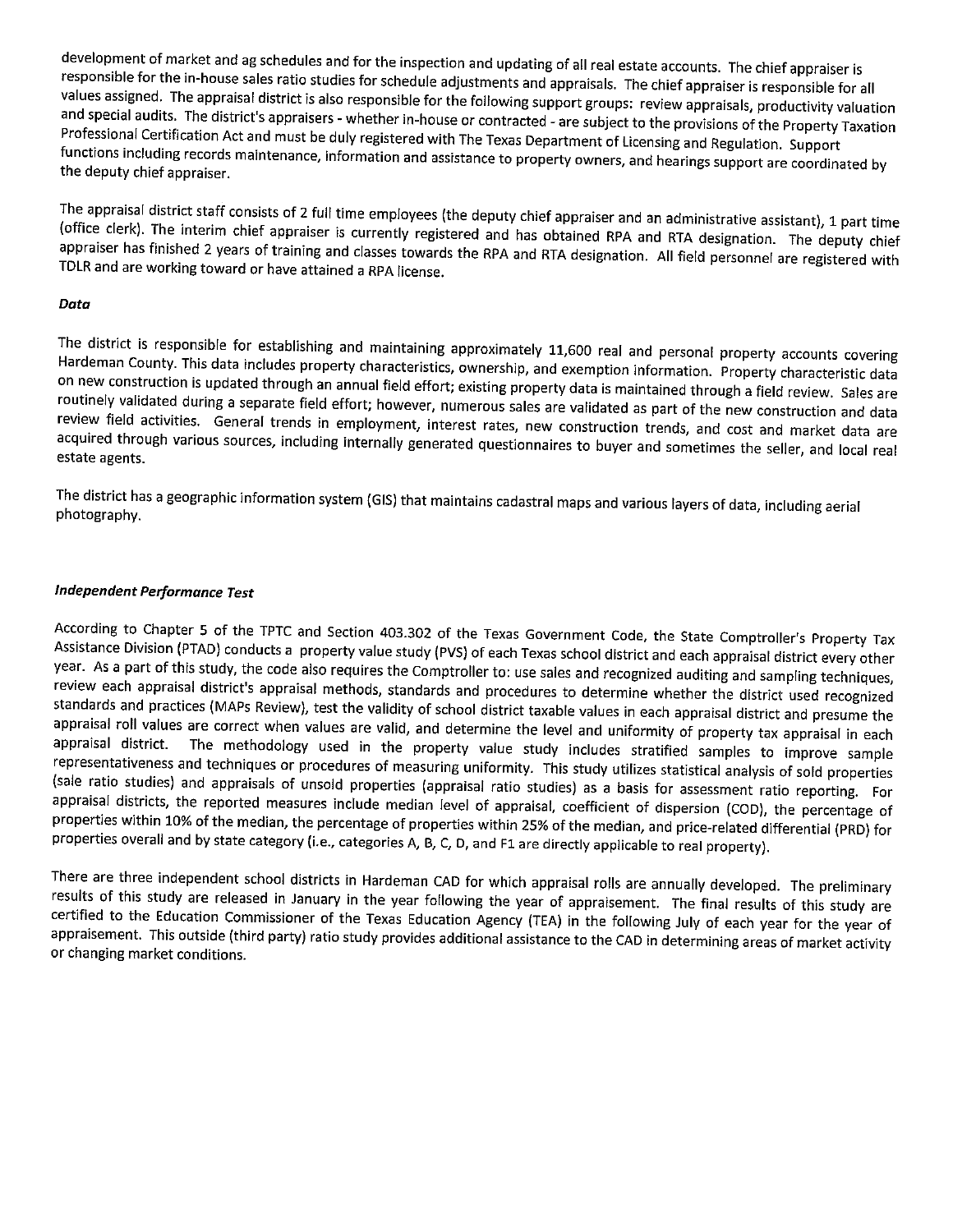development of market and ag schedules and for the inspection and updating of all real estate accounts. The chief appraiser is responsible for the in-house sales ratio studies for schedule adjustments and appraisals. The chief appraiser is responsible for all values assigned. The appraisal district is also responsible for the following support groups: review appraisals, productivity valuation and special audits. The district's appraisers - whether in-house or contracted - are subject to the provisions of the Property Taxation Professional Certification Act and must be duly registered with The Texas Department of Licensing and Regulation. Support functions including records maintenance, information and assistance to property owners, and hearings support are coordinated by the deputy chief appraiser.

The appraisal district staff consists of 2 full time employees (the deputy chief appraiser and an administrative assistant), 1 part time (office clerk). The interim chief appraiser is currently registered and has obtained RPA and RTA designation. The deputy chief appraiser has finished 2 years of training and classes towards the RPA and RTA designation. All field personnel are registered with TDLR and are working toward or have attained a RPA license.

### *Data*

The district is responsible for establishing and maintaining approximately 11,600 real and personal property accounts covering Hardeman County. This data includes property characteristics, ownership, and exemption information. Property characteristic data on new construction is updated through an annual field effort; existing property data is maintained through a field review. Sales are routinely validated during a separate field effort; however, numerous sales are validated as part of the new construction and data review field activities. General trends in employment, interest rates, new construction trends, and cost and market data are acquired through various sources, including internally generated questionnaires to buyer and sometimes the seller, and local real estate agents.

The district has a geographic information system (GIS) that maintains cadastral maps and various layers of data, including aerial photography.

### *Independent Performance Test*

According to Chapter 5 of the TPTC and Section 403.302 of the Texas Government Code, the State Comptroller's Property Tax Assistance Division (PTAD) conducts a property value study (PVS) of each Texas school district and each appraisal district every other year. As a part of this study, the code also requires the Comptroller to: use sales and recognized auditing and sampling techniques, review each appraisal district's appraisal methods, standards and procedures to determine whether the district used recognized standards and practices (MAPs Review), test the validity of school district taxable values in each appraisal district and presume the appraisal roll values are correct when values are valid, and determine the level and uniformity of property tax appraisal in each appraisal district. The methodology used in the property value study includes stratified samples to improve sample representativeness and techniques or procedures of measuring uniformity. This study utilizes statistical analysis of sold properties (sale ratio studies) and appraisals of unsold properties (appraisal ratio studies) as a basis for assessment ratio reporting. For appraisal districts, the reported measures include median level of appraisal, coefficient of dispersion (COD), the percentage of properties within 10% of the median, the percentage of properties within 25% of the median, and price-related differential (PRD) for properties overall and by state category (i.e., categories A, B, C, D, and F1 are directly applicable to real property).

There are three independent school districts in Hardeman CAD for which appraisal rolls are annually developed. The preliminary results of this study are released in January in the year following the year of appraisement. The final results of this study are certified to the Education Commissioner of the Texas Education Agency (TEA) in the following July of each year for the year of appraisement. This outside (third party) ratio study provides additional assistance to the CAD in determining areas of market activity or changing market conditions.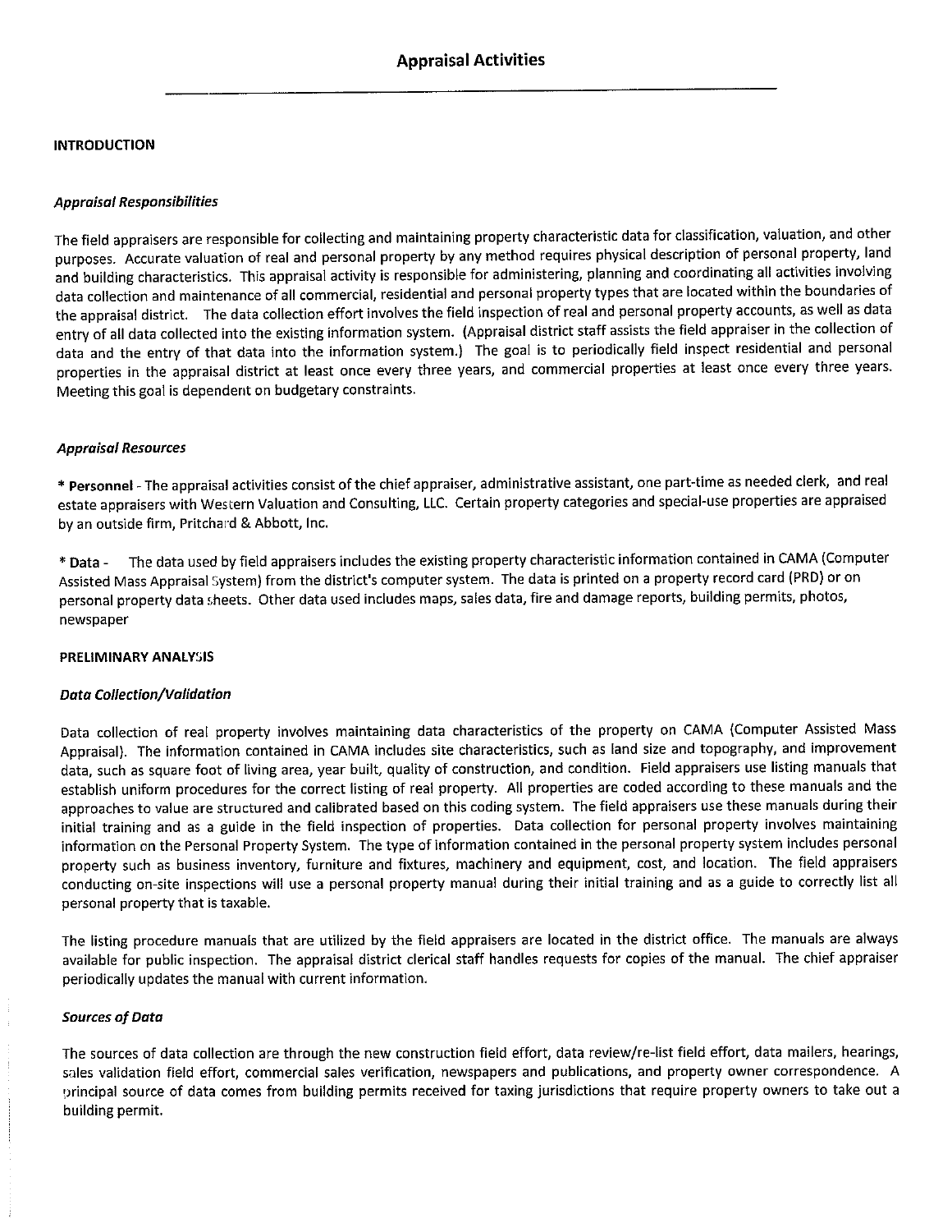## Appraisal Activities

### INTRODUCTION

#### *Appraisal Responsibilities*

The field appraisers are responsible for collecting and maintaining property characteristic data for classification, valuation, and other purposes. Accurate valuation of real and personal property by any method requires physical description of personal property, land and building characteristics. This appraisal activity is responsible for administering, planning and coordinating all activities involving data collection and maintenance of all commercial, residential and personal property types that are located within the boundaries of the appraisal district. The data collection effort involves the field inspection of real and personal property accounts, as well as data entry of all data collected into the existing information system. (Appraisal district staff assists the field appraiser in the collection of data and the entry of that data into the information system.) The goal is to periodically field inspect residential and personal properties in the appraisal district at least once every three years, and commercial properties at least once every three years. Meeting this goal is dependent on budgetary constraints.

#### *Appraisal Resources*

* **Personnel** - The appraisal activities consist of the chief appraiser, administrative assistant, one part-time as needed clerk, and real estate appraisers with Western Valuation and Consulting, LLC. Certain property categories and special-use properties are appraised by an outside firm, Pritchard & Abbott, Inc.

* **Data** - The data used by field appraisers includes the existing property characteristic information contained in CAMA (Computer Assisted Mass Appraisal System) from the district's computer system. The data is printed on a property record card (PRD) or on personal property data sheets. Other data used includes maps, sales data, fire and damage reports, building permits, photos, newspaper

### PRELIMINARY ANALYSIS

#### *Data Collection/Validation*

Data collection of real property involves maintaining data characteristics of the property on CAMA (Computer Assisted Mass Appraisal). The information contained in CAMA includes site characteristics, such as land size and topography, and improvement data, such as square foot of living area, year built, quality of construction, and condition. Field appraisers use listing manuals that establish uniform procedures for the correct listing of real property. All properties are coded according to these manuals and the approaches to value are structured and calibrated based on this coding system. The field appraisers use these manuals during their initial training and as a guide in the field inspection of properties. Data collection for personal property involves maintaining information on the Personal Property System. The type of information contained in the personal property system includes personal property such as business inventory, furniture and fixtures, machinery and equipment, cost, and location. The field appraisers conducting on-site inspections will use a personal property manual during their initial training and as a guide to correctly list all personal property that is taxable.

The listing procedure manuals that are utilized by the field appraisers are located in the district office. The manuals are always available for public inspection. The appraisal district clerical staff handles requests for copies of the manual. The chief appraiser periodically updates the manual with current information.

#### *Sources of Data*

The sources of data collection are through the new construction field effort, data review/re-list field effort, data mailers, hearings, sales validation field effort, commercial sales verification, newspapers and publications, and property owner correspondence. A principal source of data comes from building permits received for taxing jurisdictions that require property owners to take out a building permit.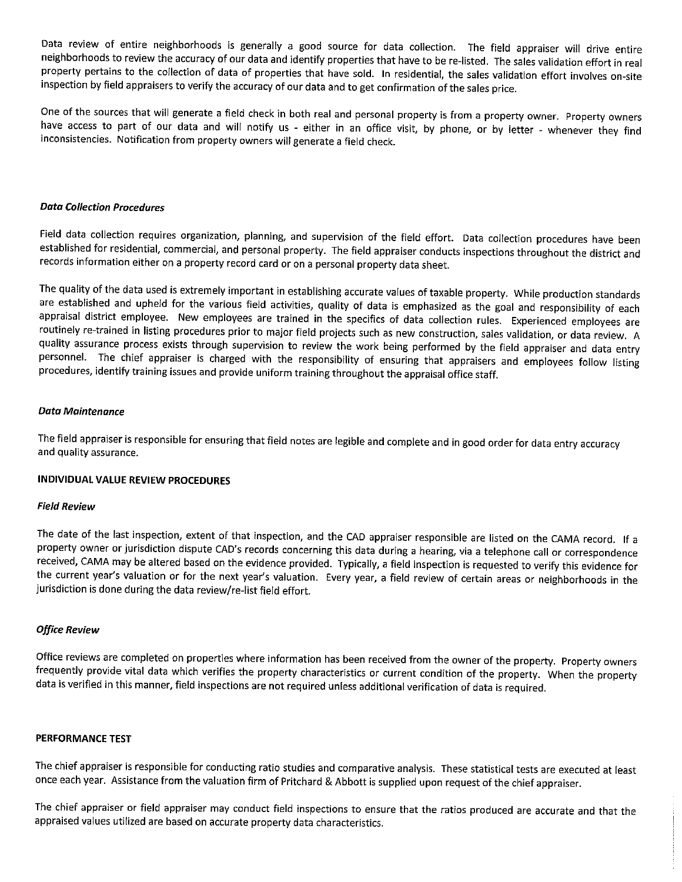Data review of entire neighborhoods is generally a good source for data collection. The field appraiser will drive entire neighborhoods to review the accuracy of our data and identify properties that have to be re-listed. The sales validation effort in real property pertains to the collection of data of properties that have sold. In residential, the sales validation effort involves on-site inspection by field appraisers to verify the accuracy of our data and to get confirmation of the sales price.

One of the sources that will generate a field check in both real and personal property is from a property owner. Property owners have access to part of our data and will notify us - either in an office visit, by phone, or by letter - whenever they find inconsistencies. Notification from property owners will generate a field check.

### *Data Collection Procedures*

Field data collection requires organization, planning, and supervision of the field effort. Data collection procedures have been established for residential, commercial, and personal property. The field appraiser conducts inspections throughout the district and records information either on a property record card or on a personal property data sheet.

The quality of the data used is extremely important in establishing accurate values of taxable property. While production standards are established and upheld for the various field activities, quality of data is emphasized as the goal and responsibility of each appraisal district employee. New employees are trained in the specifics of data collection rules. Experienced employees are routinely re-trained in listing procedures prior to major field projects such as new construction, sales validation, or data review. A quality assurance process exists through supervision to review the work being performed by the field appraiser and data entry personnel. The chief appraiser is charged with the responsibility of ensuring that appraisers and employees follow listing procedures, identify training issues and provide uniform training throughout the appraisal office staff.

### *Data Maintenance*

The field appraiser is responsible for ensuring that field notes are legible and complete and in good order for data entry accuracy and quality assurance.

## INDIVIDUAL VALUE REVIEW PROCEDURES

### *Field Review*

The date of the last inspection, extent of that inspection, and the CAD appraiser responsible are listed on the CAMA record. If a property owner or jurisdiction dispute CAD's records concerning this data during a hearing, via a telephone call or correspondence received, CAMA may be altered based on the evidence provided. Typically, a field inspection is requested to verify this evidence for the current year's valuation or for the next year's valuation. Every year, a field review of certain areas or neighborhoods in the jurisdiction is done during the data review/re-list field effort.

### *Office Review*

Office reviews are completed on properties where information has been received from the owner of the property. Property owners frequently provide vital data which verifies the property characteristics or current condition of the property. When the property data is verified in this manner, field inspections are not required unless additional verification of data is required.

## PERFORMANCE TEST

The chief appraiser is responsible for conducting ratio studies and comparative analysis. These statistical tests are executed at least once each year. Assistance from the valuation firm of Pritchard & Abbott is supplied upon request of the chief appraiser.

The chief appraiser or field appraiser may conduct field inspections to ensure that the ratios produced are accurate and that the appraised values utilized are based on accurate property data characteristics.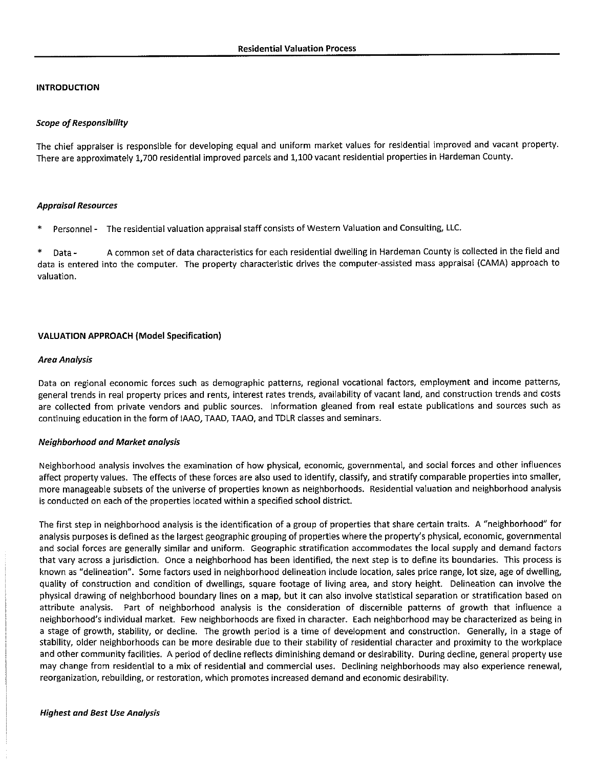## Residential Valuation Process

### INTRODUCTION

#### *Scope of Responsibility*

The chief appraiser is responsible for developing equal and uniform market values for residential improved and vacant property. There are approximately 1,700 residential improved parcels and 1,100 vacant residential properties in Hardeman County.

#### *Appraisal Resources*

* Personnel - The residential valuation appraisal staff consists of Western Valuation and Consulting, LLC.

* Data - A common set of data characteristics for each residential dwelling in Hardeman County is collected in the field and data is entered into the computer. The property characteristic drives the computer-assisted mass appraisal (CAMA) approach to valuation.

### VALUATION APPROACH (Model Specification)

#### *Area Analysis*

Data on regional economic forces such as demographic patterns, regional vocational factors, employment and income patterns, general trends in real property prices and rents, interest rates trends, availability of vacant land, and construction trends and costs are collected from private vendors and public sources. Information gleaned from real estate publications and sources such as continuing education in the form of IAAO, TAAD, TAAO, and TDLR classes and seminars.

#### *Neighborhood and Market analysis*

Neighborhood analysis involves the examination of how physical, economic, governmental, and social forces and other influences affect property values. The effects of these forces are also used to identify, classify, and stratify comparable properties into smaller, more manageable subsets of the universe of properties known as neighborhoods. Residential valuation and neighborhood analysis is conducted on each of the properties located within a specified school district.

The first step in neighborhood analysis is the identification of a group of properties that share certain traits. A "neighborhood" for analysis purposes is defined as the largest geographic grouping of properties where the property's physical, economic, governmental and social forces are generally similar and uniform. Geographic stratification accommodates the local supply and demand factors that vary across a jurisdiction. Once a neighborhood has been identified, the next step is to define its boundaries. This process is known as "delineation". Some factors used in neighborhood delineation include location, sales price range, lot size, age of dwelling, quality of construction and condition of dwellings, square footage of living area, and story height. Delineation can involve the physical drawing of neighborhood boundary lines on a map, but it can also involve statistical separation or stratification based on attribute analysis. Part of neighborhood analysis is the consideration of discernible patterns of growth that influence a neighborhood's individual market. Few neighborhoods are fixed in character. Each neighborhood may be characterized as being in a stage of growth, stability, or decline. The growth period is a time of development and construction. Generally, in a stage of stability, older neighborhoods can be more desirable due to their stability of residential character and proximity to the workplace and other community facilities. A period of decline reflects diminishing demand or desirability. During decline, general property use may change from residential to a mix of residential and commercial uses. Declining neighborhoods may also experience renewal, reorganization, rebuilding, or restoration, which promotes increased demand and economic desirability.

#### *Highest and Best Use Analysis*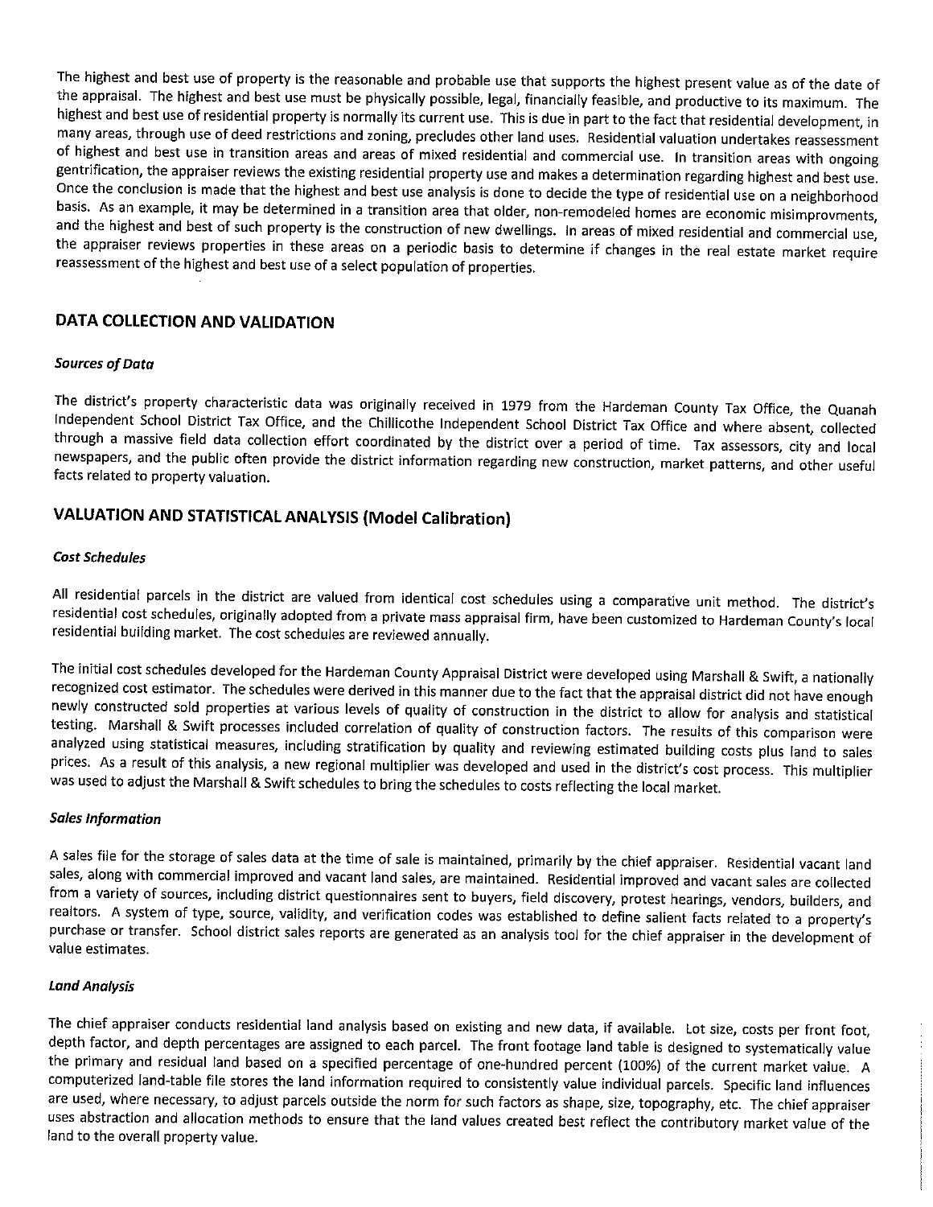The highest and best use of property is the reasonable and probable use that supports the highest present value as of the date of the appraisal. The highest and best use must be physically possible, legal, financially feasible, and productive to its maximum. The highest and best use of residential property is normally its current use. This is due in part to the fact that residential development, in many areas, through use of deed restrictions and zoning, precludes other land uses. Residential valuation undertakes reassessment of highest and best use in transition areas and areas of mixed residential and commercial use. In transition areas with ongoing gentrification, the appraiser reviews the existing residential property use and makes a determination regarding highest and best use. Once the conclusion is made that the highest and best use analysis is done to decide the type of residential use on a neighborhood basis. As an example, it may be determined in a transition area that older, non-remodeled homes are economic misimprovments, and the highest and best of such property is the construction of new dwellings. In areas of mixed residential and commercial use, the appraiser reviews properties in these areas on a periodic basis to determine if changes in the real estate market require reassessment of the highest and best use of a select population of properties.

## DATA COLLECTION AND VALIDATION

### *Sources of Data*

The district's property characteristic data was originally received in 1979 from the Hardeman County Tax Office, the Quanah Independent School District Tax Office, and the Chillicothe Independent School District Tax Office and where absent, collected through a massive field data collection effort coordinated by the district over a period of time. Tax assessors, city and local newspapers, and the public often provide the district information regarding new construction, market patterns, and other useful facts related to property valuation.

## VALUATION AND STATISTICAL ANALYSIS (Model Calibration)

### *Cost Schedules*

All residential parcels in the district are valued from identical cost schedules using a comparative unit method. The district's residential cost schedules, originally adopted from a private mass appraisal firm, have been customized to Hardeman County's local residential building market. The cost schedules are reviewed annually.

The initial cost schedules developed for the Hardeman County Appraisal District were developed using Marshall & Swift, a nationally recognized cost estimator. The schedules were derived in this manner due to the fact that the appraisal district did not have enough newly constructed sold properties at various levels of quality of construction in the district to allow for analysis and statistical testing. Marshall & Swift processes included correlation of quality of construction factors. The results of this comparison were analyzed using statistical measures, including stratification by quality and reviewing estimated building costs plus land to sales prices. As a result of this analysis, a new regional multiplier was developed and used in the district's cost process. This multiplier was used to adjust the Marshall & Swift schedules to bring the schedules to costs reflecting the local market.

### *Sales Information*

A sales file for the storage of sales data at the time of sale is maintained, primarily by the chief appraiser. Residential vacant land sales, along with commercial improved and vacant land sales, are maintained. Residential improved and vacant sales are collected from a variety of sources, including district questionnaires sent to buyers, field discovery, protest hearings, vendors, builders, and realtors. A system of type, source, validity, and verification codes was established to define salient facts related to a property's purchase or transfer. School district sales reports are generated as an analysis tool for the chief appraiser in the development of value estimates.

### *Land Analysis*

The chief appraiser conducts residential land analysis based on existing and new data, if available. Lot size, costs per front foot, depth factor, and depth percentages are assigned to each parcel. The front footage land table is designed to systematically value the primary and residual land based on a specified percentage of one-hundred percent (100%) of the current market value. A computerized land-table file stores the land information required to consistently value individual parcels. Specific land influences are used, where necessary, to adjust parcels outside the norm for such factors as shape, size, topography, etc. The chief appraiser uses abstraction and allocation methods to ensure that the land values created best reflect the contributory market value of the land to the overall property value.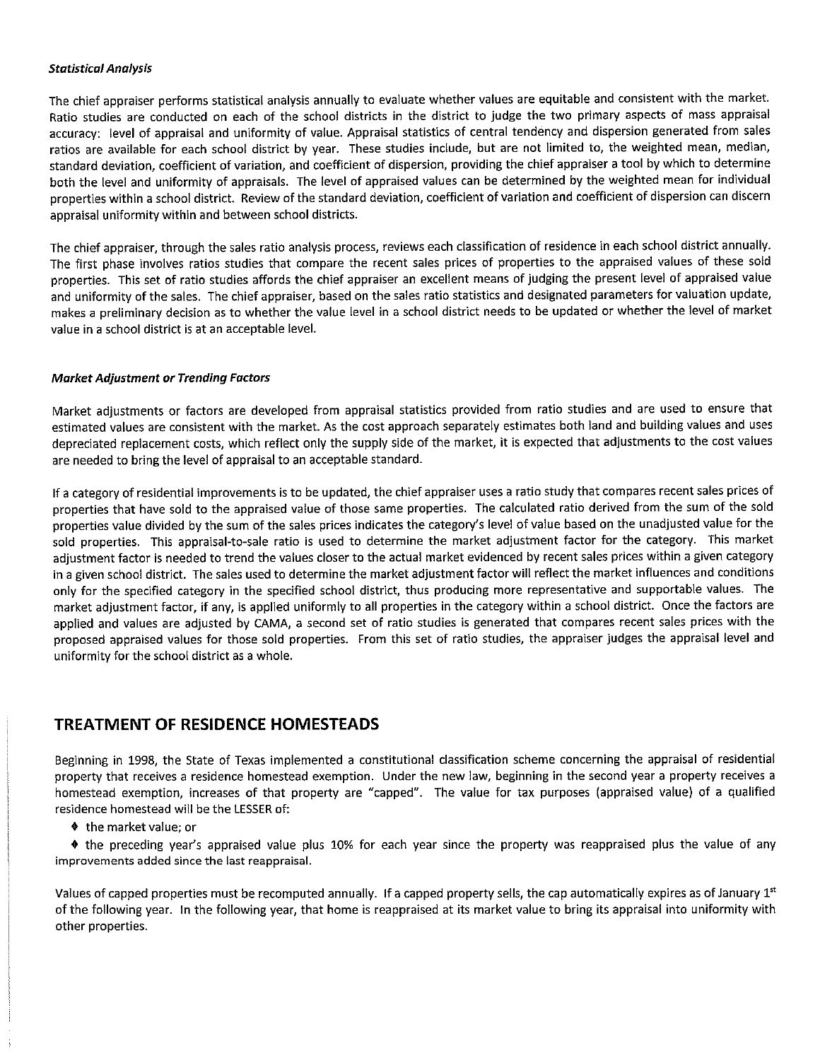### *Statistical Analysis*

The chief appraiser performs statistical analysis annually to evaluate whether values are equitable and consistent with the market. Ratio studies are conducted on each of the school districts in the district to judge the two primary aspects of mass appraisal accuracy: level of appraisal and uniformity of value. Appraisal statistics of central tendency and dispersion generated from sales ratios are available for each school district by year. These studies include, but are not limited to, the weighted mean, median, standard deviation, coefficient of variation, and coefficient of dispersion, providing the chief appraiser a tool by which to determine both the level and uniformity of appraisals. The level of appraised values can be determined by the weighted mean for individual properties within a school district. Review of the standard deviation, coefficient of variation and coefficient of dispersion can discern appraisal uniformity within and between school districts.

The chief appraiser, through the sales ratio analysis process, reviews each classification of residence in each school district annually. The first phase involves ratios studies that compare the recent sales prices of properties to the appraised values of these sold properties. This set of ratio studies affords the chief appraiser an excellent means of judging the present level of appraised value and uniformity of the sales. The chief appraiser, based on the sales ratio statistics and designated parameters for valuation update, makes a preliminary decision as to whether the value level in a school district needs to be updated or whether the level of market value in a school district is at an acceptable level.

### *Market Adjustment or Trending Factors*

Market adjustments or factors are developed from appraisal statistics provided from ratio studies and are used to ensure that estimated values are consistent with the market. As the cost approach separately estimates both land and building values and uses depreciated replacement costs, which reflect only the supply side of the market, it is expected that adjustments to the cost values are needed to bring the level of appraisal to an acceptable standard.

If a category of residential improvements is to be updated, the chief appraiser uses a ratio study that compares recent sales prices of properties that have sold to the appraised value of those same properties. The calculated ratio derived from the sum of the sold properties value divided by the sum of the sales prices indicates the category's level of value based on the unadjusted value for the sold properties. This appraisal-to-sale ratio is used to determine the market adjustment factor for the category. This market adjustment factor is needed to trend the values closer to the actual market evidenced by recent sales prices within a given category in a given school district. The sales used to determine the market adjustment factor will reflect the market influences and conditions only for the specified category in the specified school district, thus producing more representative and supportable values. The market adjustment factor, if any, is applied uniformly to all properties in the category within a school district. Once the factors are applied and values are adjusted by CAMA, a second set of ratio studies is generated that compares recent sales prices with the proposed appraised values for those sold properties. From this set of ratio studies, the appraiser judges the appraisal level and uniformity for the school district as a whole.

## TREATMENT OF RESIDENCE HOMESTEADS

Beginning in 1998, the State of Texas implemented a constitutional classification scheme concerning the appraisal of residential property that receives a residence homestead exemption. Under the new law, beginning in the second year a property receives a homestead exemption, increases of that property are "capped". The value for tax purposes (appraised value) of a qualified residence homestead will be the LESSER of:

- the market value; or
- the preceding year's appraised value plus 10% for each year since the property was reappraised plus the value of any improvements added since the last reappraisal.

Values of capped properties must be recomputed annually. If a capped property sells, the cap automatically expires as of January 1st of the following year. In the following year, that home is reappraised at its market value to bring its appraisal into uniformity with other properties.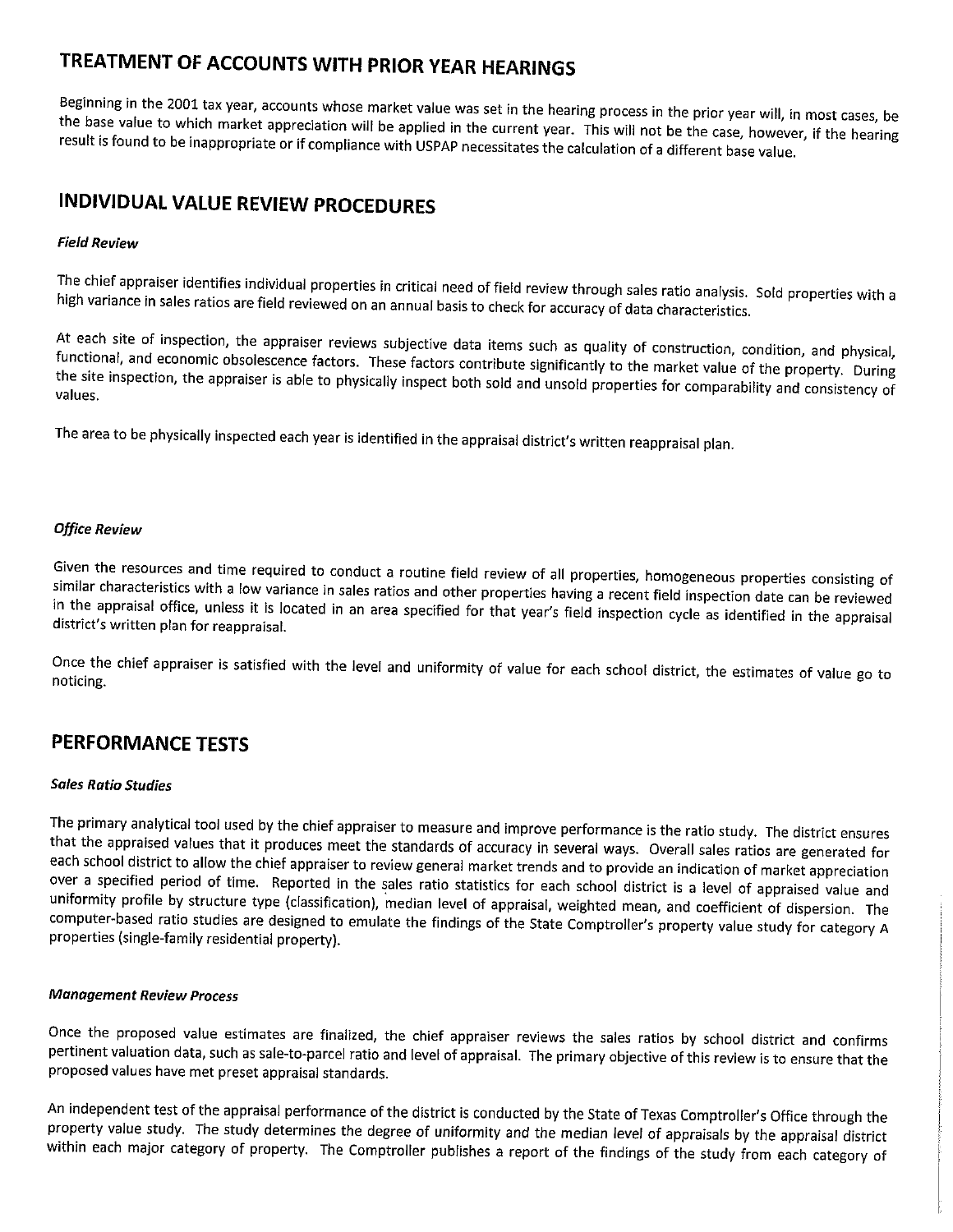## TREATMENT OF ACCOUNTS WITH PRIOR YEAR HEARINGS

Beginning in the 2001 tax year, accounts whose market value was set in the hearing process in the prior year will, in most cases, be the base value to which market appreciation will be applied in the current year. This will not be the case, however, if the hearing result is found to be inappropriate or if compliance with USPAP necessitates the calculation of a different base value.

## INDIVIDUAL VALUE REVIEW PROCEDURES

#### *Field Review*

The chief appraiser identifies individual properties in critical need of field review through sales ratio analysis. Sold properties with a high variance in sales ratios are field reviewed on an annual basis to check for accuracy of data characteristics.

At each site of inspection, the appraiser reviews subjective data items such as quality of construction, condition, and physical, functional, and economic obsolescence factors. These factors contribute significantly to the market value of the property. During the site inspection, the appraiser is able to physically inspect both sold and unsold properties for comparability and consistency of values.

The area to be physically inspected each year is identified in the appraisal district's written reappraisal plan.

#### *Office Review*

Given the resources and time required to conduct a routine field review of all properties, homogeneous properties consisting of similar characteristics with a low variance in sales ratios and other properties having a recent field inspection date can be reviewed in the appraisal office, unless it is located in an area specified for that year's field inspection cycle as identified in the appraisal district's written plan for reappraisal.

Once the chief appraiser is satisfied with the level and uniformity of value for each school district, the estimates of value go to noticing.

## PERFORMANCE TESTS

#### *Sales Ratio Studies*

The primary analytical tool used by the chief appraiser to measure and improve performance is the ratio study. The district ensures that the appraised values that it produces meet the standards of accuracy in several ways. Overall sales ratios are generated for each school district to allow the chief appraiser to review general market trends and to provide an indication of market appreciation over a specified period of time. Reported in the sales ratio statistics for each school district is a level of appraised value and uniformity profile by structure type (classification), median level of appraisal, weighted mean, and coefficient of dispersion. The computer-based ratio studies are designed to emulate the findings of the State Comptroller's property value study for category A properties (single-family residential property).

#### *Management Review Process*

Once the proposed value estimates are finalized, the chief appraiser reviews the sales ratios by school district and confirms pertinent valuation data, such as sale-to-parcel ratio and level of appraisal. The primary objective of this review is to ensure that the proposed values have met preset appraisal standards.

An independent test of the appraisal performance of the district is conducted by the State of Texas Comptroller's Office through the property value study. The study determines the degree of uniformity and the median level of appraisals by the appraisal district within each major category of property. The Comptroller publishes a report of the findings of the study from each category of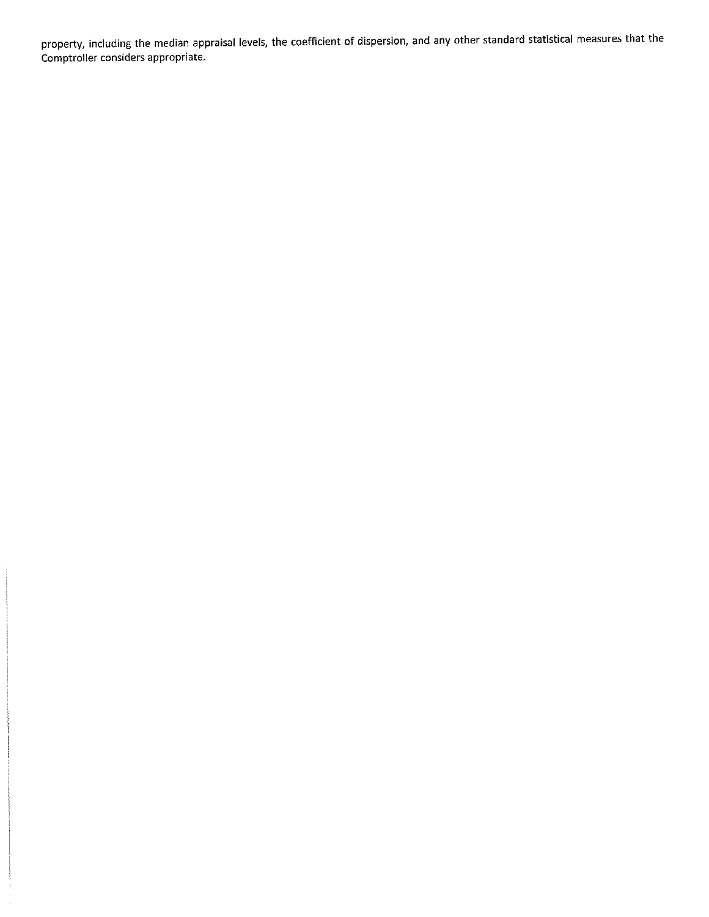property, including the median appraisal levels, the coefficient of dispersion, and any other standard statistical measures that the Comptroller considers appropriate.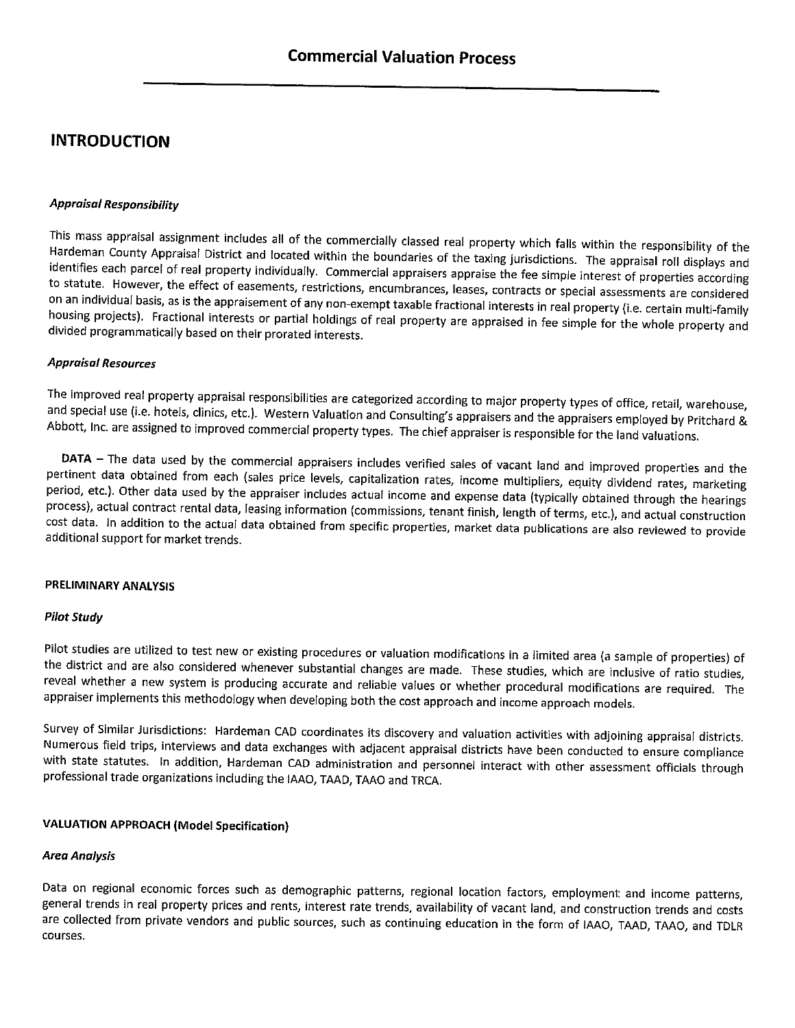# Commercial Valuation Process

## INTRODUCTION

### *Appraisal Responsibility*

This mass appraisal assignment includes all of the commercially classed real property which falls within the responsibility of the Hardeman County Appraisal District and located within the boundaries of the taxing jurisdictions. The appraisal roll displays and identifies each parcel of real property individually. Commercial appraisers appraise the fee simple interest of properties according to statute. However, the effect of easements, restrictions, encumbrances, leases, contracts or special assessments are considered on an individual basis, as is the appraisement of any non-exempt taxable fractional interests in real property (i.e. certain multi-family housing projects). Fractional interests or partial holdings of real property are appraised in fee simple for the whole property and divided programmatically based on their prorated interests.

### *Appraisal Resources*

The improved real property appraisal responsibilities are categorized according to major property types of office, retail, warehouse, and special use (i.e. hotels, clinics, etc.). Western Valuation and Consulting's appraisers and the appraisers employed by Pritchard & Abbott, Inc. are assigned to improved commercial property types. The chief appraiser is responsible for the land valuations.

**DATA** – The data used by the commercial appraisers includes verified sales of vacant land and improved properties and the pertinent data obtained from each (sales price levels, capitalization rates, income multipliers, equity dividend rates, marketing period, etc.). Other data used by the appraiser includes actual income and expense data (typically obtained through the hearings process), actual contract rental data, leasing information (commissions, tenant finish, length of terms, etc.), and actual construction cost data. In addition to the actual data obtained from specific properties, market data publications are also reviewed to provide additional support for market trends.

#### PRELIMINARY ANALYSIS

### *Pilot Study*

Pilot studies are utilized to test new or existing procedures or valuation modifications in a limited area (a sample of properties) of the district and are also considered whenever substantial changes are made. These studies, which are inclusive of ratio studies, reveal whether a new system is producing accurate and reliable values or whether procedural modifications are required. The appraiser implements this methodology when developing both the cost approach and income approach models.

Survey of Similar Jurisdictions: Hardeman CAD coordinates its discovery and valuation activities with adjoining appraisal districts. Numerous field trips, interviews and data exchanges with adjacent appraisal districts have been conducted to ensure compliance with state statutes. In addition, Hardeman CAD administration and personnel interact with other assessment officials through professional trade organizations including the IAAO, TAAD, TAAO and TRCA.

#### VALUATION APPROACH (Model Specification)

### *Area Analysis*

Data on regional economic forces such as demographic patterns, regional location factors, employment and income patterns, general trends in real property prices and rents, interest rate trends, availability of vacant land, and construction trends and costs are collected from private vendors and public sources, such as continuing education in the form of IAAO, TAAD, TAAO, and TDLR courses.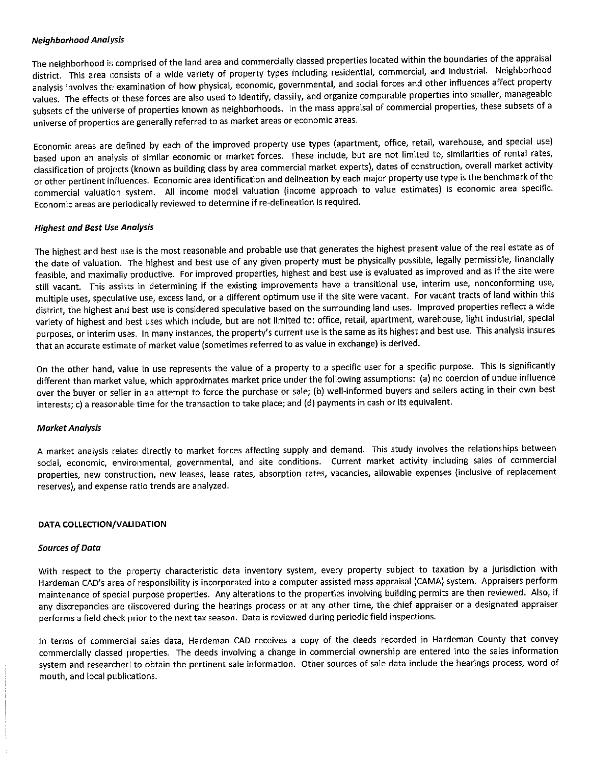### *Neighborhood Analysis*

The neighborhood is comprised of the land area and commercially classed properties located within the boundaries of the appraisal district. This area consists of a wide variety of property types including residential, commercial, and industrial. Neighborhood analysis involves the examination of how physical, economic, governmental, and social forces and other influences affect property values. The effects of these forces are also used to identify, classify, and organize comparable properties into smaller, manageable subsets of the universe of properties known as neighborhoods. In the mass appraisal of commercial properties, these subsets of a universe of properties are generally referred to as market areas or economic areas.

Economic areas are defined by each of the improved property use types (apartment, office, retail, warehouse, and special use) based upon an analysis of similar economic or market forces. These include, but are not limited to, similarities of rental rates, classification of projects (known as building class by area commercial market experts), dates of construction, overall market activity or other pertinent influences. Economic area identification and delineation by each major property use type is the benchmark of the commercial valuation system. All income model valuation (income approach to value estimates) is economic area specific. Economic areas are periodically reviewed to determine if re-delineation is required.

### *Highest and Best Use Analysis*

The highest and best use is the most reasonable and probable use that generates the highest present value of the real estate as of the date of valuation. The highest and best use of any given property must be physically possible, legally permissible, financially feasible, and maximally productive. For improved properties, highest and best use is evaluated as improved and as if the site were still vacant. This assists in determining if the existing improvements have a transitional use, interim use, nonconforming use, multiple uses, speculative use, excess land, or a different optimum use if the site were vacant. For vacant tracts of land within this district, the highest and best use is considered speculative based on the surrounding land uses. Improved properties reflect a wide variety of highest and best uses which include, but are not limited to: office, retail, apartment, warehouse, light industrial, special purposes, or interim uses. In many instances, the property's current use is the same as its highest and best use. This analysis insures that an accurate estimate of market value (sometimes referred to as value in exchange) is derived.

On the other hand, value in use represents the value of a property to a specific user for a specific purpose. This is significantly different than market value, which approximates market price under the following assumptions: (a) no coercion of undue influence over the buyer or seller in an attempt to force the purchase or sale; (b) well-informed buyers and sellers acting in their own best interests; c) a reasonable time for the transaction to take place; and (d) payments in cash or its equivalent.

### *Market Analysis*

A market analysis relates directly to market forces affecting supply and demand. This study involves the relationships between social, economic, environmental, governmental, and site conditions. Current market activity including sales of commercial properties, new construction, new leases, lease rates, absorption rates, vacancies, allowable expenses (inclusive of replacement reserves), and expense ratio trends are analyzed.

## DATA COLLECTION/VALIDATION

### *Sources of Data*

With respect to the property characteristic data inventory system, every property subject to taxation by a jurisdiction with Hardeman CAD's area of responsibility is incorporated into a computer assisted mass appraisal (CAMA) system. Appraisers perform maintenance of special purpose properties. Any alterations to the properties involving building permits are then reviewed. Also, if any discrepancies are discovered during the hearings process or at any other time, the chief appraiser or a designated appraiser performs a field check prior to the next tax season. Data is reviewed during periodic field inspections.

In terms of commercial sales data, Hardeman CAD receives a copy of the deeds recorded in Hardeman County that convey commercially classed properties. The deeds involving a change in commercial ownership are entered into the sales information system and researched to obtain the pertinent sale information. Other sources of sale data include the hearings process, word of mouth, and local publications.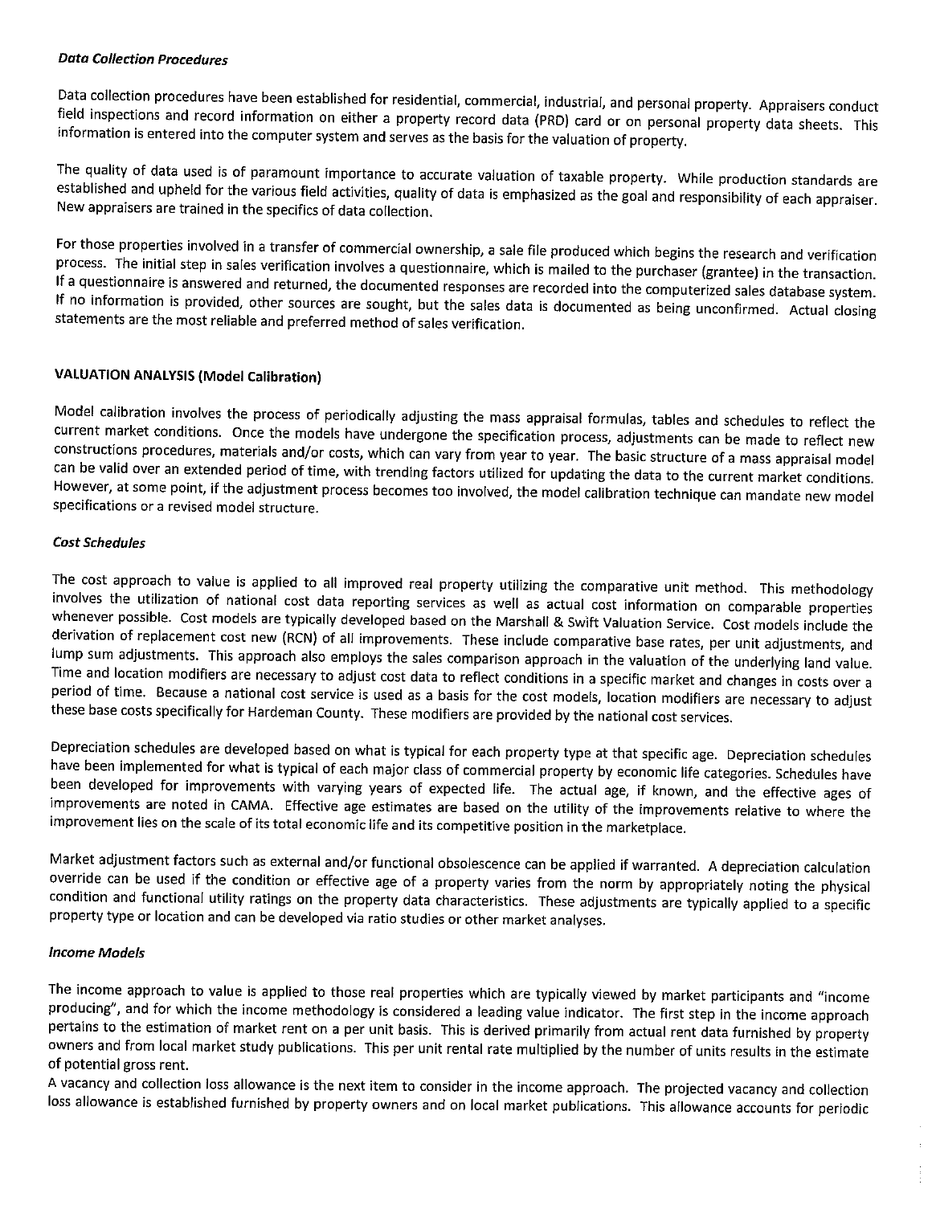### *Data Collection Procedures*

Data collection procedures have been established for residential, commercial, industrial, and personal property. Appraisers conduct field inspections and record information on either a property record data (PRD) card or on personal property data sheets. This information is entered into the computer system and serves as the basis for the valuation of property.

The quality of data used is of paramount importance to accurate valuation of taxable property. While production standards are established and upheld for the various field activities, quality of data is emphasized as the goal and responsibility of each appraiser. New appraisers are trained in the specifics of data collection.

For those properties involved in a transfer of commercial ownership, a sale file produced which begins the research and verification process. The initial step in sales verification involves a questionnaire, which is mailed to the purchaser (grantee) in the transaction. If a questionnaire is answered and returned, the documented responses are recorded into the computerized sales database system. If no information is provided, other sources are sought, but the sales data is documented as being unconfirmed. Actual closing statements are the most reliable and preferred method of sales verification.

## VALUATION ANALYSIS (Model Calibration)

Model calibration involves the process of periodically adjusting the mass appraisal formulas, tables and schedules to reflect the current market conditions. Once the models have undergone the specification process, adjustments can be made to reflect new constructions procedures, materials and/or costs, which can vary from year to year. The basic structure of a mass appraisal model can be valid over an extended period of time, with trending factors utilized for updating the data to the current market conditions. However, at some point, if the adjustment process becomes too involved, the model calibration technique can mandate new model specifications or a revised model structure.

### *Cost Schedules*

The cost approach to value is applied to all improved real property utilizing the comparative unit method. This methodology involves the utilization of national cost data reporting services as well as actual cost information on comparable properties whenever possible. Cost models are typically developed based on the Marshall & Swift Valuation Service. Cost models include the derivation of replacement cost new (RCN) of all improvements. These include comparative base rates, per unit adjustments, and lump sum adjustments. This approach also employs the sales comparison approach in the valuation of the underlying land value. Time and location modifiers are necessary to adjust cost data to reflect conditions in a specific market and changes in costs over a period of time. Because a national cost service is used as a basis for the cost models, location modifiers are necessary to adjust these base costs specifically for Hardeman County. These modifiers are provided by the national cost services.

Depreciation schedules are developed based on what is typical for each property type at that specific age. Depreciation schedules have been implemented for what is typical of each major class of commercial property by economic life categories. Schedules have been developed for improvements with varying years of expected life. The actual age, if known, and the effective ages of improvements are noted in CAMA. Effective age estimates are based on the utility of the improvements relative to where the improvement lies on the scale of its total economic life and its competitive position in the marketplace.

Market adjustment factors such as external and/or functional obsolescence can be applied if warranted. A depreciation calculation override can be used if the condition or effective age of a property varies from the norm by appropriately noting the physical condition and functional utility ratings on the property data characteristics. These adjustments are typically applied to a specific property type or location and can be developed via ratio studies or other market analyses.

### *Income Models*

The income approach to value is applied to those real properties which are typically viewed by market participants and "income producing", and for which the income methodology is considered a leading value indicator. The first step in the income approach pertains to the estimation of market rent on a per unit basis. This is derived primarily from actual rent data furnished by property owners and from local market study publications. This per unit rental rate multiplied by the number of units results in the estimate of potential gross rent.

A vacancy and collection loss allowance is the next item to consider in the income approach. The projected vacancy and collection loss allowance is established furnished by property owners and on local market publications. This allowance accounts for periodic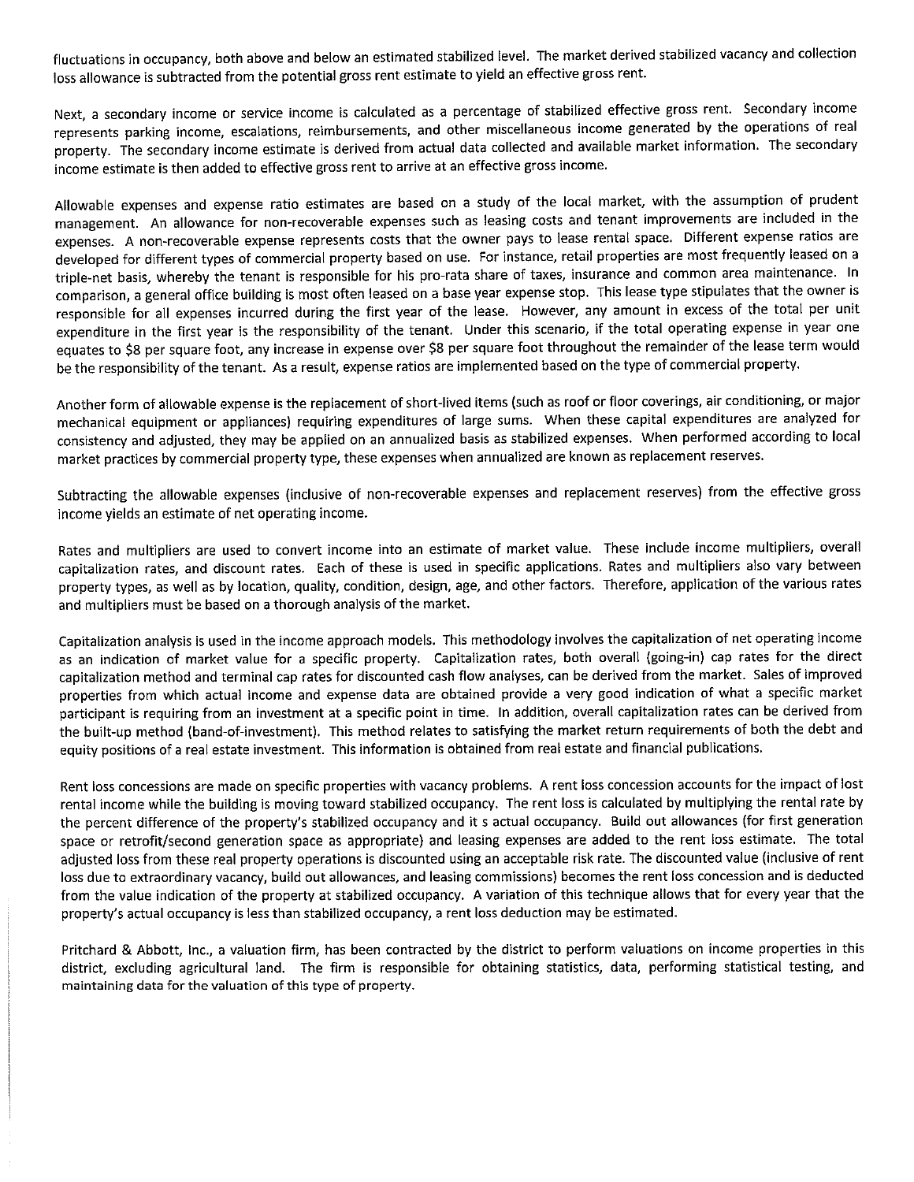fluctuations in occupancy, both above and below an estimated stabilized level. The market derived stabilized vacancy and collection loss allowance is subtracted from the potential gross rent estimate to yield an effective gross rent.

Next, a secondary income or service income is calculated as a percentage of stabilized effective gross rent. Secondary income represents parking income, escalations, reimbursements, and other miscellaneous income generated by the operations of real property. The secondary income estimate is derived from actual data collected and available market information. The secondary income estimate is then added to effective gross rent to arrive at an effective gross income.

Allowable expenses and expense ratio estimates are based on a study of the local market, with the assumption of prudent management. An allowance for non-recoverable expenses such as leasing costs and tenant improvements are included in the expenses. A non-recoverable expense represents costs that the owner pays to lease rental space. Different expense ratios are developed for different types of commercial property based on use. For instance, retail properties are most frequently leased on a triple-net basis, whereby the tenant is responsible for his pro-rata share of taxes, insurance and common area maintenance. In comparison, a general office building is most often leased on a base year expense stop. This lease type stipulates that the owner is responsible for all expenses incurred during the first year of the lease. However, any amount in excess of the total per unit expenditure in the first year is the responsibility of the tenant. Under this scenario, if the total operating expense in year one equates to $8 per square foot, any increase in expense over $8 per square foot throughout the remainder of the lease term would be the responsibility of the tenant. As a result, expense ratios are implemented based on the type of commercial property.

Another form of allowable expense is the replacement of short-lived items (such as roof or floor coverings, air conditioning, or major mechanical equipment or appliances) requiring expenditures of large sums. When these capital expenditures are analyzed for consistency and adjusted, they may be applied on an annualized basis as stabilized expenses. When performed according to local market practices by commercial property type, these expenses when annualized are known as replacement reserves.

Subtracting the allowable expenses (inclusive of non-recoverable expenses and replacement reserves) from the effective gross income yields an estimate of net operating income.

Rates and multipliers are used to convert income into an estimate of market value. These include income multipliers, overall capitalization rates, and discount rates. Each of these is used in specific applications. Rates and multipliers also vary between property types, as well as by location, quality, condition, design, age, and other factors. Therefore, application of the various rates and multipliers must be based on a thorough analysis of the market.

Capitalization analysis is used in the income approach models. This methodology involves the capitalization of net operating income as an indication of market value for a specific property. Capitalization rates, both overall (going-in) cap rates for the direct capitalization method and terminal cap rates for discounted cash flow analyses, can be derived from the market. Sales of improved properties from which actual income and expense data are obtained provide a very good indication of what a specific market participant is requiring from an investment at a specific point in time. In addition, overall capitalization rates can be derived from the built-up method (band-of-investment). This method relates to satisfying the market return requirements of both the debt and equity positions of a real estate investment. This information is obtained from real estate and financial publications.

Rent loss concessions are made on specific properties with vacancy problems. A rent loss concession accounts for the impact of lost rental income while the building is moving toward stabilized occupancy. The rent loss is calculated by multiplying the rental rate by the percent difference of the property's stabilized occupancy and it s actual occupancy. Build out allowances (for first generation space or retrofit/second generation space as appropriate) and leasing expenses are added to the rent loss estimate. The total adjusted loss from these real property operations is discounted using an acceptable risk rate. The discounted value (inclusive of rent loss due to extraordinary vacancy, build out allowances, and leasing commissions) becomes the rent loss concession and is deducted from the value indication of the property at stabilized occupancy. A variation of this technique allows that for every year that the property's actual occupancy is less than stabilized occupancy, a rent loss deduction may be estimated.

Pritchard & Abbott, Inc., a valuation firm, has been contracted by the district to perform valuations on income properties in this district, excluding agricultural land. The firm is responsible for obtaining statistics, data, performing statistical testing, and maintaining data for the valuation of this type of property.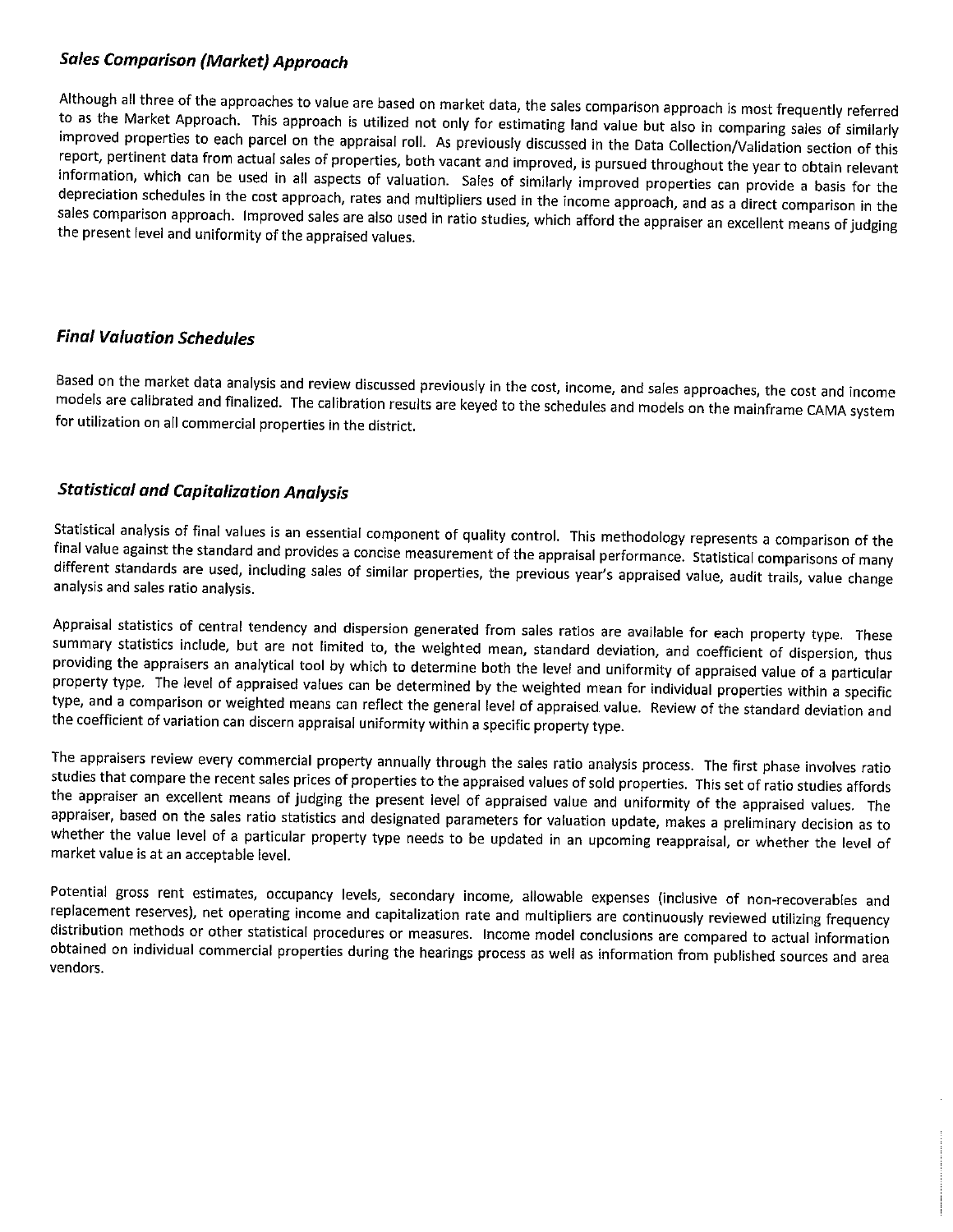## *Sales Comparison (Market) Approach*

Although all three of the approaches to value are based on market data, the sales comparison approach is most frequently referred to as the Market Approach. This approach is utilized not only for estimating land value but also in comparing sales of similarly improved properties to each parcel on the appraisal roll. As previously discussed in the Data Collection/Validation section of this report, pertinent data from actual sales of properties, both vacant and improved, is pursued throughout the year to obtain relevant information, which can be used in all aspects of valuation. Sales of similarly improved properties can provide a basis for the depreciation schedules in the cost approach, rates and multipliers used in the income approach, and as a direct comparison in the sales comparison approach. Improved sales are also used in ratio studies, which afford the appraiser an excellent means of judging the present level and uniformity of the appraised values.

## *Final Valuation Schedules*

Based on the market data analysis and review discussed previously in the cost, income, and sales approaches, the cost and income models are calibrated and finalized. The calibration results are keyed to the schedules and models on the mainframe CAMA system for utilization on all commercial properties in the district.

## *Statistical and Capitalization Analysis*

Statistical analysis of final values is an essential component of quality control. This methodology represents a comparison of the final value against the standard and provides a concise measurement of the appraisal performance. Statistical comparisons of many different standards are used, including sales of similar properties, the previous year's appraised value, audit trails, value change analysis and sales ratio analysis.

Appraisal statistics of central tendency and dispersion generated from sales ratios are available for each property type. These summary statistics include, but are not limited to, the weighted mean, standard deviation, and coefficient of dispersion, thus providing the appraisers an analytical tool by which to determine both the level and uniformity of appraised value of a particular property type. The level of appraised values can be determined by the weighted mean for individual properties within a specific type, and a comparison or weighted means can reflect the general level of appraised value. Review of the standard deviation and the coefficient of variation can discern appraisal uniformity within a specific property type.

The appraisers review every commercial property annually through the sales ratio analysis process. The first phase involves ratio studies that compare the recent sales prices of properties to the appraised values of sold properties. This set of ratio studies affords the appraiser an excellent means of judging the present level of appraised value and uniformity of the appraised values. The appraiser, based on the sales ratio statistics and designated parameters for valuation update, makes a preliminary decision as to whether the value level of a particular property type needs to be updated in an upcoming reappraisal, or whether the level of market value is at an acceptable level.

Potential gross rent estimates, occupancy levels, secondary income, allowable expenses (inclusive of non-recoverables and replacement reserves), net operating income and capitalization rate and multipliers are continuously reviewed utilizing frequency distribution methods or other statistical procedures or measures. Income model conclusions are compared to actual information obtained on individual commercial properties during the hearings process as well as information from published sources and area vendors.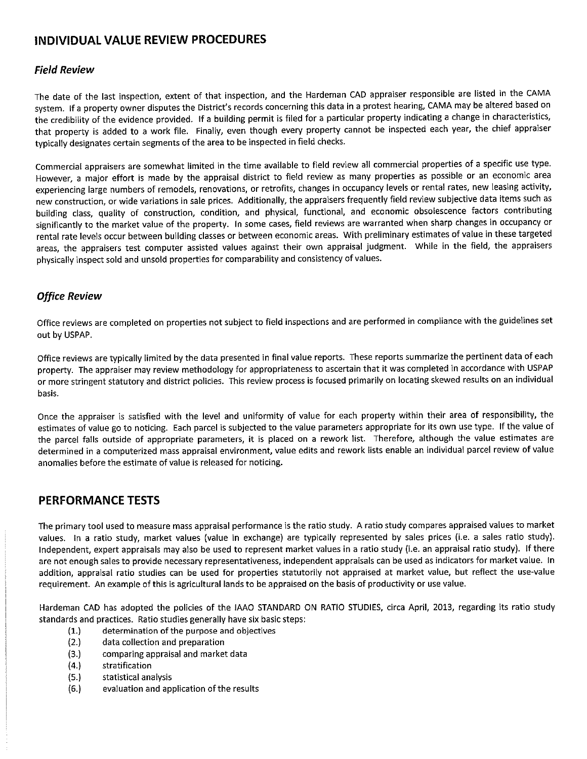## INDIVIDUAL VALUE REVIEW PROCEDURES

### *Field Review*

The date of the last inspection, extent of that inspection, and the Hardeman CAD appraiser responsible are listed in the CAMA system. If a property owner disputes the District's records concerning this data in a protest hearing, CAMA may be altered based on the credibility of the evidence provided. If a building permit is filed for a particular property indicating a change in characteristics, that property is added to a work file. Finally, even though every property cannot be inspected each year, the chief appraiser typically designates certain segments of the area to be inspected in field checks.

Commercial appraisers are somewhat limited in the time available to field review all commercial properties of a specific use type. However, a major effort is made by the appraisal district to field review as many properties as possible or an economic area experiencing large numbers of remodels, renovations, or retrofits, changes in occupancy levels or rental rates, new leasing activity, new construction, or wide variations in sale prices. Additionally, the appraisers frequently field review subjective data items such as building class, quality of construction, condition, and physical, functional, and economic obsolescence factors contributing significantly to the market value of the property. In some cases, field reviews are warranted when sharp changes in occupancy or rental rate levels occur between building classes or between economic areas. With preliminary estimates of value in these targeted areas, the appraisers test computer assisted values against their own appraisal judgment. While in the field, the appraisers physically inspect sold and unsold properties for comparability and consistency of values.

### *Office Review*

Office reviews are completed on properties not subject to field inspections and are performed in compliance with the guidelines set out by USPAP.

Office reviews are typically limited by the data presented in final value reports. These reports summarize the pertinent data of each property. The appraiser may review methodology for appropriateness to ascertain that it was completed in accordance with USPAP or more stringent statutory and district policies. This review process is focused primarily on locating skewed results on an individual basis.

Once the appraiser is satisfied with the level and uniformity of value for each property within their area of responsibility, the estimates of value go to noticing. Each parcel is subjected to the value parameters appropriate for its own use type. If the value of the parcel falls outside of appropriate parameters, it is placed on a rework list. Therefore, although the value estimates are determined in a computerized mass appraisal environment, value edits and rework lists enable an individual parcel review of value anomalies before the estimate of value is released for noticing.

## PERFORMANCE TESTS

The primary tool used to measure mass appraisal performance is the ratio study. A ratio study compares appraised values to market values. In a ratio study, market values (value in exchange) are typically represented by sales prices (i.e. a sales ratio study). Independent, expert appraisals may also be used to represent market values in a ratio study (i.e. an appraisal ratio study). If there are not enough sales to provide necessary representativeness, independent appraisals can be used as indicators for market value. In addition, appraisal ratio studies can be used for properties statutorily not appraised at market value, but reflect the use-value requirement. An example of this is agricultural lands to be appraised on the basis of productivity or use value.

Hardeman CAD has adopted the policies of the IAAO STANDARD ON RATIO STUDIES, circa April, 2013, regarding its ratio study standards and practices. Ratio studies generally have six basic steps:

(1.) determination of the purpose and objectives
(2.) data collection and preparation
(3.) comparing appraisal and market data
(4.) stratification
(5.) statistical analysis
(6.) evaluation and application of the results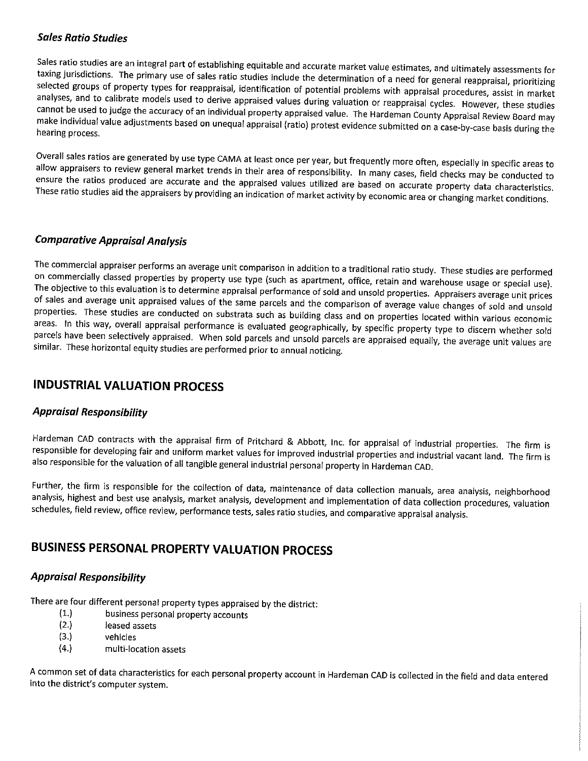### *Sales Ratio Studies*

Sales ratio studies are an integral part of establishing equitable and accurate market value estimates, and ultimately assessments for taxing jurisdictions. The primary use of sales ratio studies include the determination of a need for general reappraisal, prioritizing selected groups of property types for reappraisal, identification of potential problems with appraisal procedures, assist in market analyses, and to calibrate models used to derive appraised values during valuation or reappraisal cycles. However, these studies cannot be used to judge the accuracy of an individual property appraised value. The Hardeman County Appraisal Review Board may make individual value adjustments based on unequal appraisal (ratio) protest evidence submitted on a case-by-case basis during the hearing process.

Overall sales ratios are generated by use type CAMA at least once per year, but frequently more often, especially in specific areas to allow appraisers to review general market trends in their area of responsibility. In many cases, field checks may be conducted to ensure the ratios produced are accurate and the appraised values utilized are based on accurate property data characteristics. These ratio studies aid the appraisers by providing an indication of market activity by economic area or changing market conditions.

### *Comparative Appraisal Analysis*

The commercial appraiser performs an average unit comparison in addition to a traditional ratio study. These studies are performed on commercially classed properties by property use type (such as apartment, office, retain and warehouse usage or special use). The objective to this evaluation is to determine appraisal performance of sold and unsold properties. Appraisers average unit prices of sales and average unit appraised values of the same parcels and the comparison of average value changes of sold and unsold properties. These studies are conducted on substrata such as building class and on properties located within various economic areas. In this way, overall appraisal performance is evaluated geographically, by specific property type to discern whether sold parcels have been selectively appraised. When sold parcels and unsold parcels are appraised equally, the average unit values are similar. These horizontal equity studies are performed prior to annual noticing.

## INDUSTRIAL VALUATION PROCESS

### *Appraisal Responsibility*

Hardeman CAD contracts with the appraisal firm of Pritchard & Abbott, Inc. for appraisal of industrial properties. The firm is responsible for developing fair and uniform market values for improved industrial properties and industrial vacant land. The firm is also responsible for the valuation of all tangible general industrial personal property in Hardeman CAD.

Further, the firm is responsible for the collection of data, maintenance of data collection manuals, area analysis, neighborhood analysis, highest and best use analysis, market analysis, development and implementation of data collection procedures, valuation schedules, field review, office review, performance tests, sales ratio studies, and comparative appraisal analysis.

## BUSINESS PERSONAL PROPERTY VALUATION PROCESS

### *Appraisal Responsibility*

There are four different personal property types appraised by the district:

(1.) business personal property accounts
(2.) leased assets
(3.) vehicles
(4.) multi-location assets

A common set of data characteristics for each personal property account in Hardeman CAD is collected in the field and data entered into the district's computer system.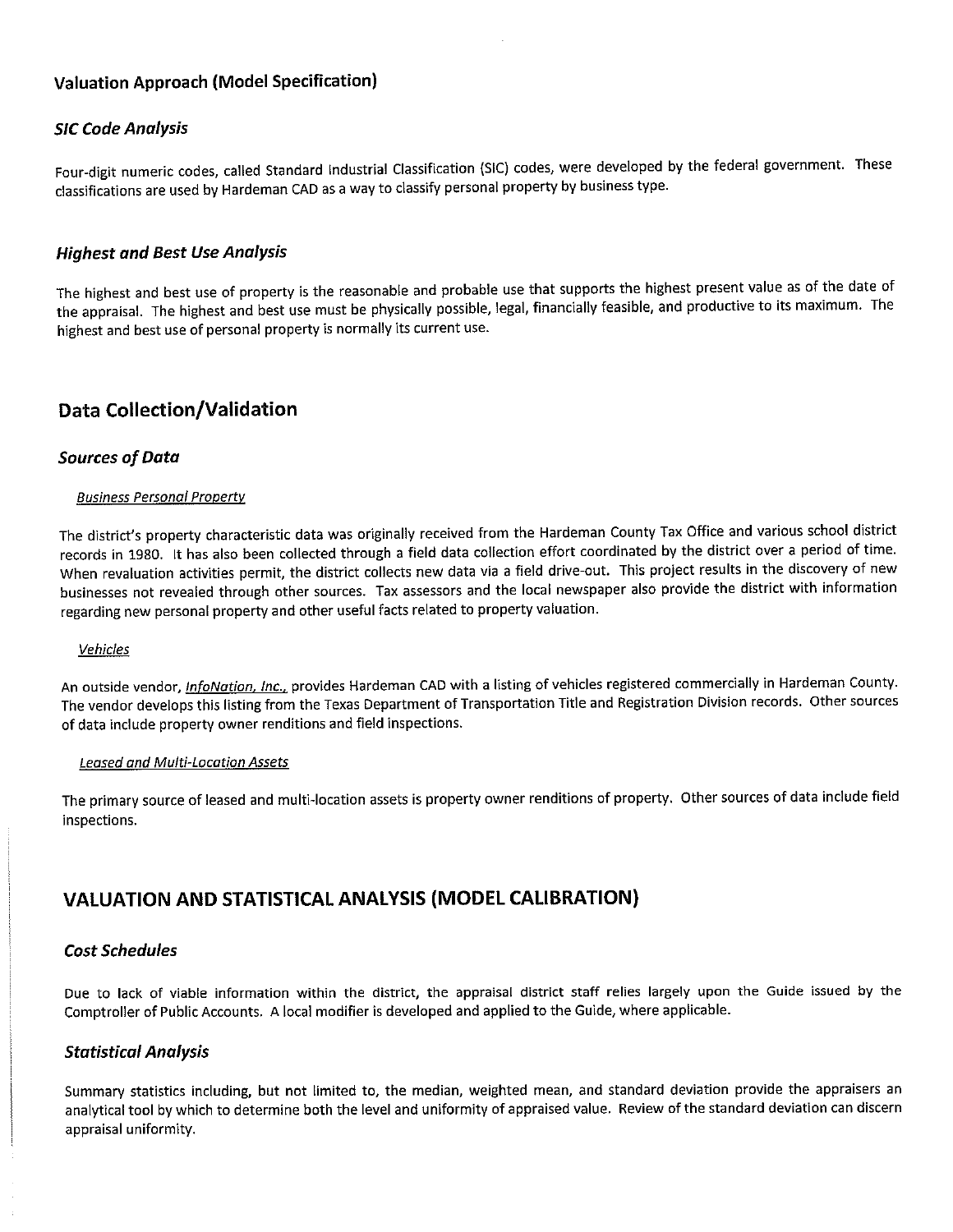### Valuation Approach (Model Specification)

#### *SIC Code Analysis*

Four-digit numeric codes, called Standard Industrial Classification (SIC) codes, were developed by the federal government. These classifications are used by Hardeman CAD as a way to classify personal property by business type.

#### *Highest and Best Use Analysis*

The highest and best use of property is the reasonable and probable use that supports the highest present value as of the date of the appraisal. The highest and best use must be physically possible, legal, financially feasible, and productive to its maximum. The highest and best use of personal property is normally its current use.

## Data Collection/Validation

### *Sources of Data*

*Business Personal Property*

The district's property characteristic data was originally received from the Hardeman County Tax Office and various school district records in 1980. It has also been collected through a field data collection effort coordinated by the district over a period of time. When revaluation activities permit, the district collects new data via a field drive-out. This project results in the discovery of new businesses not revealed through other sources. Tax assessors and the local newspaper also provide the district with information regarding new personal property and other useful facts related to property valuation.

*Vehicles*

An outside vendor, *InfoNation, Inc.,* provides Hardeman CAD with a listing of vehicles registered commercially in Hardeman County. The vendor develops this listing from the Texas Department of Transportation Title and Registration Division records. Other sources of data include property owner renditions and field inspections.

*Leased and Multi-Location Assets*

The primary source of leased and multi-location assets is property owner renditions of property. Other sources of data include field inspections.

## VALUATION AND STATISTICAL ANALYSIS (MODEL CALIBRATION)

### *Cost Schedules*

Due to lack of viable information within the district, the appraisal district staff relies largely upon the Guide issued by the Comptroller of Public Accounts. A local modifier is developed and applied to the Guide, where applicable.

### *Statistical Analysis*

Summary statistics including, but not limited to, the median, weighted mean, and standard deviation provide the appraisers an analytical tool by which to determine both the level and uniformity of appraised value. Review of the standard deviation can discern appraisal uniformity.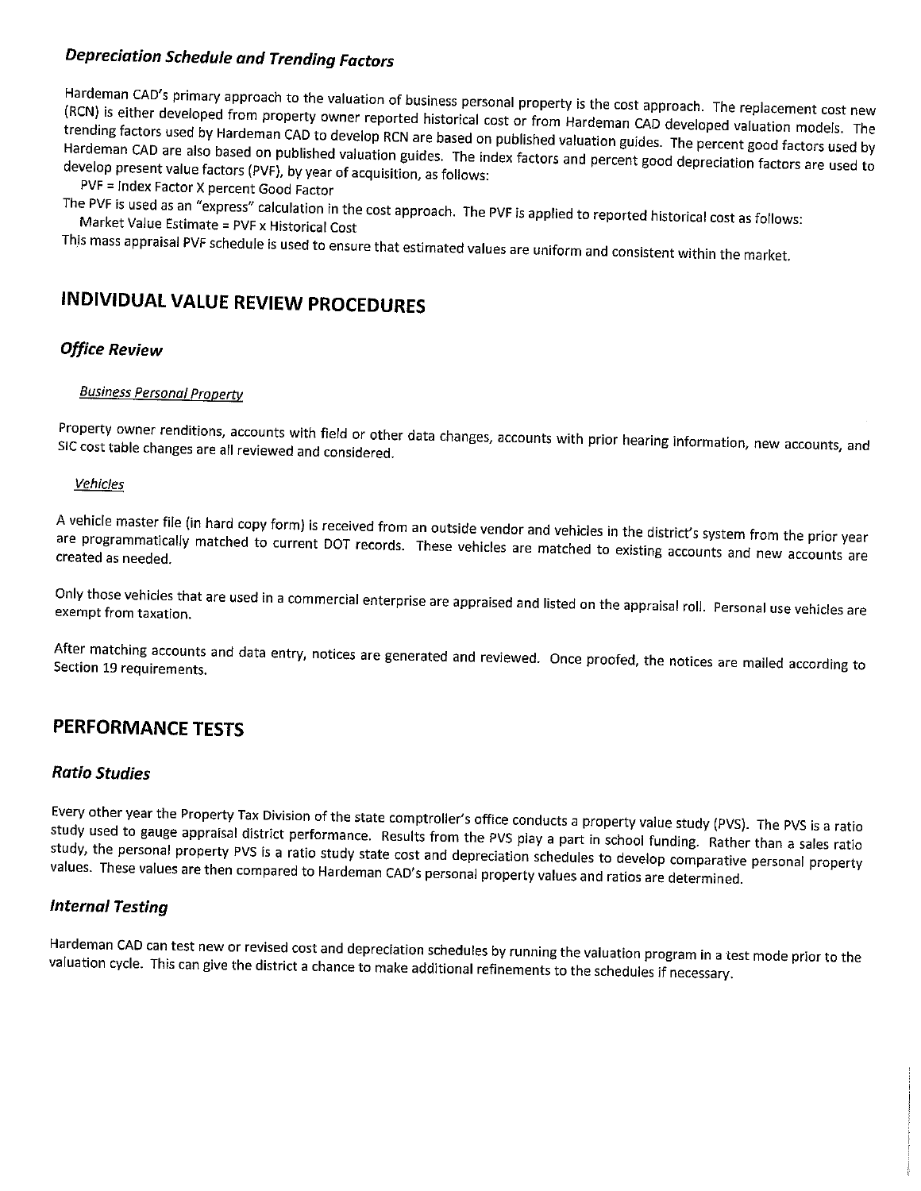### *Depreciation Schedule and Trending Factors*

Hardeman CAD's primary approach to the valuation of business personal property is the cost approach. The replacement cost new (RCN) is either developed from property owner reported historical cost or from Hardeman CAD developed valuation models. The trending factors used by Hardeman CAD to develop RCN are based on published valuation guides. The percent good factors used by Hardeman CAD are also based on published valuation guides. The index factors and percent good depreciation factors are used to develop present value factors (PVF), by year of acquisition, as follows:

PVF = Index Factor X percent Good Factor

The PVF is used as an "express" calculation in the cost approach. The PVF is applied to reported historical cost as follows:

Market Value Estimate = PVF x Historical Cost

This mass appraisal PVF schedule is used to ensure that estimated values are uniform and consistent within the market.

## INDIVIDUAL VALUE REVIEW PROCEDURES

### *Office Review*

*Business Personal Property*

Property owner renditions, accounts with field or other data changes, accounts with prior hearing information, new accounts, and SIC cost table changes are all reviewed and considered.

*Vehicles*

A vehicle master file (in hard copy form) is received from an outside vendor and vehicles in the district's system from the prior year are programmatically matched to current DOT records. These vehicles are matched to existing accounts and new accounts are created as needed.

Only those vehicles that are used in a commercial enterprise are appraised and listed on the appraisal roll. Personal use vehicles are exempt from taxation.

After matching accounts and data entry, notices are generated and reviewed. Once proofed, the notices are mailed according to Section 19 requirements.

## PERFORMANCE TESTS

### *Ratio Studies*

Every other year the Property Tax Division of the state comptroller's office conducts a property value study (PVS). The PVS is a ratio study used to gauge appraisal district performance. Results from the PVS play a part in school funding. Rather than a sales ratio study, the personal property PVS is a ratio study state cost and depreciation schedules to develop comparative personal property values. These values are then compared to Hardeman CAD's personal property values and ratios are determined.

### *Internal Testing*

Hardeman CAD can test new or revised cost and depreciation schedules by running the valuation program in a test mode prior to the valuation cycle. This can give the district a chance to make additional refinements to the schedules if necessary.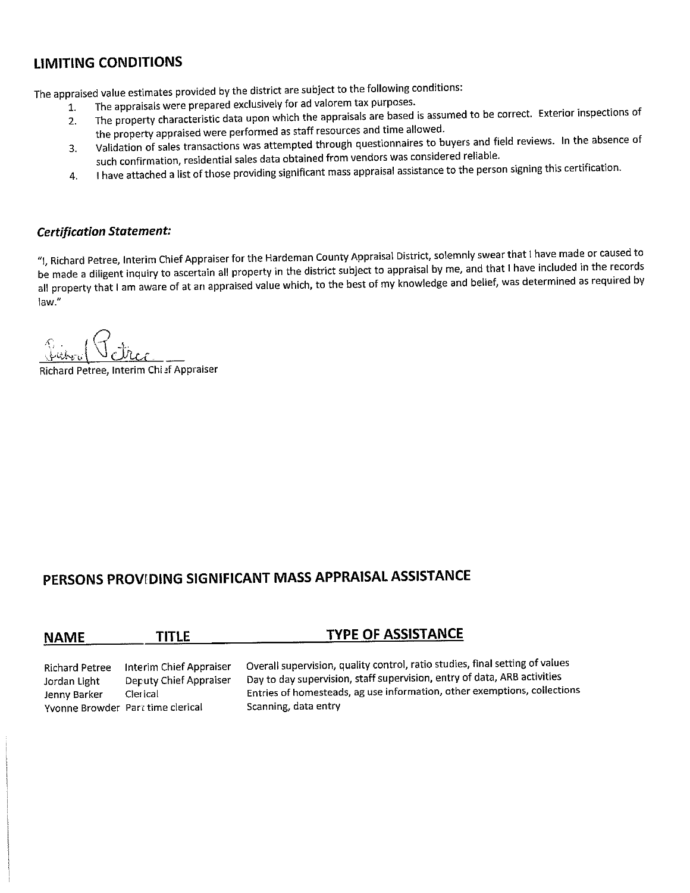## LIMITING CONDITIONS

The appraised value estimates provided by the district are subject to the following conditions:

1. The appraisals were prepared exclusively for ad valorem tax purposes.
2. The property characteristic data upon which the appraisals are based is assumed to be correct. Exterior inspections of the property appraised were performed as staff resources and time allowed.
3. Validation of sales transactions was attempted through questionnaires to buyers and field reviews. In the absence of such confirmation, residential sales data obtained from vendors was considered reliable.
4. I have attached a list of those providing significant mass appraisal assistance to the person signing this certification.

***Certification Statement:***

"I, Richard Petree, Interim Chief Appraiser for the Hardeman County Appraisal District, solemnly swear that I have made or caused to be made a diligent inquiry to ascertain all property in the district subject to appraisal by me, and that I have included in the records all property that I am aware of at an appraised value which, to the best of my knowledge and belief, was determined as required by law."

Richard Petree, Interim Chief Appraiser

## PERSONS PROVIDING SIGNIFICANT MASS APPRAISAL ASSISTANCE

| NAME | TITLE | TYPE OF ASSISTANCE |
| --- | --- | --- |
| Richard Petree | Interim Chief Appraiser | Overall supervision, quality control, ratio studies, final setting of values |
| Jordan Light | Deputy Chief Appraiser | Day to day supervision, staff supervision, entry of data, ARB activities |
| Jenny Barker | Clerical | Entries of homesteads, ag use information, other exemptions, collections |
| Yvonne Browder | Part time clerical | Scanning, data entry |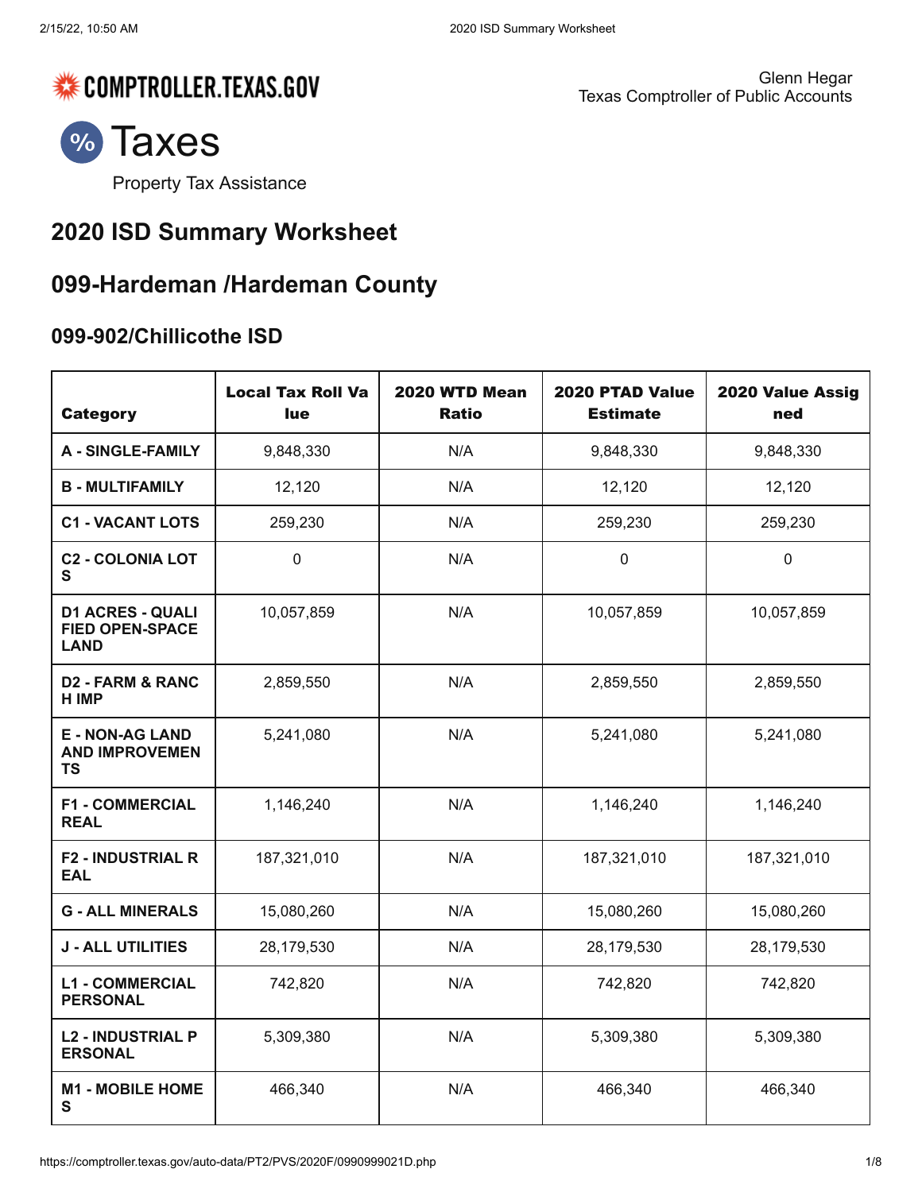COMPTROLLER.TEXAS.GOV

Glenn Hegar
Texas Comptroller of Public Accounts

# Taxes

Property Tax Assistance

## 2020 ISD Summary Worksheet

## 099-Hardeman /Hardeman County

### 099-902/Chillicothe ISD

| Category | Local Tax Roll Value | 2020 WTD Mean Ratio | 2020 PTAD Value Estimate | 2020 Value Assigned |
|---|---|---|---|---|
| A - SINGLE-FAMILY | 9,848,330 | N/A | 9,848,330 | 9,848,330 |
| B - MULTIFAMILY | 12,120 | N/A | 12,120 | 12,120 |
| C1 - VACANT LOTS | 259,230 | N/A | 259,230 | 259,230 |
| C2 - COLONIA LOTS | 0 | N/A | 0 | 0 |
| D1 ACRES - QUALIFIED OPEN-SPACE LAND | 10,057,859 | N/A | 10,057,859 | 10,057,859 |
| D2 - FARM & RANCH IMP | 2,859,550 | N/A | 2,859,550 | 2,859,550 |
| E - NON-AG LAND AND IMPROVEMENTS | 5,241,080 | N/A | 5,241,080 | 5,241,080 |
| F1 - COMMERCIAL REAL | 1,146,240 | N/A | 1,146,240 | 1,146,240 |
| F2 - INDUSTRIAL REAL | 187,321,010 | N/A | 187,321,010 | 187,321,010 |
| G - ALL MINERALS | 15,080,260 | N/A | 15,080,260 | 15,080,260 |
| J - ALL UTILITIES | 28,179,530 | N/A | 28,179,530 | 28,179,530 |
| L1 - COMMERCIAL PERSONAL | 742,820 | N/A | 742,820 | 742,820 |
| L2 - INDUSTRIAL PERSONAL | 5,309,380 | N/A | 5,309,380 | 5,309,380 |
| M1 - MOBILE HOMES | 466,340 | N/A | 466,340 | 466,340 |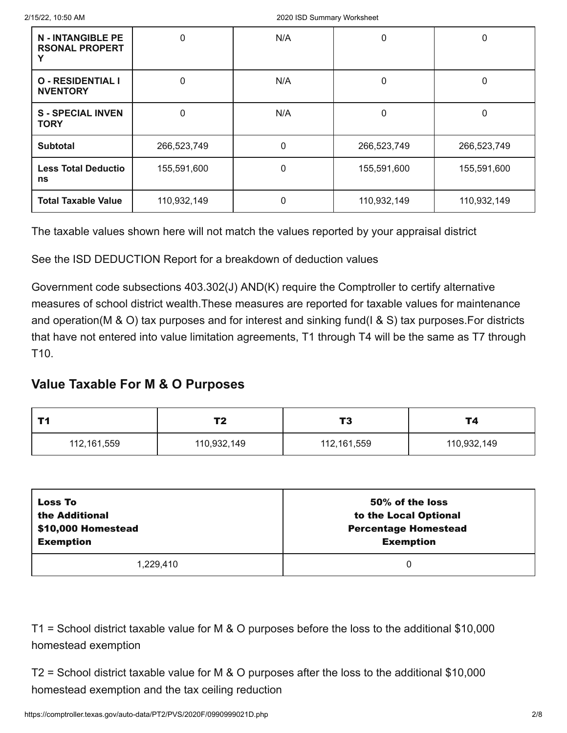| N - INTANGIBLE PERSONAL PROPERTY | 0 | N/A | 0 | 0 |
|---|---|---|---|---|
| O - RESIDENTIAL INVENTORY | 0 | N/A | 0 | 0 |
| S - SPECIAL INVENTORY | 0 | N/A | 0 | 0 |
| **Subtotal** | 266,523,749 | 0 | 266,523,749 | 266,523,749 |
| **Less Total Deductions** | 155,591,600 | 0 | 155,591,600 | 155,591,600 |
| **Total Taxable Value** | 110,932,149 | 0 | 110,932,149 | 110,932,149 |

The taxable values shown here will not match the values reported by your appraisal district

See the ISD DEDUCTION Report for a breakdown of deduction values

Government code subsections 403.302(J) AND(K) require the Comptroller to certify alternative measures of school district wealth.These measures are reported for taxable values for maintenance and operation(M & O) tax purposes and for interest and sinking fund(I & S) tax purposes.For districts that have not entered into value limitation agreements, T1 through T4 will be the same as T7 through T10.

## Value Taxable For M & O Purposes

| T1 | T2 | T3 | T4 |
|---|---|---|---|
| 112,161,559 | 110,932,149 | 112,161,559 | 110,932,149 |

| Loss To the Additional $10,000 Homestead Exemption | 50% of the loss to the Local Optional Percentage Homestead Exemption |
|---|---|
| 1,229,410 | 0 |

T1 = School district taxable value for M & O purposes before the loss to the additional $10,000 homestead exemption

T2 = School district taxable value for M & O purposes after the loss to the additional $10,000 homestead exemption and the tax ceiling reduction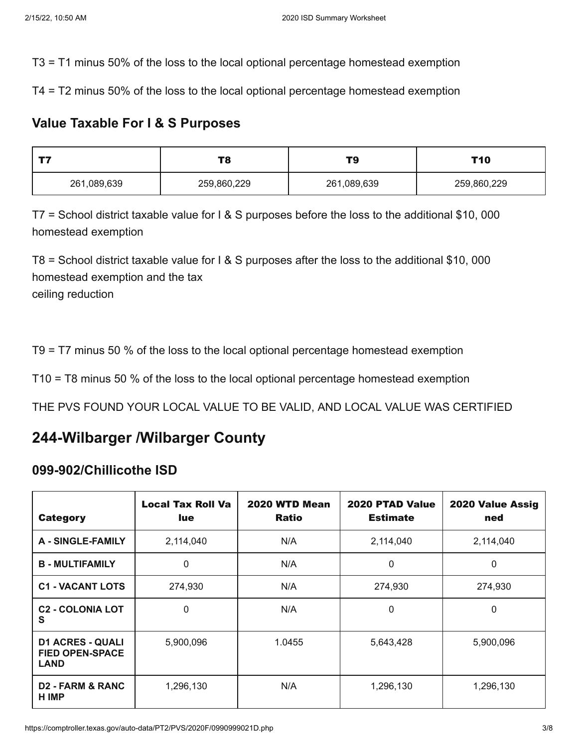T3 = T1 minus 50% of the loss to the local optional percentage homestead exemption

T4 = T2 minus 50% of the loss to the local optional percentage homestead exemption

### Value Taxable For I & S Purposes

| T7 | T8 | T9 | T10 |
|---|---|---|---|
| 261,089,639 | 259,860,229 | 261,089,639 | 259,860,229 |

T7 = School district taxable value for I & S purposes before the loss to the additional $10, 000 homestead exemption

T8 = School district taxable value for I & S purposes after the loss to the additional $10, 000 homestead exemption and the tax
ceiling reduction

T9 = T7 minus 50 % of the loss to the local optional percentage homestead exemption

T10 = T8 minus 50 % of the loss to the local optional percentage homestead exemption

THE PVS FOUND YOUR LOCAL VALUE TO BE VALID, AND LOCAL VALUE WAS CERTIFIED

## 244-Wilbarger /Wilbarger County

### 099-902/Chillicothe ISD

| Category | Local Tax Roll Value | 2020 WTD Mean Ratio | 2020 PTAD Value Estimate | 2020 Value Assigned |
|---|---|---|---|---|
| **A - SINGLE-FAMILY** | 2,114,040 | N/A | 2,114,040 | 2,114,040 |
| **B - MULTIFAMILY** | 0 | N/A | 0 | 0 |
| **C1 - VACANT LOTS** | 274,930 | N/A | 274,930 | 274,930 |
| **C2 - COLONIA LOTS** | 0 | N/A | 0 | 0 |
| **D1 ACRES - QUALIFIED OPEN-SPACE LAND** | 5,900,096 | 1.0455 | 5,643,428 | 5,900,096 |
| **D2 - FARM & RANCH IMP** | 1,296,130 | N/A | 1,296,130 | 1,296,130 |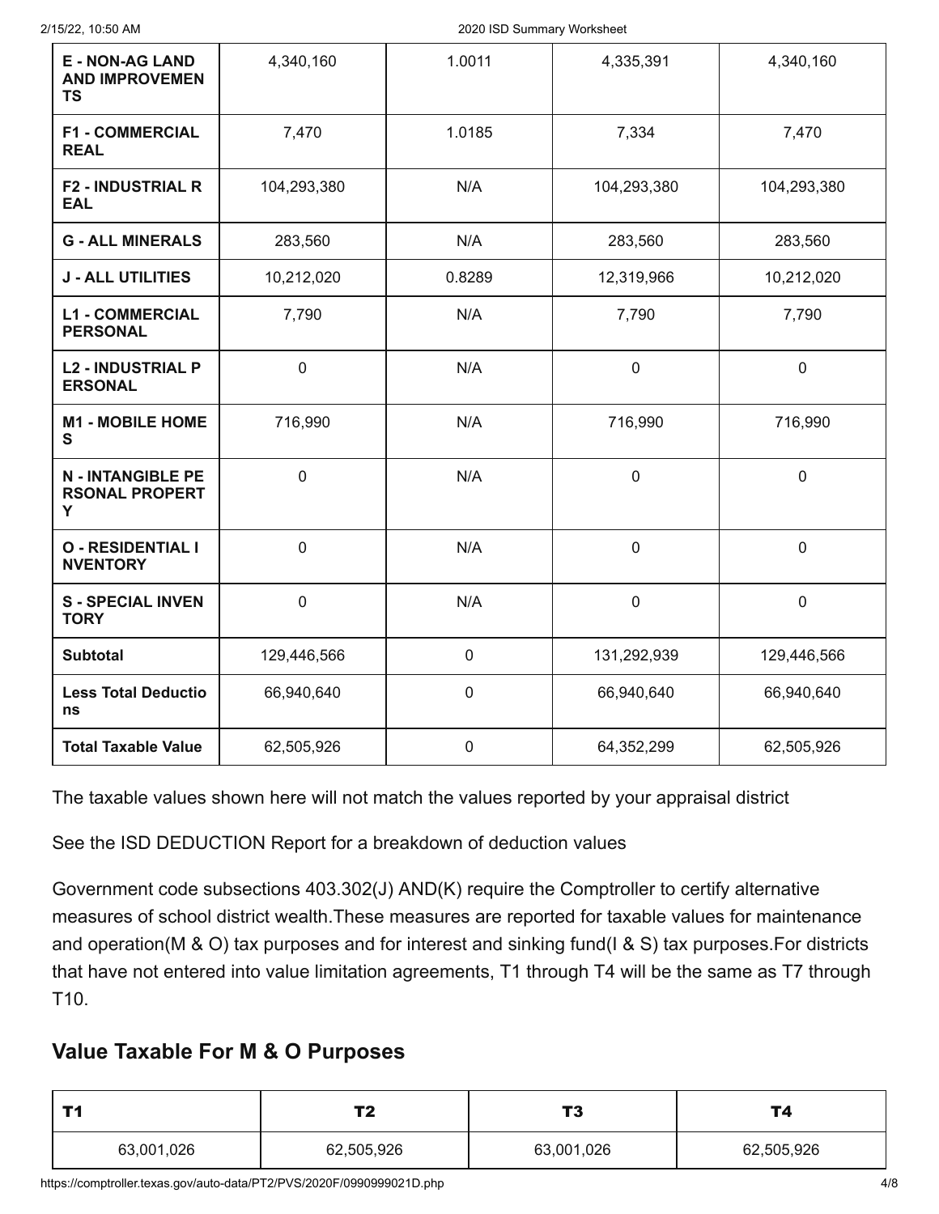| E - NON-AG LAND AND IMPROVEMENTS | 4,340,160 | 1.0011 | 4,335,391 | 4,340,160 |
|---|---|---|---|---|
| F1 - COMMERCIAL REAL | 7,470 | 1.0185 | 7,334 | 7,470 |
| F2 - INDUSTRIAL REAL | 104,293,380 | N/A | 104,293,380 | 104,293,380 |
| G - ALL MINERALS | 283,560 | N/A | 283,560 | 283,560 |
| J - ALL UTILITIES | 10,212,020 | 0.8289 | 12,319,966 | 10,212,020 |
| L1 - COMMERCIAL PERSONAL | 7,790 | N/A | 7,790 | 7,790 |
| L2 - INDUSTRIAL PERSONAL | 0 | N/A | 0 | 0 |
| M1 - MOBILE HOMES | 716,990 | N/A | 716,990 | 716,990 |
| N - INTANGIBLE PERSONAL PROPERTY | 0 | N/A | 0 | 0 |
| O - RESIDENTIAL INVENTORY | 0 | N/A | 0 | 0 |
| S - SPECIAL INVENTORY | 0 | N/A | 0 | 0 |
| Subtotal | 129,446,566 | 0 | 131,292,939 | 129,446,566 |
| Less Total Deductions | 66,940,640 | 0 | 66,940,640 | 66,940,640 |
| Total Taxable Value | 62,505,926 | 0 | 64,352,299 | 62,505,926 |

The taxable values shown here will not match the values reported by your appraisal district

See the ISD DEDUCTION Report for a breakdown of deduction values

Government code subsections 403.302(J) AND(K) require the Comptroller to certify alternative measures of school district wealth.These measures are reported for taxable values for maintenance and operation(M & O) tax purposes and for interest and sinking fund(I & S) tax purposes.For districts that have not entered into value limitation agreements, T1 through T4 will be the same as T7 through T10.

## Value Taxable For M & O Purposes

| T1 | T2 | T3 | T4 |
|---|---|---|---|
| 63,001,026 | 62,505,926 | 63,001,026 | 62,505,926 |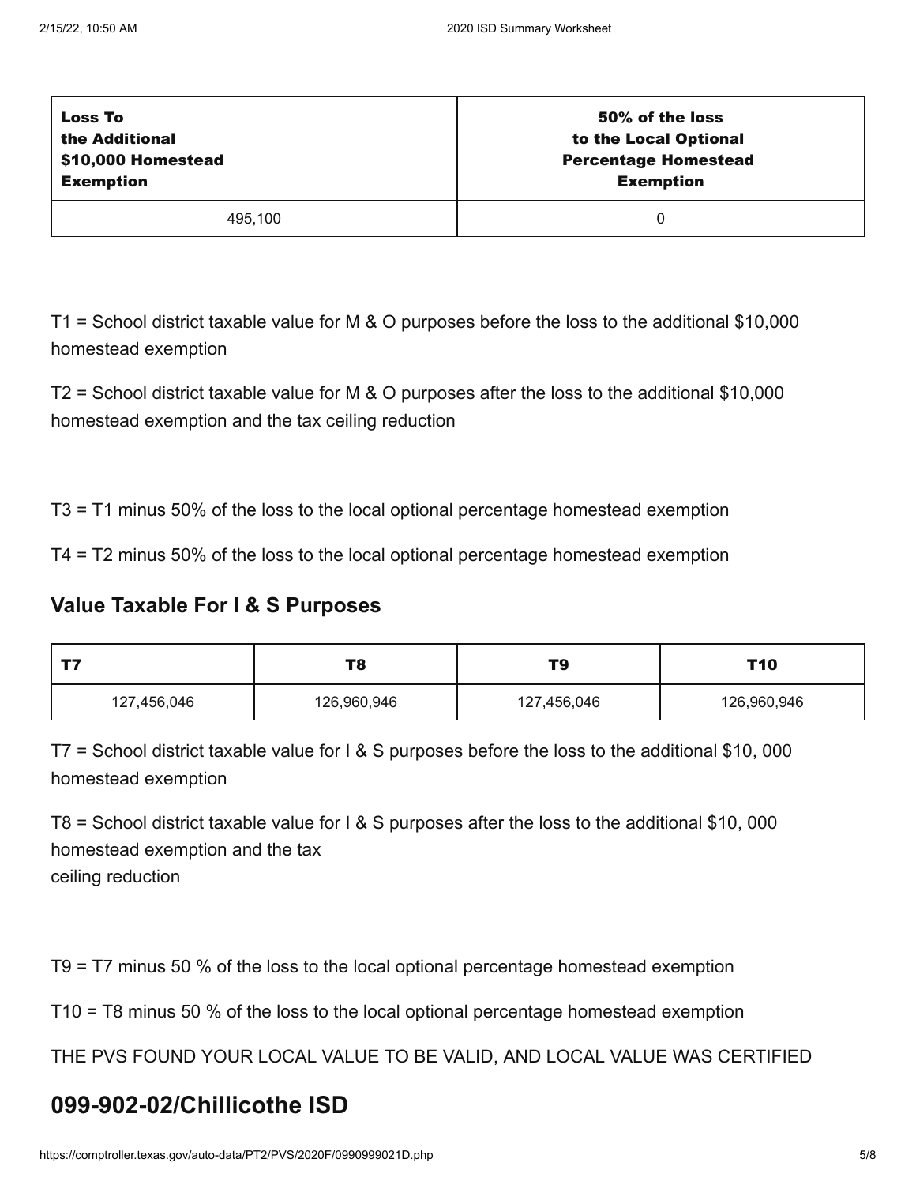| Loss To the Additional $10,000 Homestead Exemption | 50% of the loss to the Local Optional Percentage Homestead Exemption |
| --- | --- |
| 495,100 | 0 |

T1 = School district taxable value for M & O purposes before the loss to the additional $10,000 homestead exemption

T2 = School district taxable value for M & O purposes after the loss to the additional $10,000 homestead exemption and the tax ceiling reduction

T3 = T1 minus 50% of the loss to the local optional percentage homestead exemption

T4 = T2 minus 50% of the loss to the local optional percentage homestead exemption

### Value Taxable For I & S Purposes

| T7 | T8 | T9 | T10 |
| --- | --- | --- | --- |
| 127,456,046 | 126,960,946 | 127,456,046 | 126,960,946 |

T7 = School district taxable value for I & S purposes before the loss to the additional $10, 000 homestead exemption

T8 = School district taxable value for I & S purposes after the loss to the additional $10, 000 homestead exemption and the tax ceiling reduction

T9 = T7 minus 50 % of the loss to the local optional percentage homestead exemption

T10 = T8 minus 50 % of the loss to the local optional percentage homestead exemption

THE PVS FOUND YOUR LOCAL VALUE TO BE VALID, AND LOCAL VALUE WAS CERTIFIED

## 099-902-02/Chillicothe ISD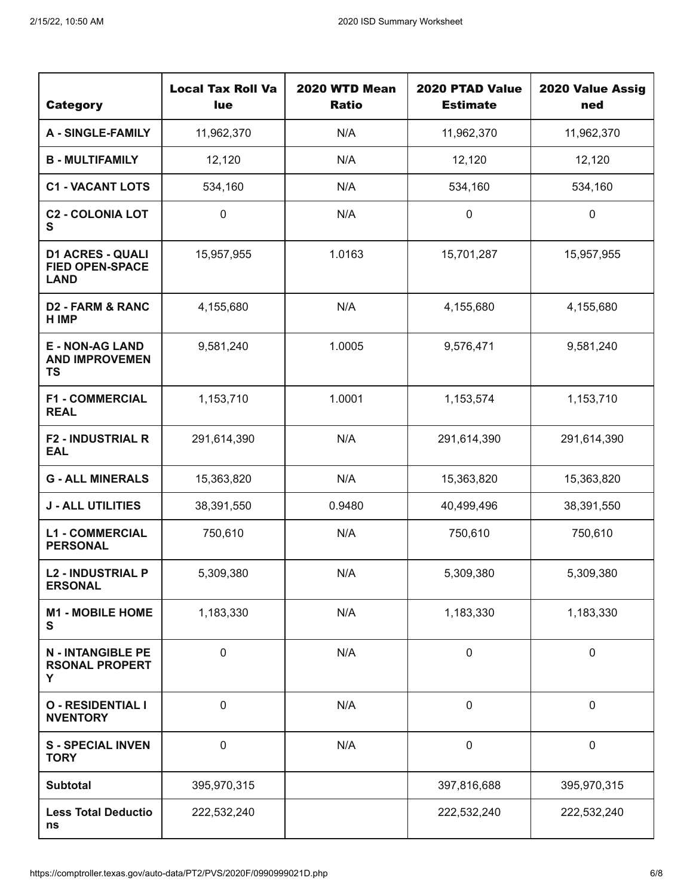| Category | Local Tax Roll Value | 2020 WTD Mean Ratio | 2020 PTAD Value Estimate | 2020 Value Assigned |
|---|---|---|---|---|
| **A - SINGLE-FAMILY** | 11,962,370 | N/A | 11,962,370 | 11,962,370 |
| **B - MULTIFAMILY** | 12,120 | N/A | 12,120 | 12,120 |
| **C1 - VACANT LOTS** | 534,160 | N/A | 534,160 | 534,160 |
| **C2 - COLONIA LOTS** | 0 | N/A | 0 | 0 |
| **D1 ACRES - QUALIFIED OPEN-SPACE LAND** | 15,957,955 | 1.0163 | 15,701,287 | 15,957,955 |
| **D2 - FARM & RANCH IMP** | 4,155,680 | N/A | 4,155,680 | 4,155,680 |
| **E - NON-AG LAND AND IMPROVEMENTS** | 9,581,240 | 1.0005 | 9,576,471 | 9,581,240 |
| **F1 - COMMERCIAL REAL** | 1,153,710 | 1.0001 | 1,153,574 | 1,153,710 |
| **F2 - INDUSTRIAL REAL** | 291,614,390 | N/A | 291,614,390 | 291,614,390 |
| **G - ALL MINERALS** | 15,363,820 | N/A | 15,363,820 | 15,363,820 |
| **J - ALL UTILITIES** | 38,391,550 | 0.9480 | 40,499,496 | 38,391,550 |
| **L1 - COMMERCIAL PERSONAL** | 750,610 | N/A | 750,610 | 750,610 |
| **L2 - INDUSTRIAL PERSONAL** | 5,309,380 | N/A | 5,309,380 | 5,309,380 |
| **M1 - MOBILE HOMES** | 1,183,330 | N/A | 1,183,330 | 1,183,330 |
| **N - INTANGIBLE PERSONAL PROPERTY** | 0 | N/A | 0 | 0 |
| **O - RESIDENTIAL INVENTORY** | 0 | N/A | 0 | 0 |
| **S - SPECIAL INVENTORY** | 0 | N/A | 0 | 0 |
| **Subtotal** | 395,970,315 | | 397,816,688 | 395,970,315 |
| **Less Total Deductions** | 222,532,240 | | 222,532,240 | 222,532,240 |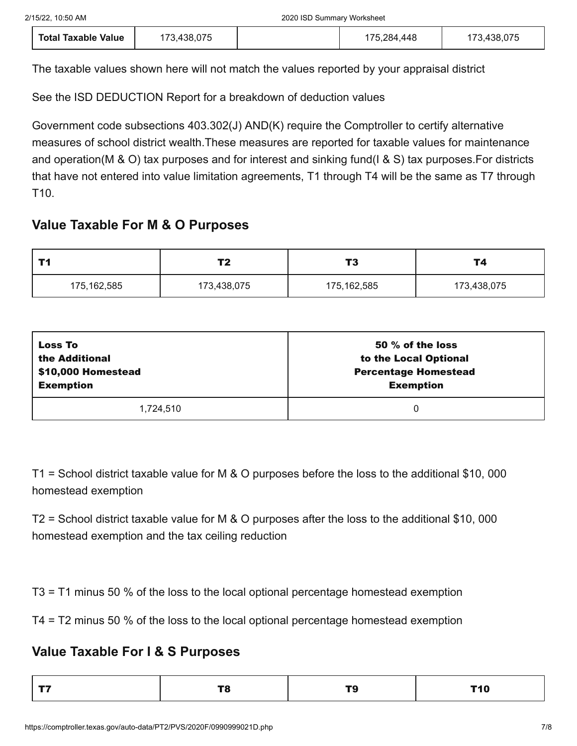| Total Taxable Value | 173,438,075 | | 175,284,448 | 173,438,075 |
|---|---|---|---|---|

The taxable values shown here will not match the values reported by your appraisal district

See the ISD DEDUCTION Report for a breakdown of deduction values

Government code subsections 403.302(J) AND(K) require the Comptroller to certify alternative measures of school district wealth.These measures are reported for taxable values for maintenance and operation(M & O) tax purposes and for interest and sinking fund(I & S) tax purposes.For districts that have not entered into value limitation agreements, T1 through T4 will be the same as T7 through T10.

## Value Taxable For M & O Purposes

| T1 | T2 | T3 | T4 |
|---|---|---|---|
| 175,162,585 | 173,438,075 | 175,162,585 | 173,438,075 |

| Loss To the Additional $10,000 Homestead Exemption | 50 % of the loss to the Local Optional Percentage Homestead Exemption |
|---|---|
| 1,724,510 | 0 |

T1 = School district taxable value for M & O purposes before the loss to the additional $10, 000 homestead exemption

T2 = School district taxable value for M & O purposes after the loss to the additional $10, 000 homestead exemption and the tax ceiling reduction

T3 = T1 minus 50 % of the loss to the local optional percentage homestead exemption

T4 = T2 minus 50 % of the loss to the local optional percentage homestead exemption

## Value Taxable For I & S Purposes

| T7 | T8 | T9 | T10 |
|---|---|---|---|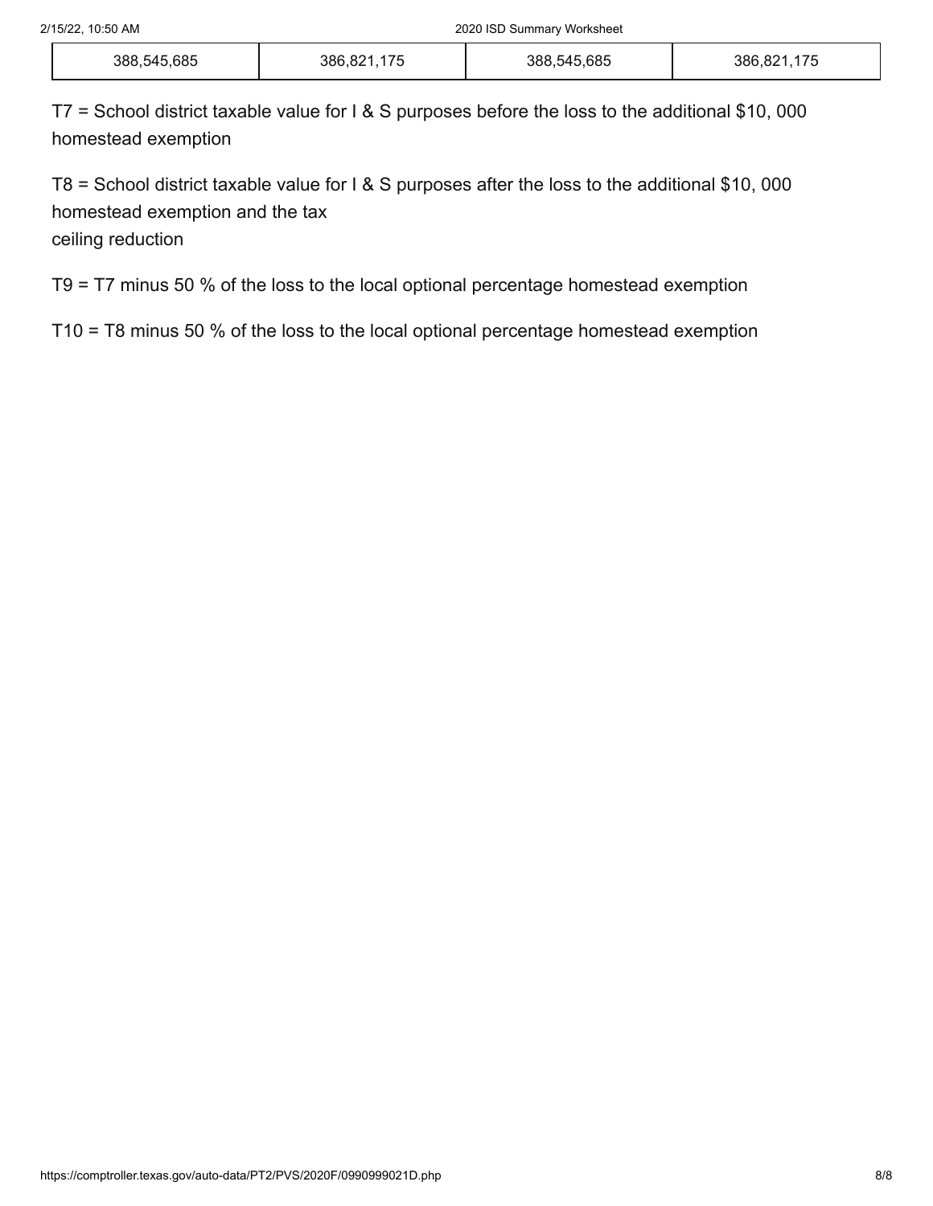| 388,545,685 | 386,821,175 | 388,545,685 | 386,821,175 |
|---|---|---|---|

T7 = School district taxable value for I & S purposes before the loss to the additional $10, 000 homestead exemption

T8 = School district taxable value for I & S purposes after the loss to the additional $10, 000 homestead exemption and the tax
ceiling reduction

T9 = T7 minus 50 % of the loss to the local optional percentage homestead exemption

T10 = T8 minus 50 % of the loss to the local optional percentage homestead exemption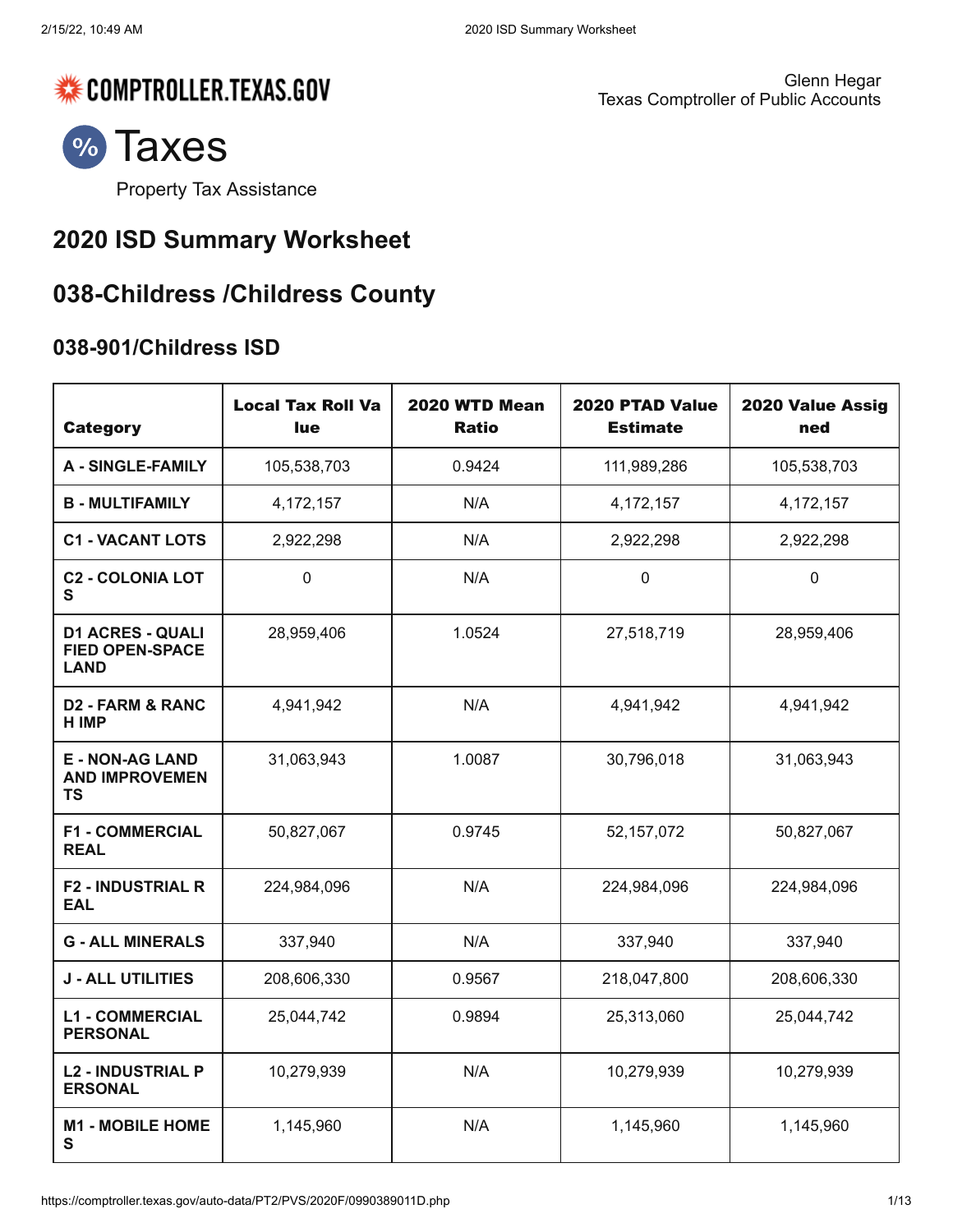COMPTROLLER.TEXAS.GOV

Glenn Hegar
Texas Comptroller of Public Accounts

# Taxes

Property Tax Assistance

## 2020 ISD Summary Worksheet

## 038-Childress /Childress County

### 038-901/Childress ISD

| Category | Local Tax Roll Value | 2020 WTD Mean Ratio | 2020 PTAD Value Estimate | 2020 Value Assigned |
|---|---|---|---|---|
| A - SINGLE-FAMILY | 105,538,703 | 0.9424 | 111,989,286 | 105,538,703 |
| B - MULTIFAMILY | 4,172,157 | N/A | 4,172,157 | 4,172,157 |
| C1 - VACANT LOTS | 2,922,298 | N/A | 2,922,298 | 2,922,298 |
| C2 - COLONIA LOTS | 0 | N/A | 0 | 0 |
| D1 ACRES - QUALIFIED OPEN-SPACE LAND | 28,959,406 | 1.0524 | 27,518,719 | 28,959,406 |
| D2 - FARM & RANCH IMP | 4,941,942 | N/A | 4,941,942 | 4,941,942 |
| E - NON-AG LAND AND IMPROVEMENTS | 31,063,943 | 1.0087 | 30,796,018 | 31,063,943 |
| F1 - COMMERCIAL REAL | 50,827,067 | 0.9745 | 52,157,072 | 50,827,067 |
| F2 - INDUSTRIAL REAL | 224,984,096 | N/A | 224,984,096 | 224,984,096 |
| G - ALL MINERALS | 337,940 | N/A | 337,940 | 337,940 |
| J - ALL UTILITIES | 208,606,330 | 0.9567 | 218,047,800 | 208,606,330 |
| L1 - COMMERCIAL PERSONAL | 25,044,742 | 0.9894 | 25,313,060 | 25,044,742 |
| L2 - INDUSTRIAL PERSONAL | 10,279,939 | N/A | 10,279,939 | 10,279,939 |
| M1 - MOBILE HOMES | 1,145,960 | N/A | 1,145,960 | 1,145,960 |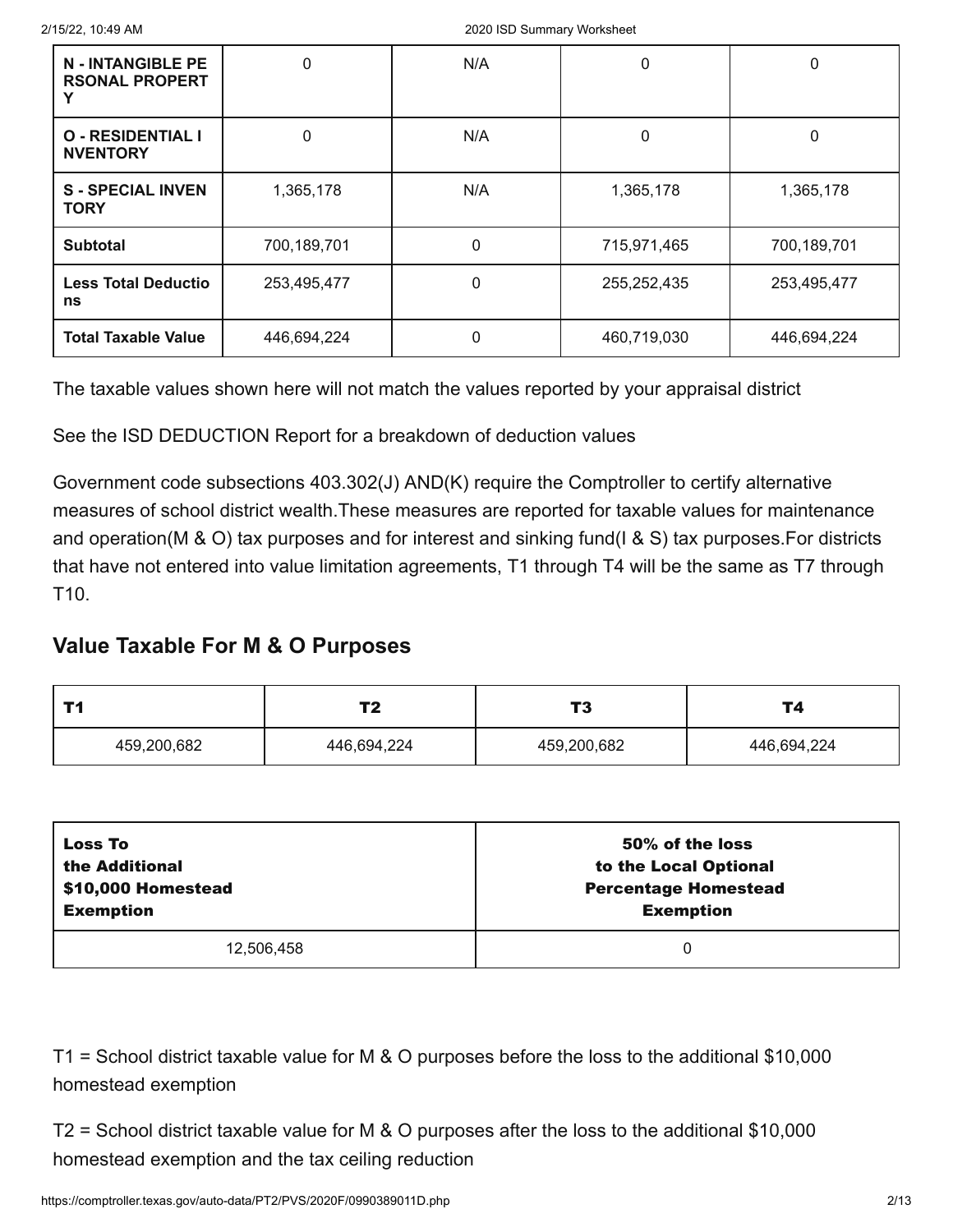| N - INTANGIBLE PERSONAL PROPERTY | 0 | N/A | 0 | 0 |
|---|---|---|---|---|
| O - RESIDENTIAL INVENTORY | 0 | N/A | 0 | 0 |
| S - SPECIAL INVENTORY | 1,365,178 | N/A | 1,365,178 | 1,365,178 |
| Subtotal | 700,189,701 | 0 | 715,971,465 | 700,189,701 |
| Less Total Deductions | 253,495,477 | 0 | 255,252,435 | 253,495,477 |
| Total Taxable Value | 446,694,224 | 0 | 460,719,030 | 446,694,224 |

The taxable values shown here will not match the values reported by your appraisal district

See the ISD DEDUCTION Report for a breakdown of deduction values

Government code subsections 403.302(J) AND(K) require the Comptroller to certify alternative measures of school district wealth.These measures are reported for taxable values for maintenance and operation(M & O) tax purposes and for interest and sinking fund(I & S) tax purposes.For districts that have not entered into value limitation agreements, T1 through T4 will be the same as T7 through T10.

## Value Taxable For M & O Purposes

| T1 | T2 | T3 | T4 |
|---|---|---|---|
| 459,200,682 | 446,694,224 | 459,200,682 | 446,694,224 |

| Loss To the Additional $10,000 Homestead Exemption | 50% of the loss to the Local Optional Percentage Homestead Exemption |
|---|---|
| 12,506,458 | 0 |

T1 = School district taxable value for M & O purposes before the loss to the additional $10,000 homestead exemption

T2 = School district taxable value for M & O purposes after the loss to the additional $10,000 homestead exemption and the tax ceiling reduction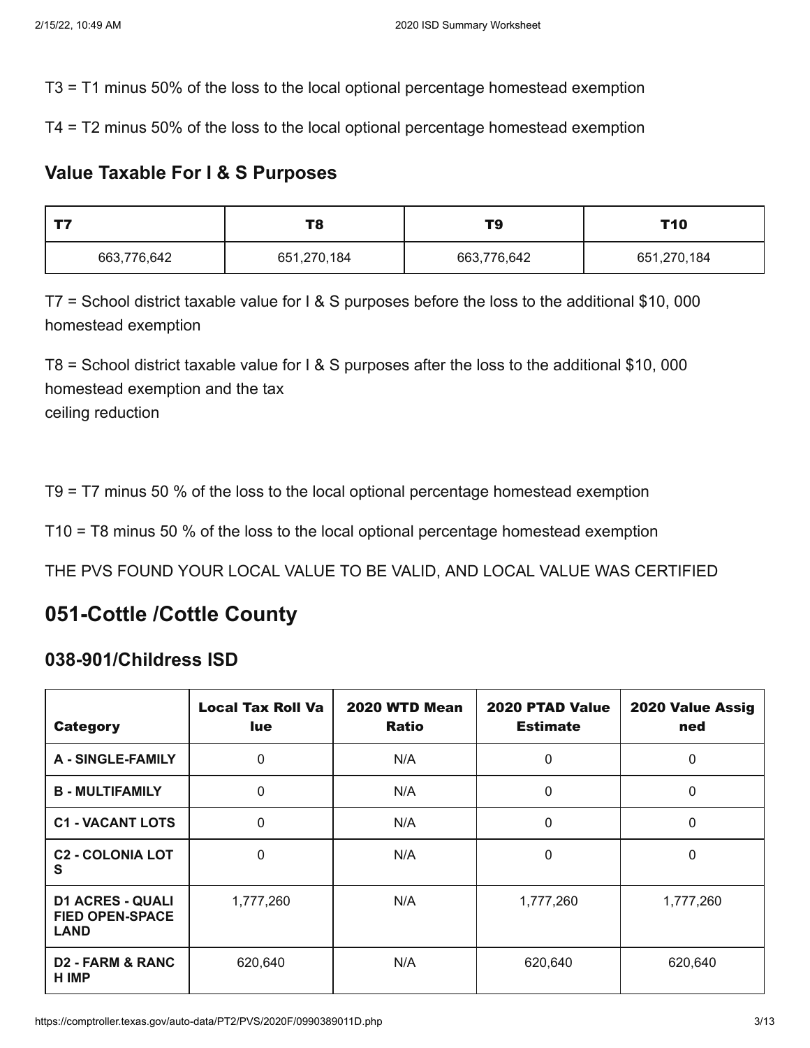T3 = T1 minus 50% of the loss to the local optional percentage homestead exemption

T4 = T2 minus 50% of the loss to the local optional percentage homestead exemption

### Value Taxable For I & S Purposes

| T7 | T8 | T9 | T10 |
|---|---|---|---|
| 663,776,642 | 651,270,184 | 663,776,642 | 651,270,184 |

T7 = School district taxable value for I & S purposes before the loss to the additional $10, 000 homestead exemption

T8 = School district taxable value for I & S purposes after the loss to the additional $10, 000 homestead exemption and the tax
ceiling reduction

T9 = T7 minus 50 % of the loss to the local optional percentage homestead exemption

T10 = T8 minus 50 % of the loss to the local optional percentage homestead exemption

THE PVS FOUND YOUR LOCAL VALUE TO BE VALID, AND LOCAL VALUE WAS CERTIFIED

## 051-Cottle /Cottle County

### 038-901/Childress ISD

| Category | Local Tax Roll Value | 2020 WTD Mean Ratio | 2020 PTAD Value Estimate | 2020 Value Assigned |
|---|---|---|---|---|
| A - SINGLE-FAMILY | 0 | N/A | 0 | 0 |
| B - MULTIFAMILY | 0 | N/A | 0 | 0 |
| C1 - VACANT LOTS | 0 | N/A | 0 | 0 |
| C2 - COLONIA LOTS | 0 | N/A | 0 | 0 |
| D1 ACRES - QUALIFIED OPEN-SPACE LAND | 1,777,260 | N/A | 1,777,260 | 1,777,260 |
| D2 - FARM & RANCH IMP | 620,640 | N/A | 620,640 | 620,640 |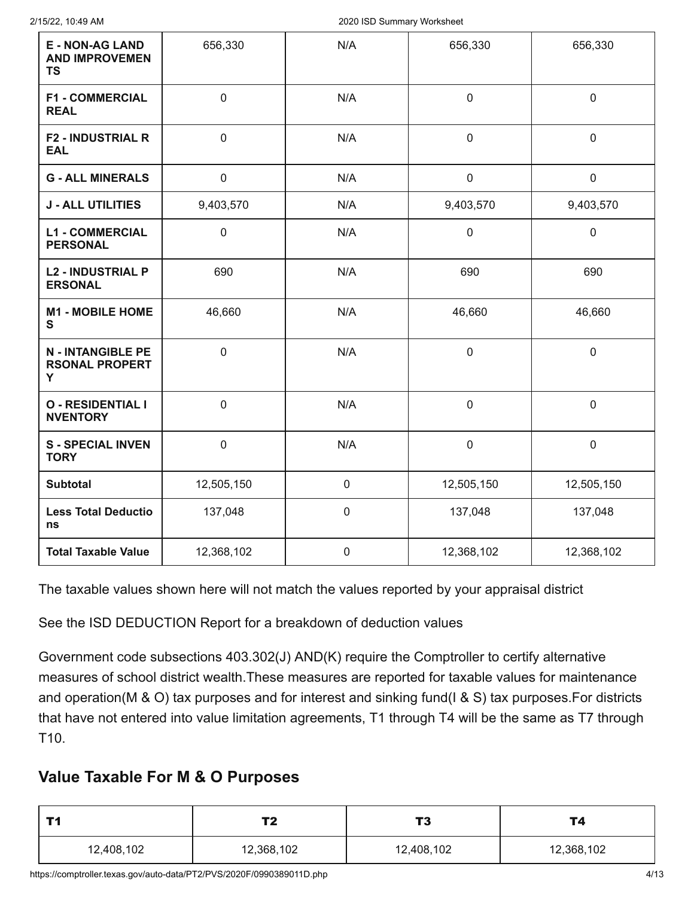| E - NON-AG LAND AND IMPROVEMENTS | 656,330 | N/A | 656,330 | 656,330 |
|---|---|---|---|---|
| F1 - COMMERCIAL REAL | 0 | N/A | 0 | 0 |
| F2 - INDUSTRIAL REAL | 0 | N/A | 0 | 0 |
| G - ALL MINERALS | 0 | N/A | 0 | 0 |
| J - ALL UTILITIES | 9,403,570 | N/A | 9,403,570 | 9,403,570 |
| L1 - COMMERCIAL PERSONAL | 0 | N/A | 0 | 0 |
| L2 - INDUSTRIAL PERSONAL | 690 | N/A | 690 | 690 |
| M1 - MOBILE HOMES | 46,660 | N/A | 46,660 | 46,660 |
| N - INTANGIBLE PERSONAL PROPERTY | 0 | N/A | 0 | 0 |
| O - RESIDENTIAL INVENTORY | 0 | N/A | 0 | 0 |
| S - SPECIAL INVENTORY | 0 | N/A | 0 | 0 |
| **Subtotal** | 12,505,150 | 0 | 12,505,150 | 12,505,150 |
| **Less Total Deductions** | 137,048 | 0 | 137,048 | 137,048 |
| **Total Taxable Value** | 12,368,102 | 0 | 12,368,102 | 12,368,102 |

The taxable values shown here will not match the values reported by your appraisal district

See the ISD DEDUCTION Report for a breakdown of deduction values

Government code subsections 403.302(J) AND(K) require the Comptroller to certify alternative measures of school district wealth.These measures are reported for taxable values for maintenance and operation(M & O) tax purposes and for interest and sinking fund(I & S) tax purposes.For districts that have not entered into value limitation agreements, T1 through T4 will be the same as T7 through T10.

## Value Taxable For M & O Purposes

| T1 | T2 | T3 | T4 |
|---|---|---|---|
| 12,408,102 | 12,368,102 | 12,408,102 | 12,368,102 |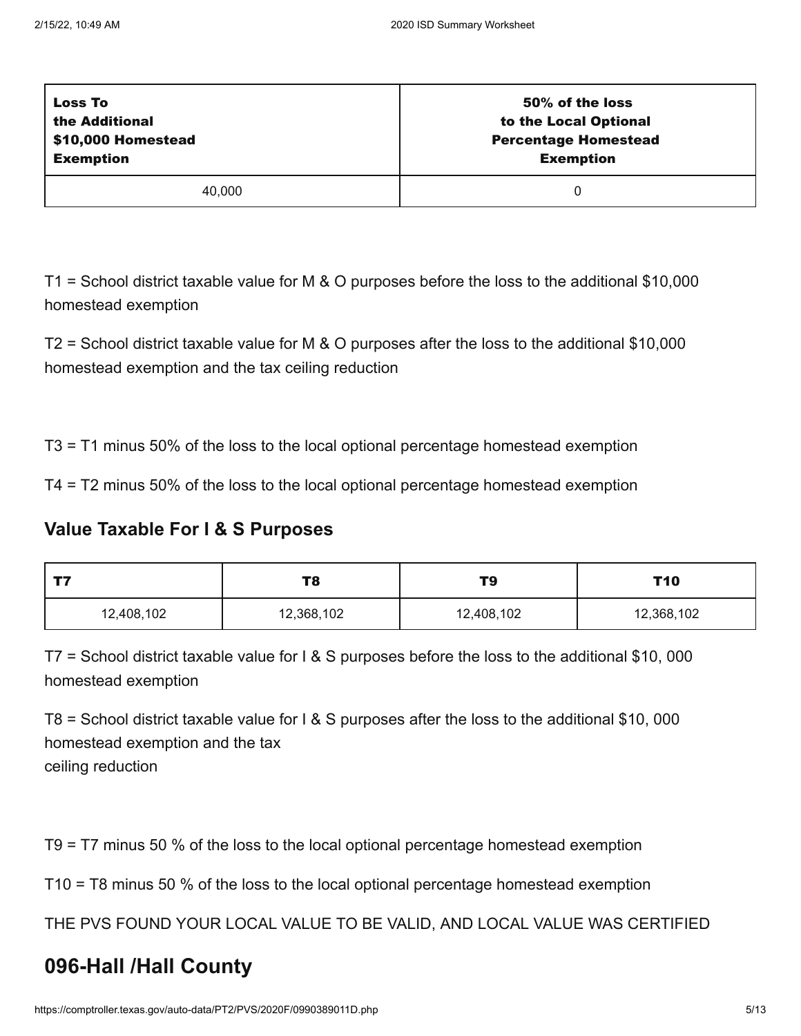| Loss To the Additional $10,000 Homestead Exemption | 50% of the loss to the Local Optional Percentage Homestead Exemption |
|---|---|
| 40,000 | 0 |

T1 = School district taxable value for M & O purposes before the loss to the additional $10,000 homestead exemption

T2 = School district taxable value for M & O purposes after the loss to the additional $10,000 homestead exemption and the tax ceiling reduction

T3 = T1 minus 50% of the loss to the local optional percentage homestead exemption

T4 = T2 minus 50% of the loss to the local optional percentage homestead exemption

### Value Taxable For I & S Purposes

| T7 | T8 | T9 | T10 |
|---|---|---|---|
| 12,408,102 | 12,368,102 | 12,408,102 | 12,368,102 |

T7 = School district taxable value for I & S purposes before the loss to the additional $10, 000 homestead exemption

T8 = School district taxable value for I & S purposes after the loss to the additional $10, 000 homestead exemption and the tax
ceiling reduction

T9 = T7 minus 50 % of the loss to the local optional percentage homestead exemption

T10 = T8 minus 50 % of the loss to the local optional percentage homestead exemption

THE PVS FOUND YOUR LOCAL VALUE TO BE VALID, AND LOCAL VALUE WAS CERTIFIED

## 096-Hall /Hall County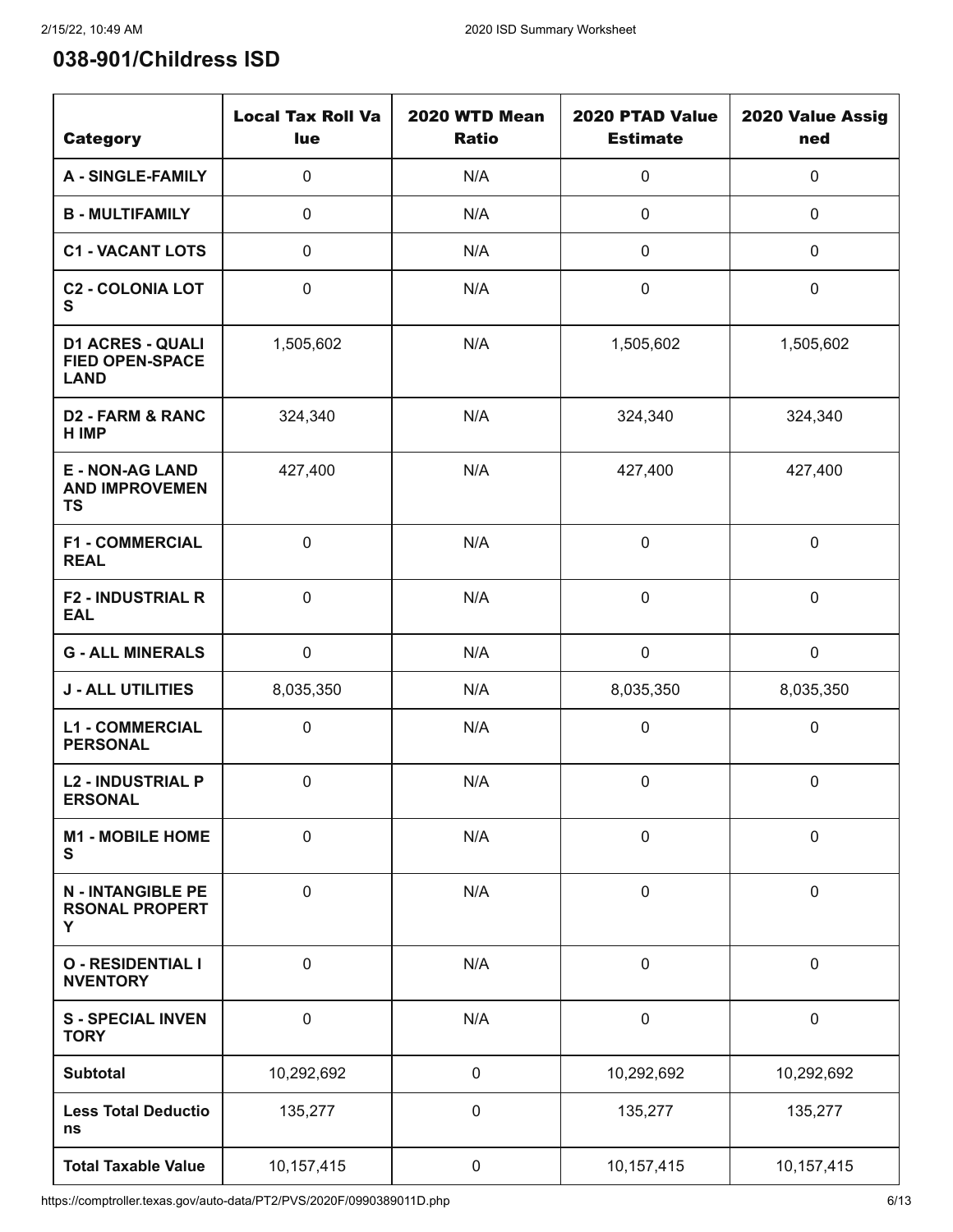## 038-901/Childress ISD

| Category | Local Tax Roll Value | 2020 WTD Mean Ratio | 2020 PTAD Value Estimate | 2020 Value Assigned |
|---|---|---|---|---|
| A - SINGLE-FAMILY | 0 | N/A | 0 | 0 |
| B - MULTIFAMILY | 0 | N/A | 0 | 0 |
| C1 - VACANT LOTS | 0 | N/A | 0 | 0 |
| C2 - COLONIA LOTS | 0 | N/A | 0 | 0 |
| D1 ACRES - QUALIFIED OPEN-SPACE LAND | 1,505,602 | N/A | 1,505,602 | 1,505,602 |
| D2 - FARM & RANCH IMP | 324,340 | N/A | 324,340 | 324,340 |
| E - NON-AG LAND AND IMPROVEMENTS | 427,400 | N/A | 427,400 | 427,400 |
| F1 - COMMERCIAL REAL | 0 | N/A | 0 | 0 |
| F2 - INDUSTRIAL REAL | 0 | N/A | 0 | 0 |
| G - ALL MINERALS | 0 | N/A | 0 | 0 |
| J - ALL UTILITIES | 8,035,350 | N/A | 8,035,350 | 8,035,350 |
| L1 - COMMERCIAL PERSONAL | 0 | N/A | 0 | 0 |
| L2 - INDUSTRIAL PERSONAL | 0 | N/A | 0 | 0 |
| M1 - MOBILE HOMES | 0 | N/A | 0 | 0 |
| N - INTANGIBLE PERSONAL PROPERTY | 0 | N/A | 0 | 0 |
| O - RESIDENTIAL INVENTORY | 0 | N/A | 0 | 0 |
| S - SPECIAL INVENTORY | 0 | N/A | 0 | 0 |
| Subtotal | 10,292,692 | 0 | 10,292,692 | 10,292,692 |
| Less Total Deductions | 135,277 | 0 | 135,277 | 135,277 |
| Total Taxable Value | 10,157,415 | 0 | 10,157,415 | 10,157,415 |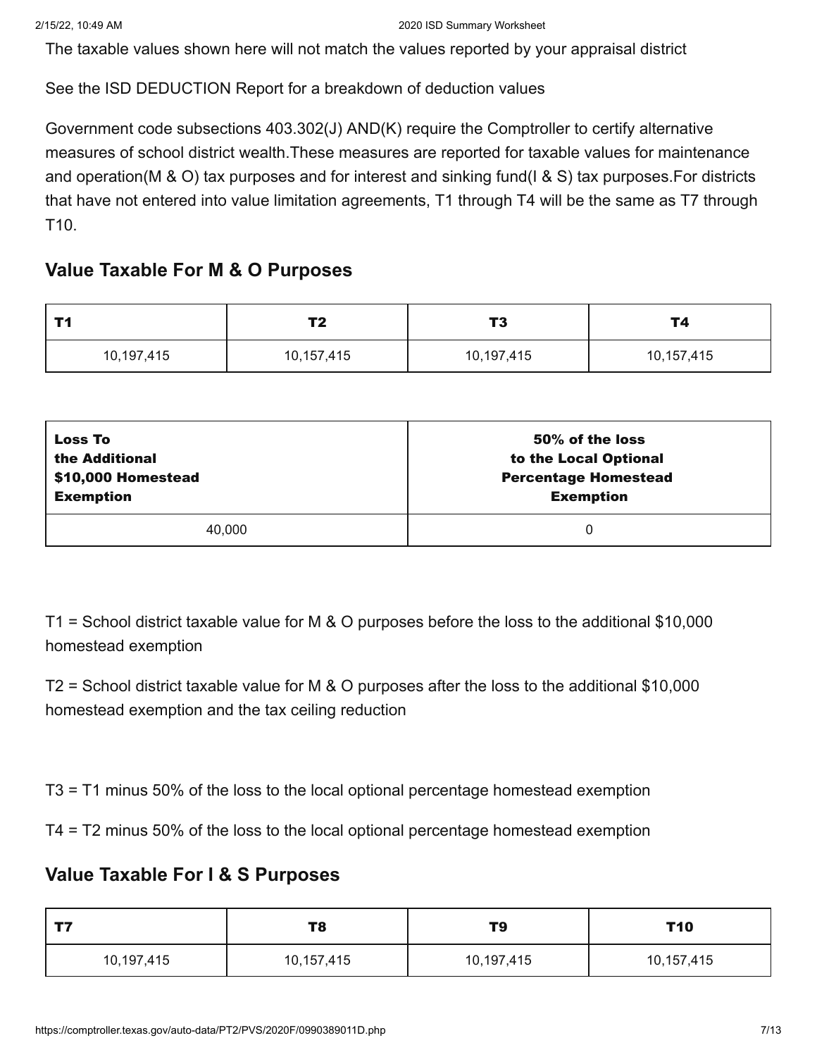The taxable values shown here will not match the values reported by your appraisal district

See the ISD DEDUCTION Report for a breakdown of deduction values

Government code subsections 403.302(J) AND(K) require the Comptroller to certify alternative measures of school district wealth.These measures are reported for taxable values for maintenance and operation(M & O) tax purposes and for interest and sinking fund(I & S) tax purposes.For districts that have not entered into value limitation agreements, T1 through T4 will be the same as T7 through T10.

## Value Taxable For M & O Purposes

| T1 | T2 | T3 | T4 |
|---|---|---|---|
| 10,197,415 | 10,157,415 | 10,197,415 | 10,157,415 |

| Loss To the Additional $10,000 Homestead Exemption | 50% of the loss to the Local Optional Percentage Homestead Exemption |
|---|---|
| 40,000 | 0 |

T1 = School district taxable value for M & O purposes before the loss to the additional $10,000 homestead exemption

T2 = School district taxable value for M & O purposes after the loss to the additional $10,000 homestead exemption and the tax ceiling reduction

T3 = T1 minus 50% of the loss to the local optional percentage homestead exemption

T4 = T2 minus 50% of the loss to the local optional percentage homestead exemption

## Value Taxable For I & S Purposes

| T7 | T8 | T9 | T10 |
|---|---|---|---|
| 10,197,415 | 10,157,415 | 10,197,415 | 10,157,415 |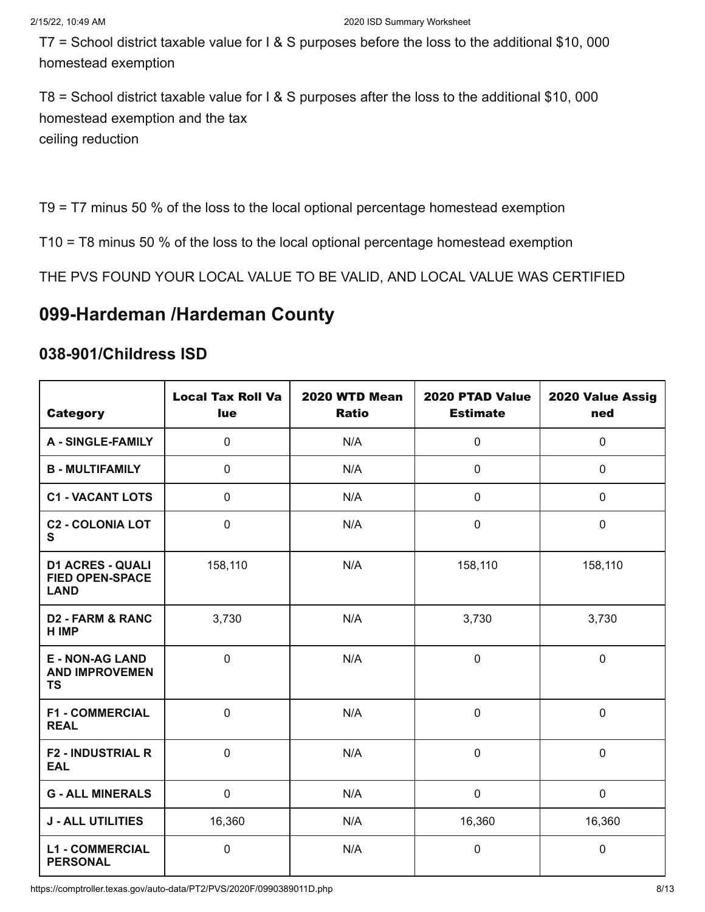T7 = School district taxable value for I & S purposes before the loss to the additional $10, 000 homestead exemption

T8 = School district taxable value for I & S purposes after the loss to the additional $10, 000 homestead exemption and the tax
ceiling reduction

T9 = T7 minus 50 % of the loss to the local optional percentage homestead exemption

T10 = T8 minus 50 % of the loss to the local optional percentage homestead exemption

THE PVS FOUND YOUR LOCAL VALUE TO BE VALID, AND LOCAL VALUE WAS CERTIFIED

## 099-Hardeman /Hardeman County

### 038-901/Childress ISD

| Category | Local Tax Roll Value | 2020 WTD Mean Ratio | 2020 PTAD Value Estimate | 2020 Value Assigned |
|---|---|---|---|---|
| A - SINGLE-FAMILY | 0 | N/A | 0 | 0 |
| B - MULTIFAMILY | 0 | N/A | 0 | 0 |
| C1 - VACANT LOTS | 0 | N/A | 0 | 0 |
| C2 - COLONIA LOTS | 0 | N/A | 0 | 0 |
| D1 ACRES - QUALIFIED OPEN-SPACE LAND | 158,110 | N/A | 158,110 | 158,110 |
| D2 - FARM & RANCH IMP | 3,730 | N/A | 3,730 | 3,730 |
| E - NON-AG LAND AND IMPROVEMENTS | 0 | N/A | 0 | 0 |
| F1 - COMMERCIAL REAL | 0 | N/A | 0 | 0 |
| F2 - INDUSTRIAL REAL | 0 | N/A | 0 | 0 |
| G - ALL MINERALS | 0 | N/A | 0 | 0 |
| J - ALL UTILITIES | 16,360 | N/A | 16,360 | 16,360 |
| L1 - COMMERCIAL PERSONAL | 0 | N/A | 0 | 0 |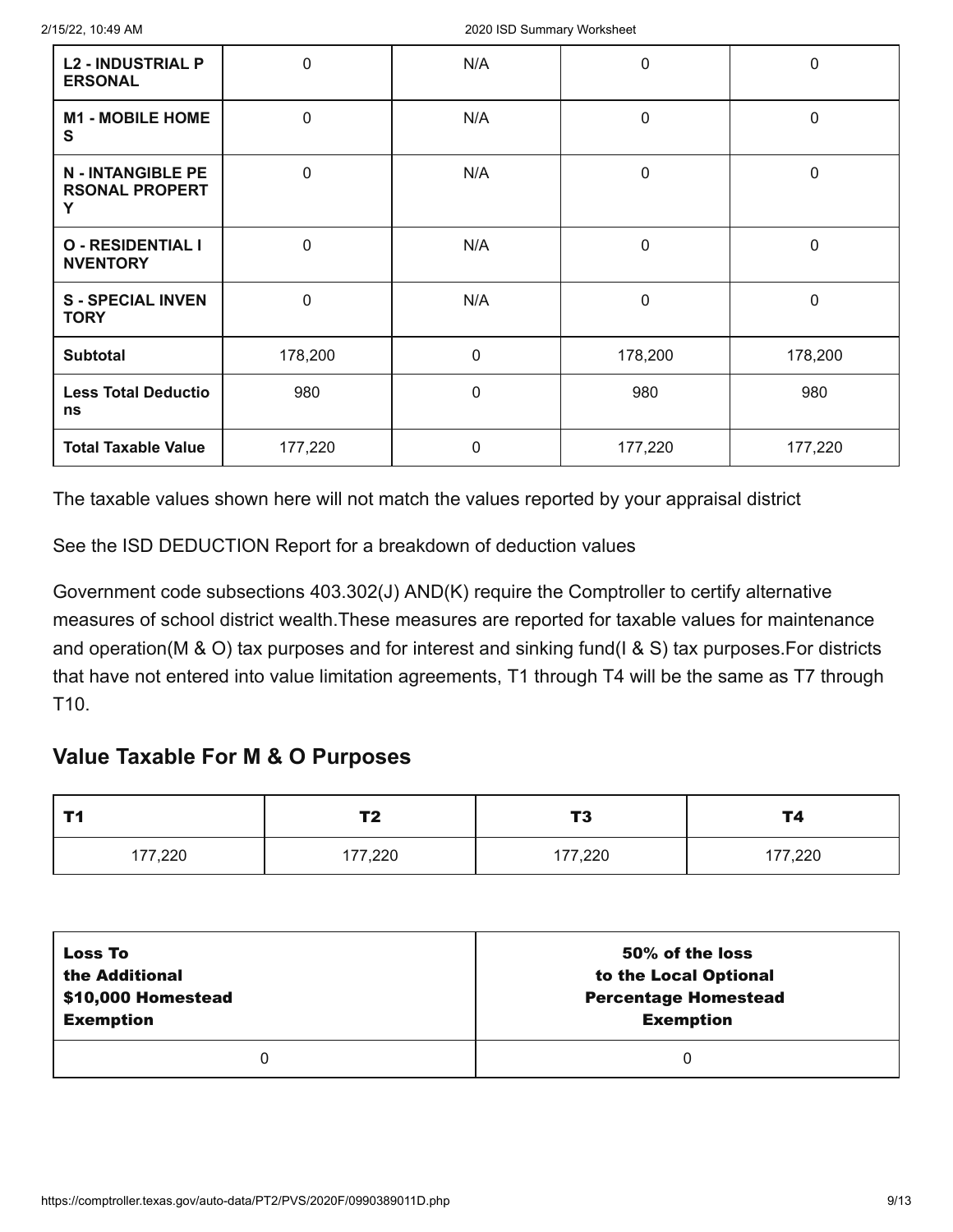| L2 - INDUSTRIAL PERSONAL | 0 | N/A | 0 | 0 |
|---|---|---|---|---|
| M1 - MOBILE HOMES | 0 | N/A | 0 | 0 |
| N - INTANGIBLE PERSONAL PROPERTY | 0 | N/A | 0 | 0 |
| O - RESIDENTIAL INVENTORY | 0 | N/A | 0 | 0 |
| S - SPECIAL INVENTORY | 0 | N/A | 0 | 0 |
| Subtotal | 178,200 | 0 | 178,200 | 178,200 |
| Less Total Deductions | 980 | 0 | 980 | 980 |
| Total Taxable Value | 177,220 | 0 | 177,220 | 177,220 |

The taxable values shown here will not match the values reported by your appraisal district

See the ISD DEDUCTION Report for a breakdown of deduction values

Government code subsections 403.302(J) AND(K) require the Comptroller to certify alternative measures of school district wealth.These measures are reported for taxable values for maintenance and operation(M & O) tax purposes and for interest and sinking fund(I & S) tax purposes.For districts that have not entered into value limitation agreements, T1 through T4 will be the same as T7 through T10.

## Value Taxable For M & O Purposes

| T1 | T2 | T3 | T4 |
|---|---|---|---|
| 177,220 | 177,220 | 177,220 | 177,220 |

| Loss To the Additional $10,000 Homestead Exemption | 50% of the loss to the Local Optional Percentage Homestead Exemption |
|---|---|
| 0 | 0 |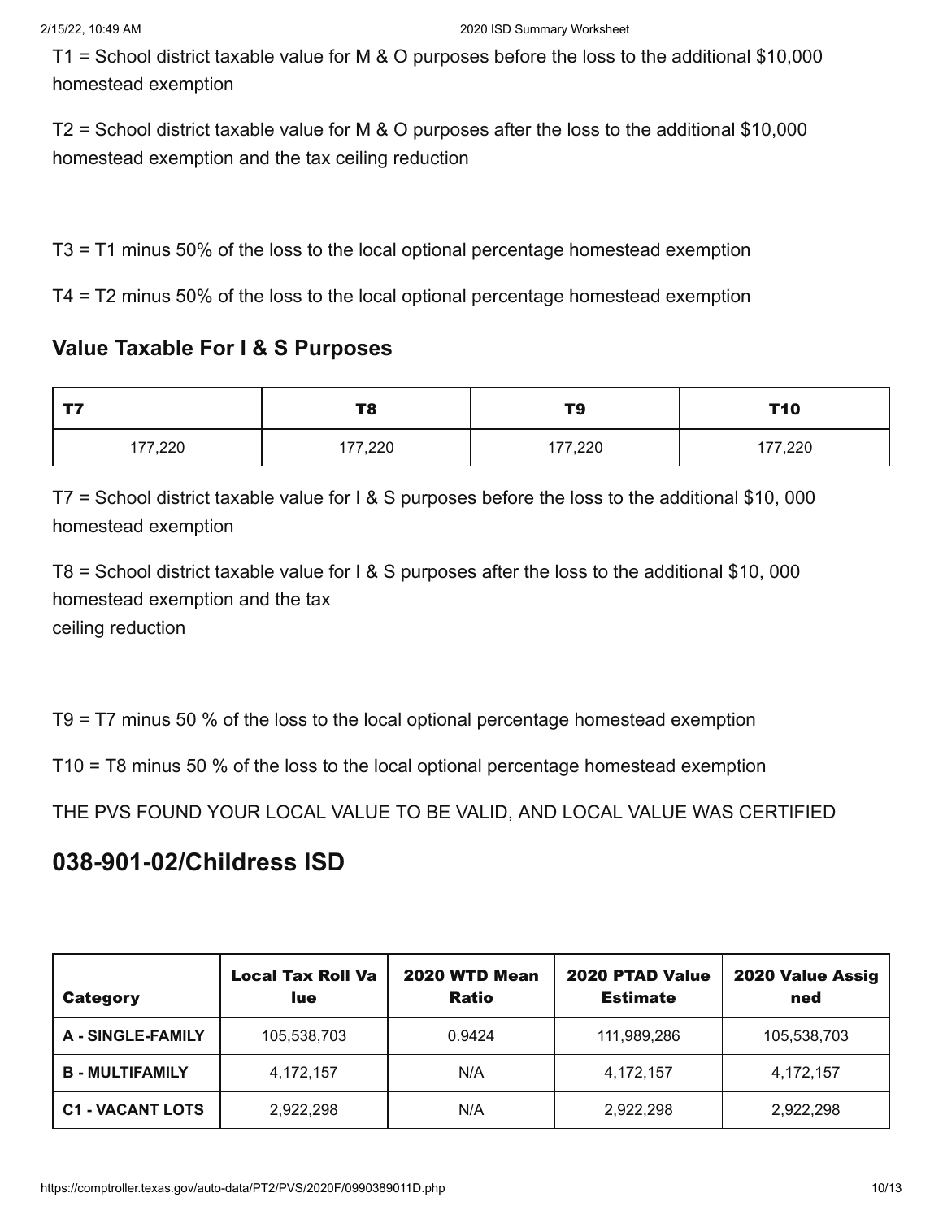T1 = School district taxable value for M & O purposes before the loss to the additional $10,000 homestead exemption

T2 = School district taxable value for M & O purposes after the loss to the additional $10,000 homestead exemption and the tax ceiling reduction

T3 = T1 minus 50% of the loss to the local optional percentage homestead exemption

T4 = T2 minus 50% of the loss to the local optional percentage homestead exemption

### Value Taxable For I & S Purposes

| T7 | T8 | T9 | T10 |
|---|---|---|---|
| 177,220 | 177,220 | 177,220 | 177,220 |

T7 = School district taxable value for I & S purposes before the loss to the additional $10, 000 homestead exemption

T8 = School district taxable value for I & S purposes after the loss to the additional $10, 000 homestead exemption and the tax
ceiling reduction

T9 = T7 minus 50 % of the loss to the local optional percentage homestead exemption

T10 = T8 minus 50 % of the loss to the local optional percentage homestead exemption

THE PVS FOUND YOUR LOCAL VALUE TO BE VALID, AND LOCAL VALUE WAS CERTIFIED

## 038-901-02/Childress ISD

| Category | Local Tax Roll Value | 2020 WTD Mean Ratio | 2020 PTAD Value Estimate | 2020 Value Assigned |
|---|---|---|---|---|
| A - SINGLE-FAMILY | 105,538,703 | 0.9424 | 111,989,286 | 105,538,703 |
| B - MULTIFAMILY | 4,172,157 | N/A | 4,172,157 | 4,172,157 |
| C1 - VACANT LOTS | 2,922,298 | N/A | 2,922,298 | 2,922,298 |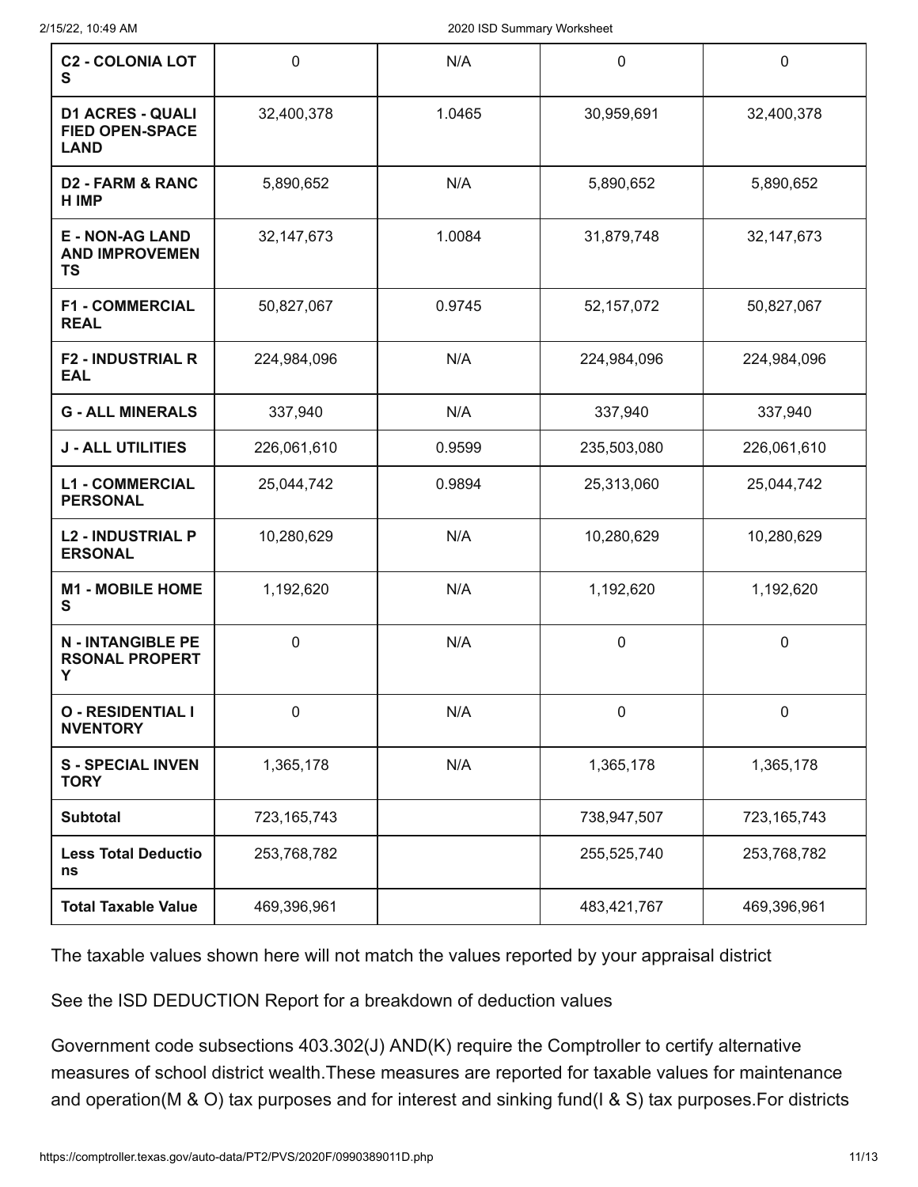| C2 - COLONIA LOTS | 0 | N/A | 0 | 0 |
|---|---|---|---|---|
| D1 ACRES - QUALIFIED OPEN-SPACE LAND | 32,400,378 | 1.0465 | 30,959,691 | 32,400,378 |
| D2 - FARM & RANCH IMP | 5,890,652 | N/A | 5,890,652 | 5,890,652 |
| E - NON-AG LAND AND IMPROVEMENTS | 32,147,673 | 1.0084 | 31,879,748 | 32,147,673 |
| F1 - COMMERCIAL REAL | 50,827,067 | 0.9745 | 52,157,072 | 50,827,067 |
| F2 - INDUSTRIAL REAL | 224,984,096 | N/A | 224,984,096 | 224,984,096 |
| G - ALL MINERALS | 337,940 | N/A | 337,940 | 337,940 |
| J - ALL UTILITIES | 226,061,610 | 0.9599 | 235,503,080 | 226,061,610 |
| L1 - COMMERCIAL PERSONAL | 25,044,742 | 0.9894 | 25,313,060 | 25,044,742 |
| L2 - INDUSTRIAL PERSONAL | 10,280,629 | N/A | 10,280,629 | 10,280,629 |
| M1 - MOBILE HOMES | 1,192,620 | N/A | 1,192,620 | 1,192,620 |
| N - INTANGIBLE PERSONAL PROPERTY | 0 | N/A | 0 | 0 |
| O - RESIDENTIAL INVENTORY | 0 | N/A | 0 | 0 |
| S - SPECIAL INVENTORY | 1,365,178 | N/A | 1,365,178 | 1,365,178 |
| Subtotal | 723,165,743 | | 738,947,507 | 723,165,743 |
| Less Total Deductions | 253,768,782 | | 255,525,740 | 253,768,782 |
| Total Taxable Value | 469,396,961 | | 483,421,767 | 469,396,961 |

The taxable values shown here will not match the values reported by your appraisal district

See the ISD DEDUCTION Report for a breakdown of deduction values

Government code subsections 403.302(J) AND(K) require the Comptroller to certify alternative measures of school district wealth.These measures are reported for taxable values for maintenance and operation(M & O) tax purposes and for interest and sinking fund(I & S) tax purposes.For districts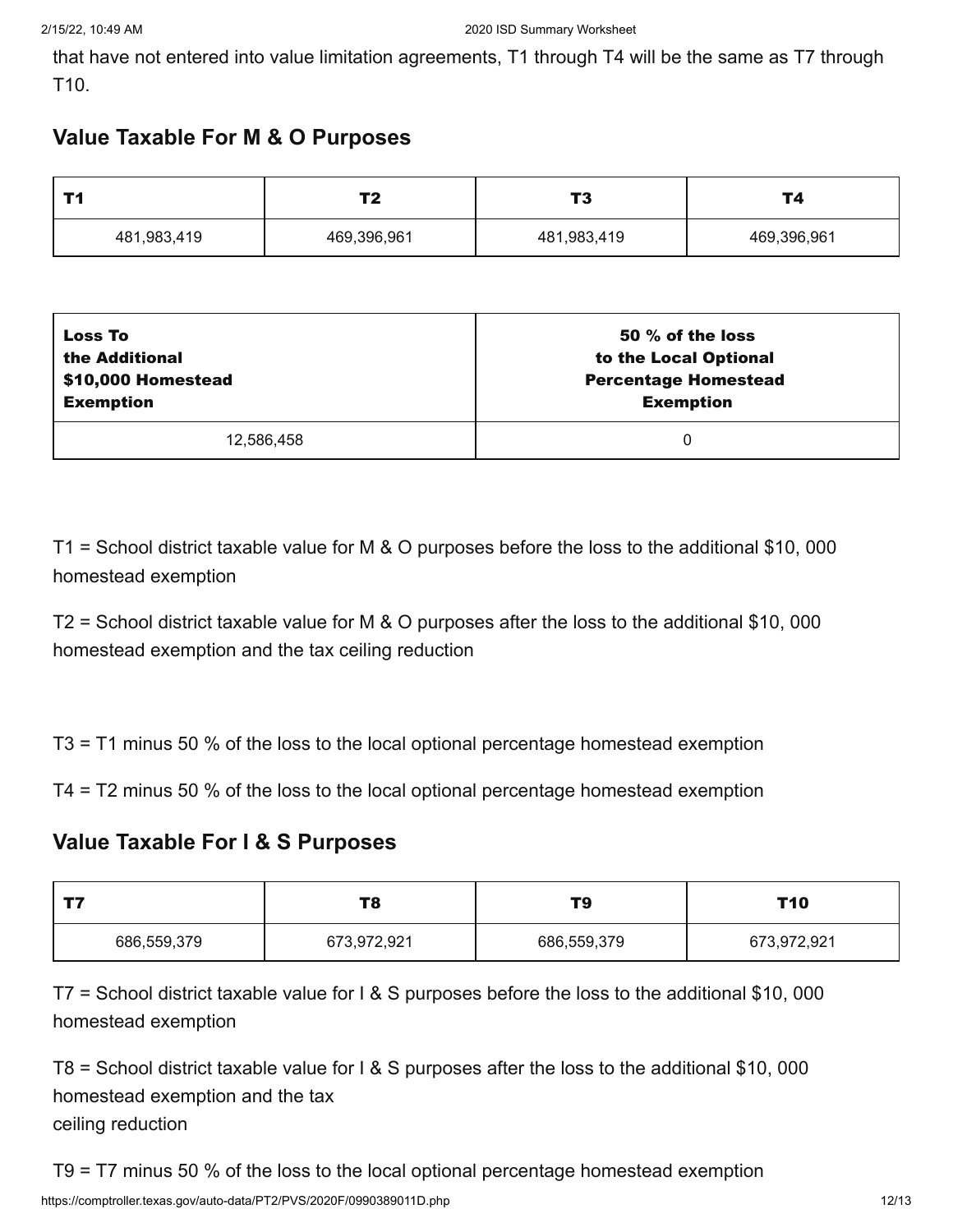that have not entered into value limitation agreements, T1 through T4 will be the same as T7 through T10.

## Value Taxable For M & O Purposes

| T1 | T2 | T3 | T4 |
|---|---|---|---|
| 481,983,419 | 469,396,961 | 481,983,419 | 469,396,961 |

| Loss To the Additional $10,000 Homestead Exemption | 50 % of the loss to the Local Optional Percentage Homestead Exemption |
|---|---|
| 12,586,458 | 0 |

T1 = School district taxable value for M & O purposes before the loss to the additional $10, 000 homestead exemption

T2 = School district taxable value for M & O purposes after the loss to the additional $10, 000 homestead exemption and the tax ceiling reduction

T3 = T1 minus 50 % of the loss to the local optional percentage homestead exemption

T4 = T2 minus 50 % of the loss to the local optional percentage homestead exemption

## Value Taxable For I & S Purposes

| T7 | T8 | T9 | T10 |
|---|---|---|---|
| 686,559,379 | 673,972,921 | 686,559,379 | 673,972,921 |

T7 = School district taxable value for I & S purposes before the loss to the additional $10, 000 homestead exemption

T8 = School district taxable value for I & S purposes after the loss to the additional $10, 000 homestead exemption and the tax
ceiling reduction

T9 = T7 minus 50 % of the loss to the local optional percentage homestead exemption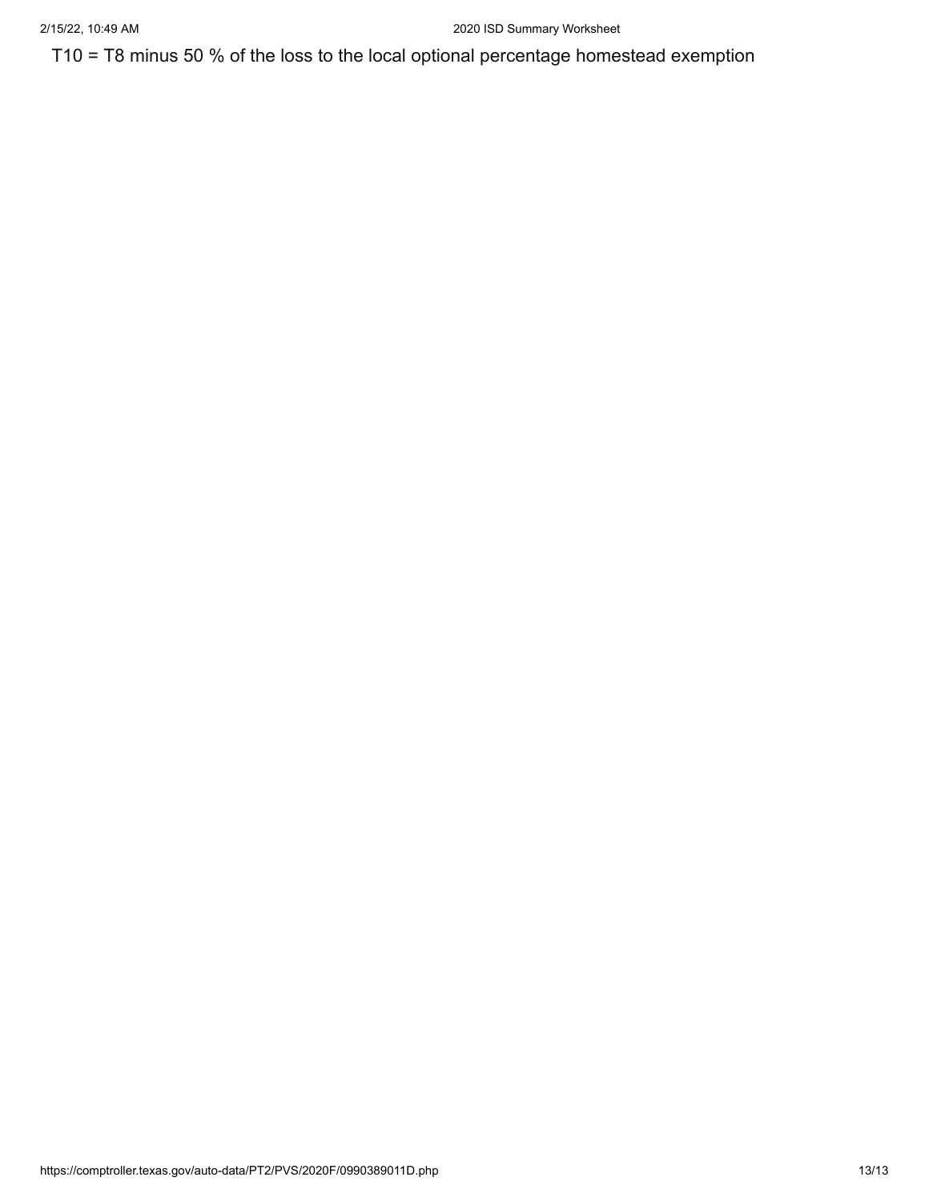T10 = T8 minus 50 % of the loss to the local optional percentage homestead exemption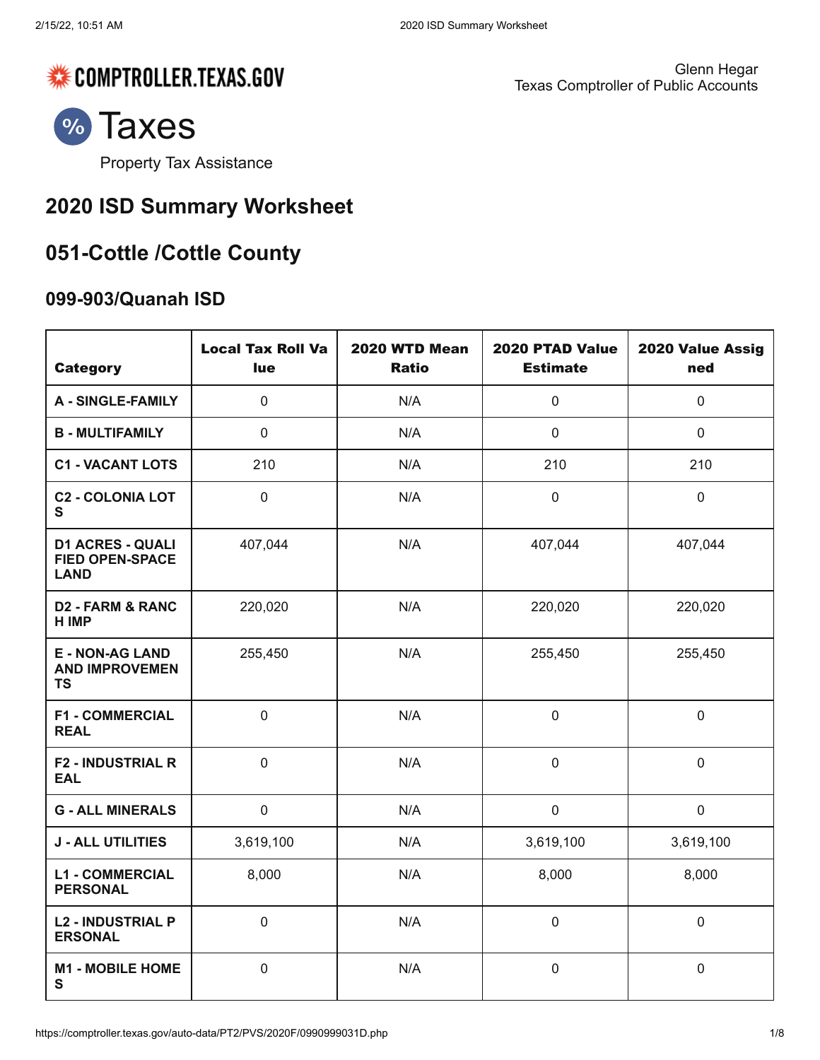COMPTROLLER.TEXAS.GOV

Glenn Hegar
Texas Comptroller of Public Accounts

# Taxes

Property Tax Assistance

## 2020 ISD Summary Worksheet

## 051-Cottle /Cottle County

### 099-903/Quanah ISD

| Category | Local Tax Roll Value | 2020 WTD Mean Ratio | 2020 PTAD Value Estimate | 2020 Value Assigned |
|---|---|---|---|---|
| A - SINGLE-FAMILY | 0 | N/A | 0 | 0 |
| B - MULTIFAMILY | 0 | N/A | 0 | 0 |
| C1 - VACANT LOTS | 210 | N/A | 210 | 210 |
| C2 - COLONIA LOTS | 0 | N/A | 0 | 0 |
| D1 ACRES - QUALIFIED OPEN-SPACE LAND | 407,044 | N/A | 407,044 | 407,044 |
| D2 - FARM & RANCH IMP | 220,020 | N/A | 220,020 | 220,020 |
| E - NON-AG LAND AND IMPROVEMENTS | 255,450 | N/A | 255,450 | 255,450 |
| F1 - COMMERCIAL REAL | 0 | N/A | 0 | 0 |
| F2 - INDUSTRIAL REAL | 0 | N/A | 0 | 0 |
| G - ALL MINERALS | 0 | N/A | 0 | 0 |
| J - ALL UTILITIES | 3,619,100 | N/A | 3,619,100 | 3,619,100 |
| L1 - COMMERCIAL PERSONAL | 8,000 | N/A | 8,000 | 8,000 |
| L2 - INDUSTRIAL PERSONAL | 0 | N/A | 0 | 0 |
| M1 - MOBILE HOMES | 0 | N/A | 0 | 0 |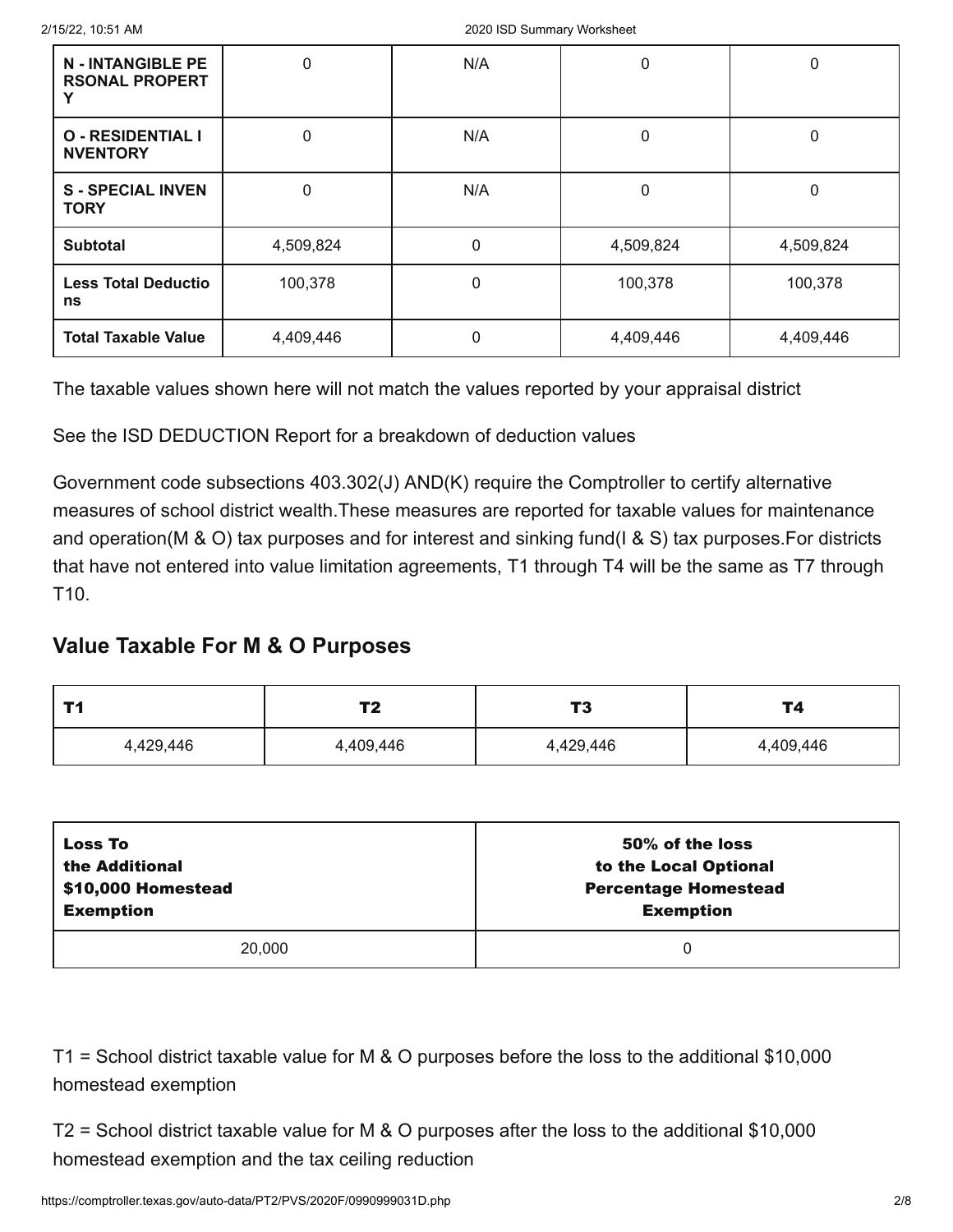| N - INTANGIBLE PERSONAL PROPERTY | 0 | N/A | 0 | 0 |
|---|---|---|---|---|
| O - RESIDENTIAL INVENTORY | 0 | N/A | 0 | 0 |
| S - SPECIAL INVENTORY | 0 | N/A | 0 | 0 |
| **Subtotal** | 4,509,824 | 0 | 4,509,824 | 4,509,824 |
| **Less Total Deductions** | 100,378 | 0 | 100,378 | 100,378 |
| **Total Taxable Value** | 4,409,446 | 0 | 4,409,446 | 4,409,446 |

The taxable values shown here will not match the values reported by your appraisal district

See the ISD DEDUCTION Report for a breakdown of deduction values

Government code subsections 403.302(J) AND(K) require the Comptroller to certify alternative measures of school district wealth.These measures are reported for taxable values for maintenance and operation(M & O) tax purposes and for interest and sinking fund(I & S) tax purposes.For districts that have not entered into value limitation agreements, T1 through T4 will be the same as T7 through T10.

## Value Taxable For M & O Purposes

| T1 | T2 | T3 | T4 |
|---|---|---|---|
| 4,429,446 | 4,409,446 | 4,429,446 | 4,409,446 |

| Loss To the Additional $10,000 Homestead Exemption | 50% of the loss to the Local Optional Percentage Homestead Exemption |
|---|---|
| 20,000 | 0 |

T1 = School district taxable value for M & O purposes before the loss to the additional $10,000 homestead exemption

T2 = School district taxable value for M & O purposes after the loss to the additional $10,000 homestead exemption and the tax ceiling reduction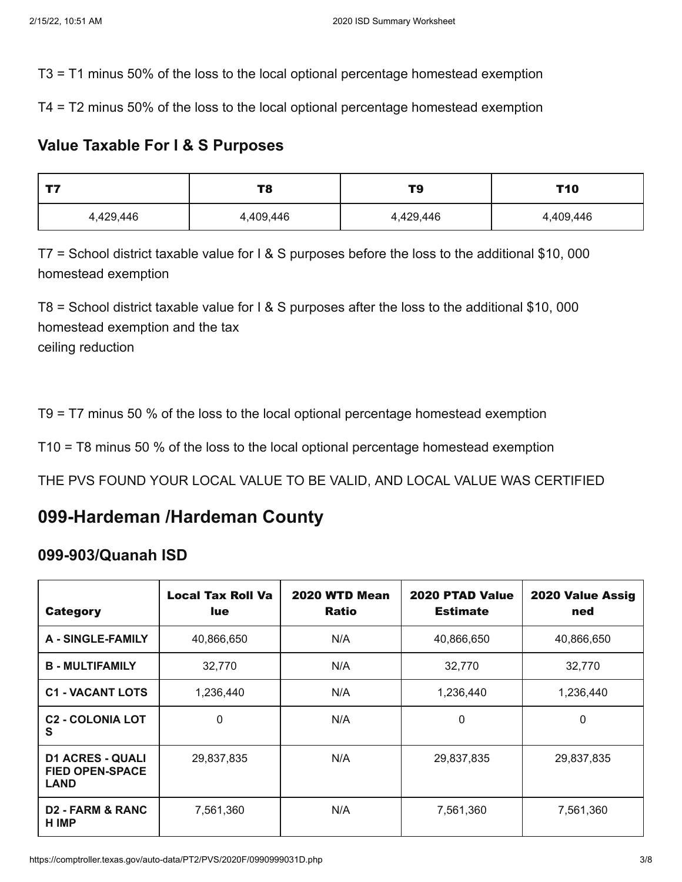T3 = T1 minus 50% of the loss to the local optional percentage homestead exemption

T4 = T2 minus 50% of the loss to the local optional percentage homestead exemption

### Value Taxable For I & S Purposes

| T7 | T8 | T9 | T10 |
|---|---|---|---|
| 4,429,446 | 4,409,446 | 4,429,446 | 4,409,446 |

T7 = School district taxable value for I & S purposes before the loss to the additional $10, 000 homestead exemption

T8 = School district taxable value for I & S purposes after the loss to the additional $10, 000 homestead exemption and the tax
ceiling reduction

T9 = T7 minus 50 % of the loss to the local optional percentage homestead exemption

T10 = T8 minus 50 % of the loss to the local optional percentage homestead exemption

THE PVS FOUND YOUR LOCAL VALUE TO BE VALID, AND LOCAL VALUE WAS CERTIFIED

## 099-Hardeman /Hardeman County

### 099-903/Quanah ISD

| Category | Local Tax Roll Value | 2020 WTD Mean Ratio | 2020 PTAD Value Estimate | 2020 Value Assigned |
|---|---|---|---|---|
| **A - SINGLE-FAMILY** | 40,866,650 | N/A | 40,866,650 | 40,866,650 |
| **B - MULTIFAMILY** | 32,770 | N/A | 32,770 | 32,770 |
| **C1 - VACANT LOTS** | 1,236,440 | N/A | 1,236,440 | 1,236,440 |
| **C2 - COLONIA LOTS** | 0 | N/A | 0 | 0 |
| **D1 ACRES - QUALIFIED OPEN-SPACE LAND** | 29,837,835 | N/A | 29,837,835 | 29,837,835 |
| **D2 - FARM & RANCH IMP** | 7,561,360 | N/A | 7,561,360 | 7,561,360 |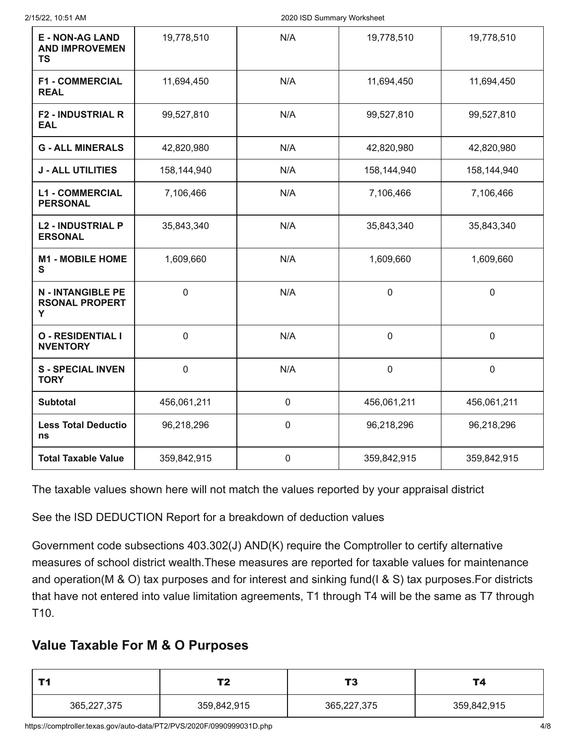| E - NON-AG LAND AND IMPROVEMENTS | 19,778,510 | N/A | 19,778,510 | 19,778,510 |
|---|---|---|---|---|
| F1 - COMMERCIAL REAL | 11,694,450 | N/A | 11,694,450 | 11,694,450 |
| F2 - INDUSTRIAL REAL | 99,527,810 | N/A | 99,527,810 | 99,527,810 |
| G - ALL MINERALS | 42,820,980 | N/A | 42,820,980 | 42,820,980 |
| J - ALL UTILITIES | 158,144,940 | N/A | 158,144,940 | 158,144,940 |
| L1 - COMMERCIAL PERSONAL | 7,106,466 | N/A | 7,106,466 | 7,106,466 |
| L2 - INDUSTRIAL PERSONAL | 35,843,340 | N/A | 35,843,340 | 35,843,340 |
| M1 - MOBILE HOMES | 1,609,660 | N/A | 1,609,660 | 1,609,660 |
| N - INTANGIBLE PERSONAL PROPERTY | 0 | N/A | 0 | 0 |
| O - RESIDENTIAL INVENTORY | 0 | N/A | 0 | 0 |
| S - SPECIAL INVENTORY | 0 | N/A | 0 | 0 |
| **Subtotal** | 456,061,211 | 0 | 456,061,211 | 456,061,211 |
| **Less Total Deductions** | 96,218,296 | 0 | 96,218,296 | 96,218,296 |
| **Total Taxable Value** | 359,842,915 | 0 | 359,842,915 | 359,842,915 |

The taxable values shown here will not match the values reported by your appraisal district

See the ISD DEDUCTION Report for a breakdown of deduction values

Government code subsections 403.302(J) AND(K) require the Comptroller to certify alternative measures of school district wealth.These measures are reported for taxable values for maintenance and operation(M & O) tax purposes and for interest and sinking fund(I & S) tax purposes.For districts that have not entered into value limitation agreements, T1 through T4 will be the same as T7 through T10.

## Value Taxable For M & O Purposes

| T1 | T2 | T3 | T4 |
|---|---|---|---|
| 365,227,375 | 359,842,915 | 365,227,375 | 359,842,915 |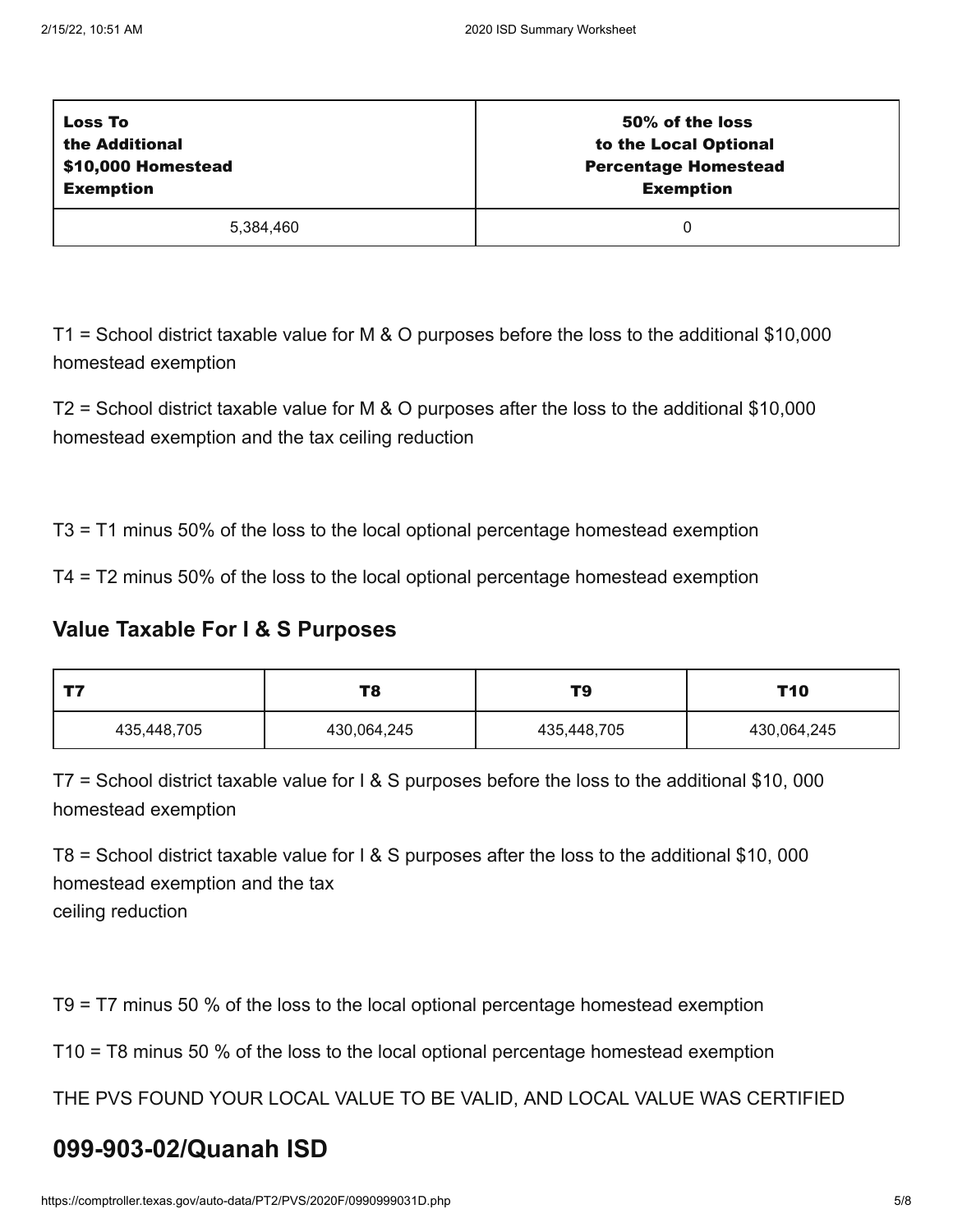| Loss To the Additional $10,000 Homestead Exemption | 50% of the loss to the Local Optional Percentage Homestead Exemption |
| --- | --- |
| 5,384,460 | 0 |

T1 = School district taxable value for M & O purposes before the loss to the additional $10,000 homestead exemption

T2 = School district taxable value for M & O purposes after the loss to the additional $10,000 homestead exemption and the tax ceiling reduction

T3 = T1 minus 50% of the loss to the local optional percentage homestead exemption

T4 = T2 minus 50% of the loss to the local optional percentage homestead exemption

### Value Taxable For I & S Purposes

| T7 | T8 | T9 | T10 |
| --- | --- | --- | --- |
| 435,448,705 | 430,064,245 | 435,448,705 | 430,064,245 |

T7 = School district taxable value for I & S purposes before the loss to the additional $10, 000 homestead exemption

T8 = School district taxable value for I & S purposes after the loss to the additional $10, 000 homestead exemption and the tax
ceiling reduction

T9 = T7 minus 50 % of the loss to the local optional percentage homestead exemption

T10 = T8 minus 50 % of the loss to the local optional percentage homestead exemption

THE PVS FOUND YOUR LOCAL VALUE TO BE VALID, AND LOCAL VALUE WAS CERTIFIED

## 099-903-02/Quanah ISD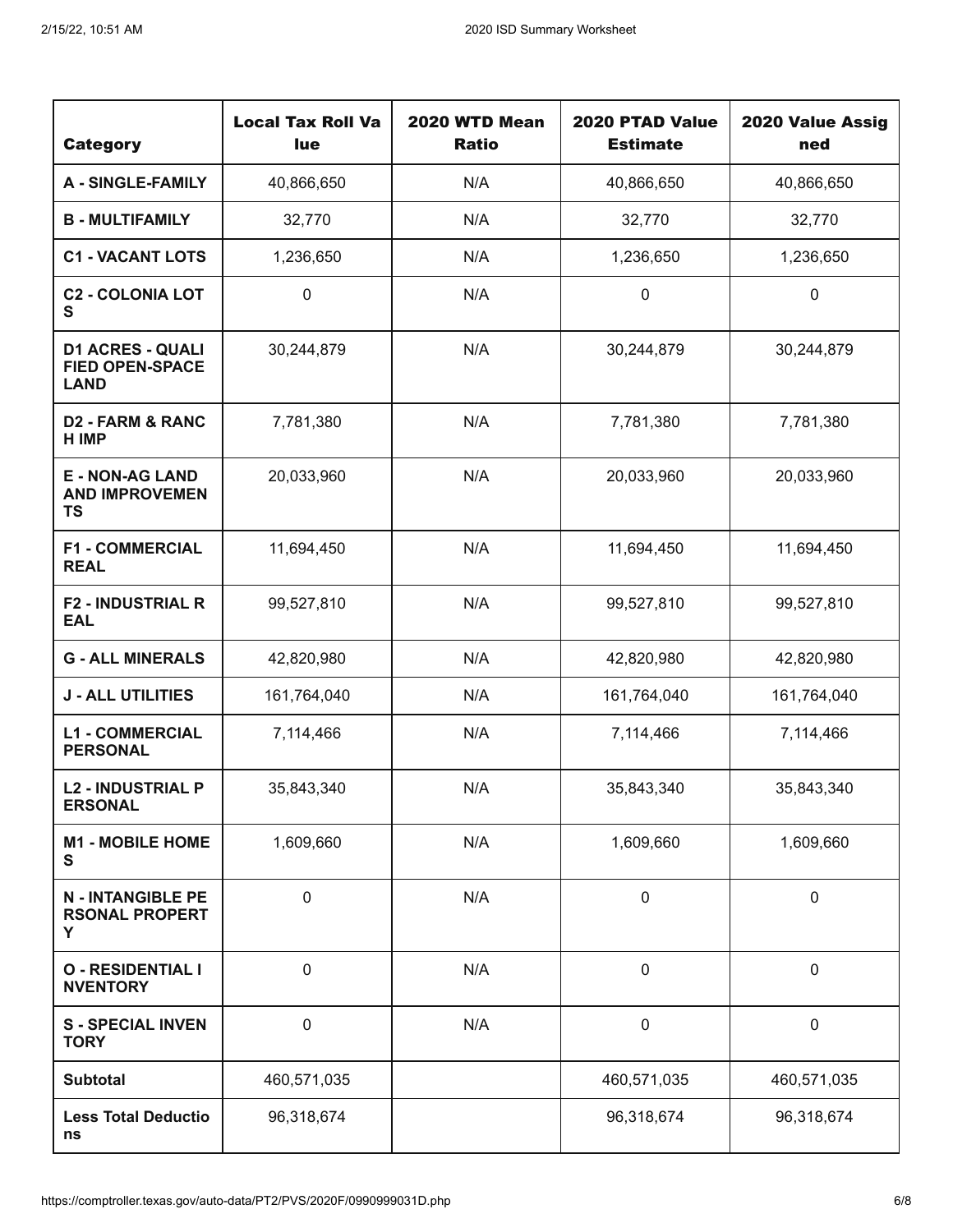| Category | Local Tax Roll Value | 2020 WTD Mean Ratio | 2020 PTAD Value Estimate | 2020 Value Assigned |
|---|---|---|---|---|
| **A - SINGLE-FAMILY** | 40,866,650 | N/A | 40,866,650 | 40,866,650 |
| **B - MULTIFAMILY** | 32,770 | N/A | 32,770 | 32,770 |
| **C1 - VACANT LOTS** | 1,236,650 | N/A | 1,236,650 | 1,236,650 |
| **C2 - COLONIA LOTS** | 0 | N/A | 0 | 0 |
| **D1 ACRES - QUALIFIED OPEN-SPACE LAND** | 30,244,879 | N/A | 30,244,879 | 30,244,879 |
| **D2 - FARM & RANCH IMP** | 7,781,380 | N/A | 7,781,380 | 7,781,380 |
| **E - NON-AG LAND AND IMPROVEMENTS** | 20,033,960 | N/A | 20,033,960 | 20,033,960 |
| **F1 - COMMERCIAL REAL** | 11,694,450 | N/A | 11,694,450 | 11,694,450 |
| **F2 - INDUSTRIAL REAL** | 99,527,810 | N/A | 99,527,810 | 99,527,810 |
| **G - ALL MINERALS** | 42,820,980 | N/A | 42,820,980 | 42,820,980 |
| **J - ALL UTILITIES** | 161,764,040 | N/A | 161,764,040 | 161,764,040 |
| **L1 - COMMERCIAL PERSONAL** | 7,114,466 | N/A | 7,114,466 | 7,114,466 |
| **L2 - INDUSTRIAL PERSONAL** | 35,843,340 | N/A | 35,843,340 | 35,843,340 |
| **M1 - MOBILE HOMES** | 1,609,660 | N/A | 1,609,660 | 1,609,660 |
| **N - INTANGIBLE PERSONAL PROPERTY** | 0 | N/A | 0 | 0 |
| **O - RESIDENTIAL INVENTORY** | 0 | N/A | 0 | 0 |
| **S - SPECIAL INVENTORY** | 0 | N/A | 0 | 0 |
| **Subtotal** | 460,571,035 | | 460,571,035 | 460,571,035 |
| **Less Total Deductions** | 96,318,674 | | 96,318,674 | 96,318,674 |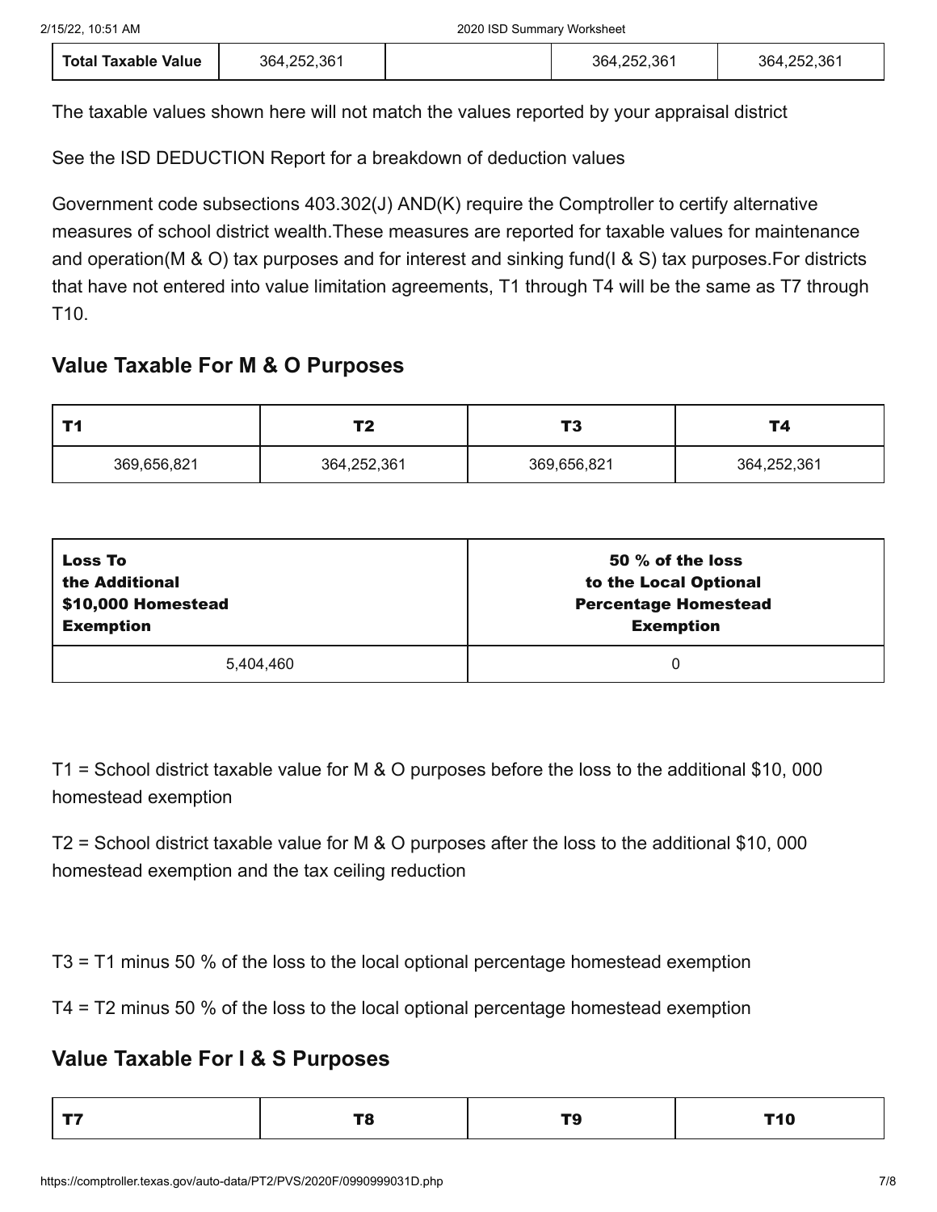| Total Taxable Value | 364,252,361 | | 364,252,361 | 364,252,361 |
|---|---|---|---|---|

The taxable values shown here will not match the values reported by your appraisal district

See the ISD DEDUCTION Report for a breakdown of deduction values

Government code subsections 403.302(J) AND(K) require the Comptroller to certify alternative measures of school district wealth.These measures are reported for taxable values for maintenance and operation(M & O) tax purposes and for interest and sinking fund(I & S) tax purposes.For districts that have not entered into value limitation agreements, T1 through T4 will be the same as T7 through T10.

## Value Taxable For M & O Purposes

| T1 | T2 | T3 | T4 |
|---|---|---|---|
| 369,656,821 | 364,252,361 | 369,656,821 | 364,252,361 |

| Loss To the Additional $10,000 Homestead Exemption | 50 % of the loss to the Local Optional Percentage Homestead Exemption |
|---|---|
| 5,404,460 | 0 |

T1 = School district taxable value for M & O purposes before the loss to the additional $10, 000 homestead exemption

T2 = School district taxable value for M & O purposes after the loss to the additional $10, 000 homestead exemption and the tax ceiling reduction

T3 = T1 minus 50 % of the loss to the local optional percentage homestead exemption

T4 = T2 minus 50 % of the loss to the local optional percentage homestead exemption

## Value Taxable For I & S Purposes

| T7 | T8 | T9 | T10 |
|---|---|---|---|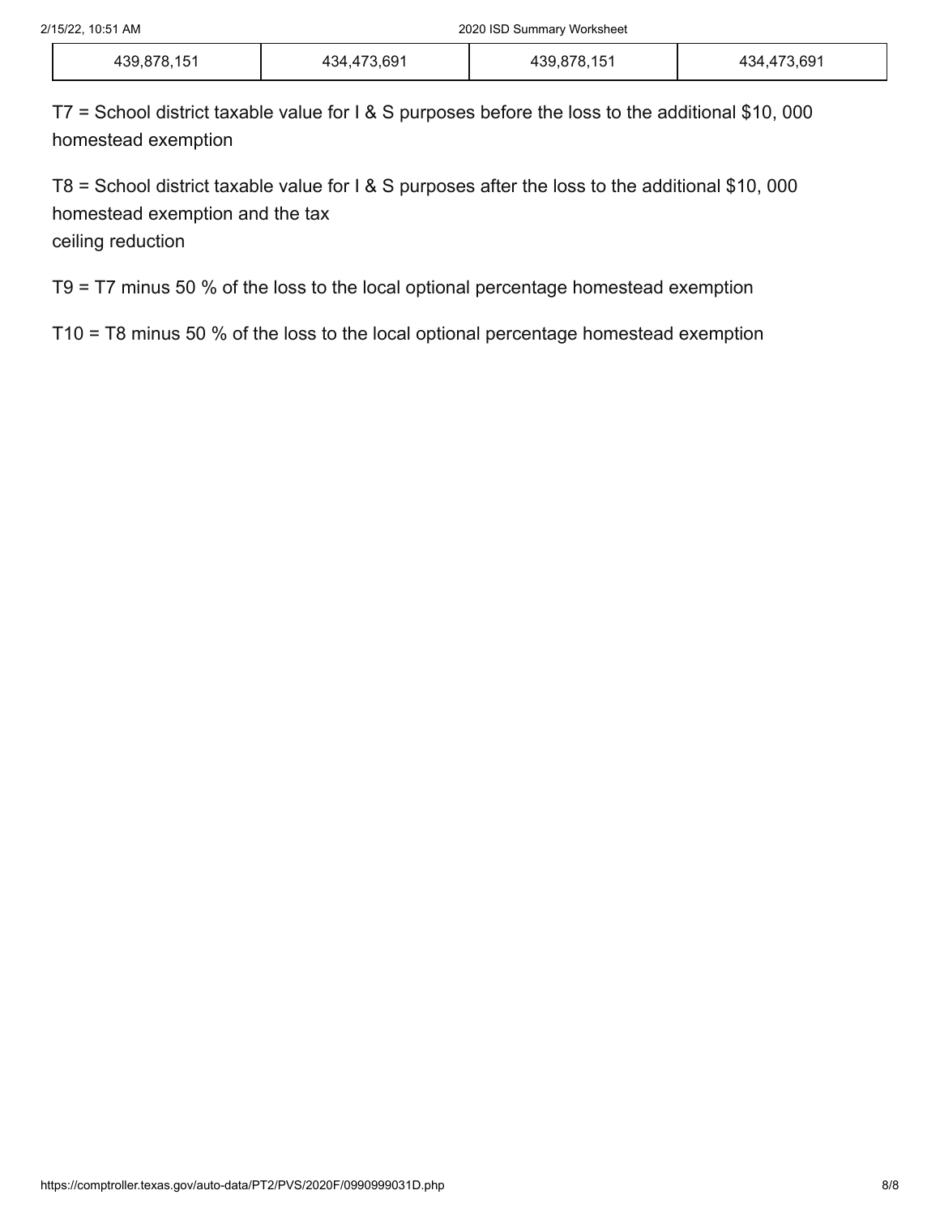| | | | |
|---|---|---|---|
| 439,878,151 | 434,473,691 | 439,878,151 | 434,473,691 |

T7 = School district taxable value for I & S purposes before the loss to the additional $10, 000 homestead exemption

T8 = School district taxable value for I & S purposes after the loss to the additional $10, 000 homestead exemption and the tax
ceiling reduction

T9 = T7 minus 50 % of the loss to the local optional percentage homestead exemption

T10 = T8 minus 50 % of the loss to the local optional percentage homestead exemption